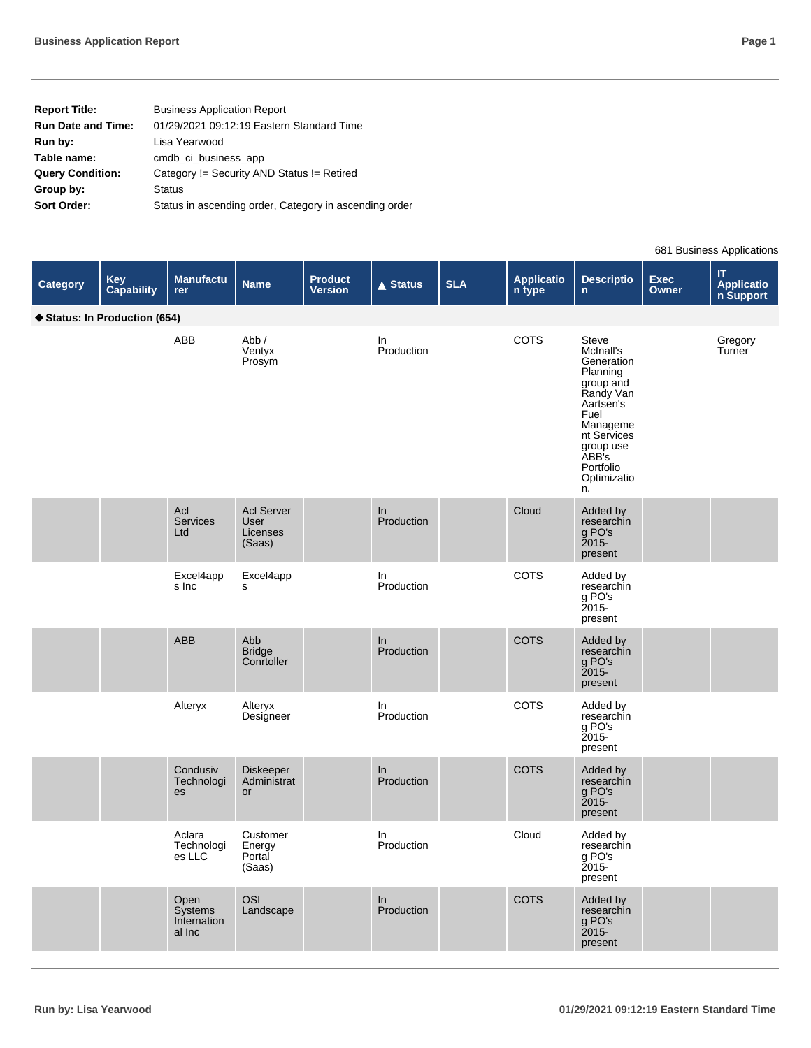| **Report Title:** | Business Application Report |
|---|---|
| **Run Date and Time:** | 01/29/2021 09:12:19 Eastern Standard Time |
| **Run by:** | Lisa Yearwood |
| **Table name:** | cmdb_ci_business_app |
| **Query Condition:** | Category != Security AND Status != Retired |
| **Group by:** | Status |
| **Sort Order:** | Status in ascending order, Category in ascending order |

681 Business Applications

| Category | Key Capability | Manufacturer | Name | Product Version | ▲ Status | SLA | Application type | Description | Exec Owner | IT Application Support |
|---|---|---|---|---|---|---|---|---|---|---|
| **◆ Status: In Production (654)** | | | | | | | | | | |
| | | ABB | Abb / Ventyx Prosym | | In Production | | COTS | Steve McInall's Generation Planning group and Randy Van Aartsen's Fuel Management Services group use ABB's Portfolio Optimization. | | Gregory Turner |
| | | Acl Services Ltd | Acl Server User Licenses (Saas) | | In Production | | Cloud | Added by researching PO's 2015-present | | |
| | | Excel4apps Inc | Excel4apps | | In Production | | COTS | Added by researching PO's 2015-present | | |
| | | ABB | Abb Bridge Conrtoller | | In Production | | COTS | Added by researching PO's 2015-present | | |
| | | Alteryx | Alteryx Designeer | | In Production | | COTS | Added by researching PO's 2015-present | | |
| | | Condusiv Technologies | Diskeeper Administrator | | In Production | | COTS | Added by researching PO's 2015-present | | |
| | | Aclara Technologies LLC | Customer Energy Portal (Saas) | | In Production | | Cloud | Added by researching PO's 2015-present | | |
| | | Open Systems International Inc | OSI Landscape | | In Production | | COTS | Added by researching PO's 2015-present | | |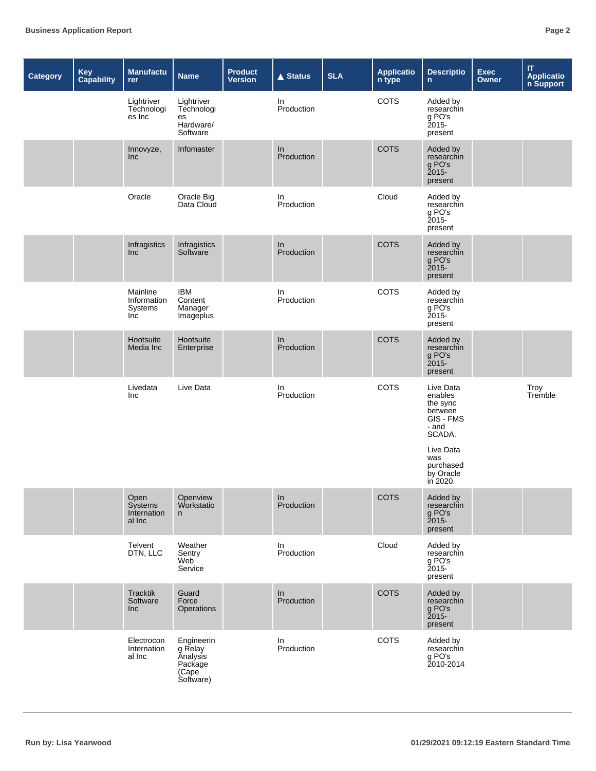| Category | Key Capability | Manufacturer | Name | Product Version | ▲ Status | SLA | Application type | Description | Exec Owner | IT Application Support |
|---|---|---|---|---|---|---|---|---|---|---|
| | | Lightriver Technologies Inc | Lightriver Technologies Hardware/ Software | | In Production | | COTS | Added by researching PO's 2015-present | | |
| | | Innovyze, Inc | Infomaster | | In Production | | COTS | Added by researching PO's 2015-present | | |
| | | Oracle | Oracle Big Data Cloud | | In Production | | Cloud | Added by researching PO's 2015-present | | |
| | | Infragistics Inc | Infragistics Software | | In Production | | COTS | Added by researching PO's 2015-present | | |
| | | Mainline Information Systems Inc | IBM Content Manager Imageplus | | In Production | | COTS | Added by researching PO's 2015-present | | |
| | | Hootsuite Media Inc | Hootsuite Enterprise | | In Production | | COTS | Added by researching PO's 2015-present | | |
| | | Livedata Inc | Live Data | | In Production | | COTS | Live Data enables the sync between GIS - FMS - and SCADA. Live Data was purchased by Oracle in 2020. | | Troy Tremble |
| | | Open Systems International Inc | Openview Workstation | | In Production | | COTS | Added by researching PO's 2015-present | | |
| | | Telvent DTN, LLC | Weather Sentry Web Service | | In Production | | Cloud | Added by researching PO's 2015-present | | |
| | | Tracktik Software Inc | Guard Force Operations | | In Production | | COTS | Added by researching PO's 2015-present | | |
| | | Electrocon International Inc | Engineering Relay Analysis Package (Cape Software) | | In Production | | COTS | Added by researching PO's 2010-2014 | | |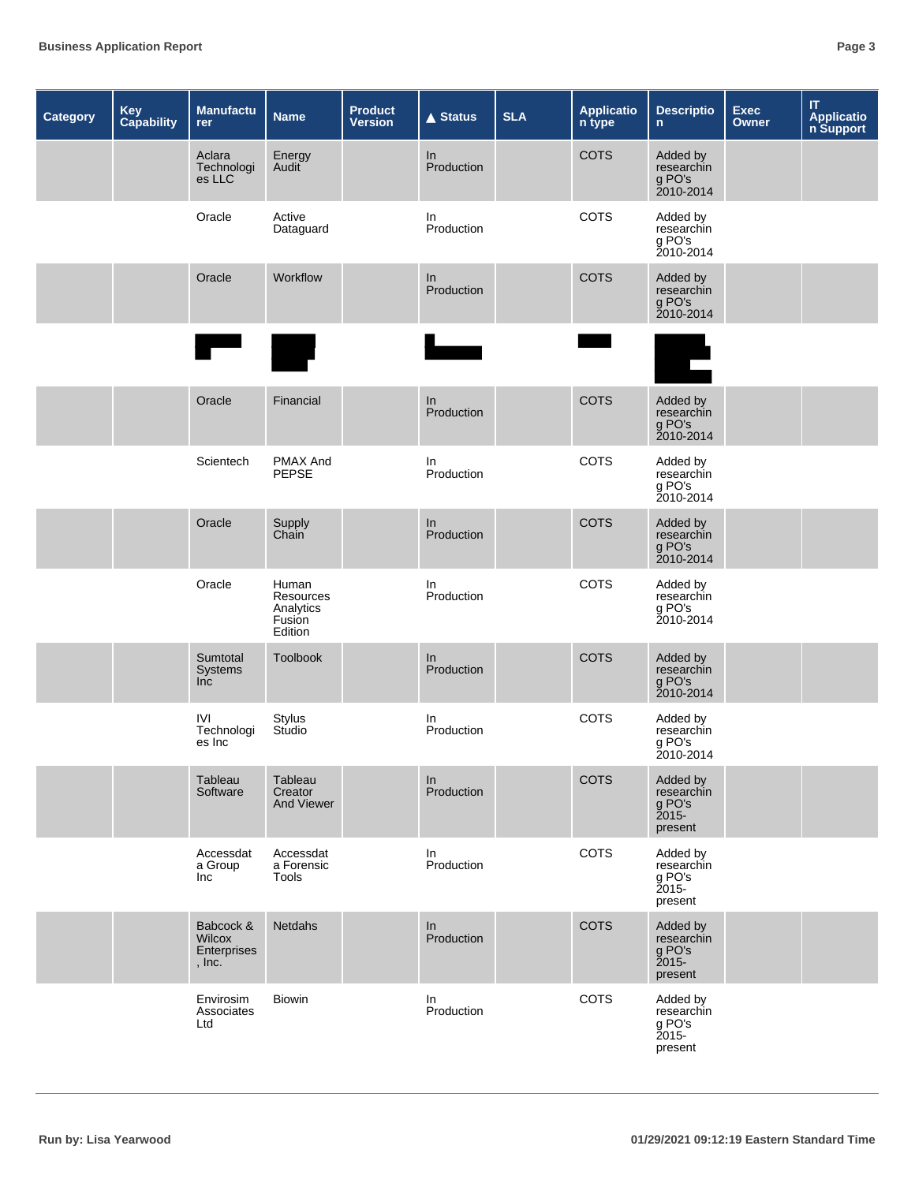| Category | Key Capability | Manufacturer | Name | Product Version | ▲ Status | SLA | Application type | Description | Exec Owner | IT Application Support |
|---|---|---|---|---|---|---|---|---|---|---|
| | | Aclara Technologies LLC | Energy Audit | | In Production | | COTS | Added by researching PO's 2010-2014 | | |
| | | Oracle | Active Dataguard | | In Production | | COTS | Added by researching PO's 2010-2014 | | |
| | | Oracle | Workflow | | In Production | | COTS | Added by researching PO's 2010-2014 | | |
| | | | | | | | | | | |
| | | Oracle | Financial | | In Production | | COTS | Added by researching PO's 2010-2014 | | |
| | | Scientech | PMAX And PEPSE | | In Production | | COTS | Added by researching PO's 2010-2014 | | |
| | | Oracle | Supply Chain | | In Production | | COTS | Added by researching PO's 2010-2014 | | |
| | | Oracle | Human Resources Analytics Fusion Edition | | In Production | | COTS | Added by researching PO's 2010-2014 | | |
| | | Sumtotal Systems Inc | Toolbook | | In Production | | COTS | Added by researching PO's 2010-2014 | | |
| | | IVI Technologies Inc | Stylus Studio | | In Production | | COTS | Added by researching PO's 2010-2014 | | |
| | | Tableau Software | Tableau Creator And Viewer | | In Production | | COTS | Added by researching PO's 2015-present | | |
| | | Accessdata Group Inc | Accessdata Forensic Tools | | In Production | | COTS | Added by researching PO's 2015-present | | |
| | | Babcock & Wilcox Enterprises, Inc. | Netdahs | | In Production | | COTS | Added by researching PO's 2015-present | | |
| | | Envirosim Associates Ltd | Biowin | | In Production | | COTS | Added by researching PO's 2015-present | | |

Run by: Lisa Yearwood

01/29/2021 09:12:19 Eastern Standard Time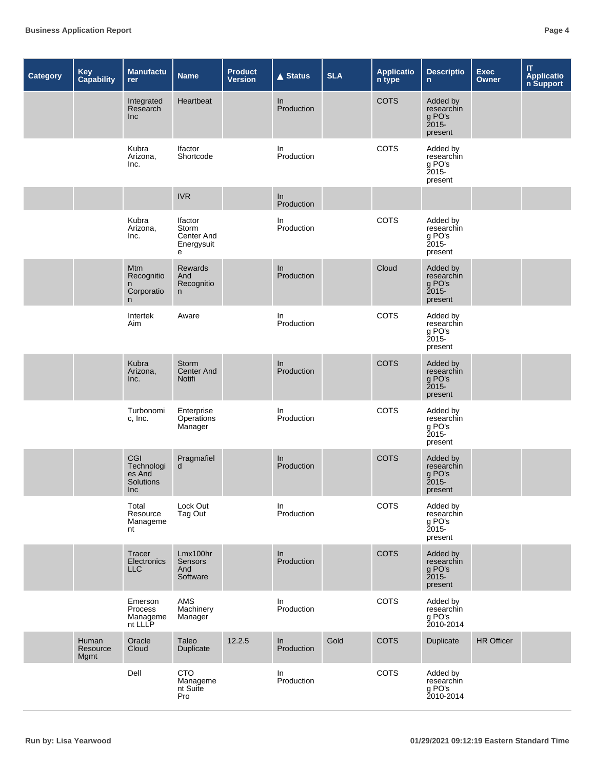| Category | Key Capability | Manufacturer | Name | Product Version | ▲ Status | SLA | Application type | Description | Exec Owner | IT Application Support |
|---|---|---|---|---|---|---|---|---|---|---|
| | | Integrated Research Inc | Heartbeat | | In Production | | COTS | Added by researching PO's 2015-present | | |
| | | Kubra Arizona, Inc. | Ifactor Shortcode | | In Production | | COTS | Added by researching PO's 2015-present | | |
| | | | IVR | | In Production | | | | | |
| | | Kubra Arizona, Inc. | Ifactor Storm Center And Energysuite | | In Production | | COTS | Added by researching PO's 2015-present | | |
| | | Mtm Recognition Corporation | Rewards And Recognition | | In Production | | Cloud | Added by researching PO's 2015-present | | |
| | | Intertek Aim | Aware | | In Production | | COTS | Added by researching PO's 2015-present | | |
| | | Kubra Arizona, Inc. | Storm Center And Notifi | | In Production | | COTS | Added by researching PO's 2015-present | | |
| | | Turbonomic, Inc. | Enterprise Operations Manager | | In Production | | COTS | Added by researching PO's 2015-present | | |
| | | CGI Technologies And Solutions Inc | Pragmafield | | In Production | | COTS | Added by researching PO's 2015-present | | |
| | | Total Resource Management | Lock Out Tag Out | | In Production | | COTS | Added by researching PO's 2015-present | | |
| | | Tracer Electronics LLC | Lmx100hr Sensors And Software | | In Production | | COTS | Added by researching PO's 2015-present | | |
| | | Emerson Process Management LLLP | AMS Machinery Manager | | In Production | | COTS | Added by researching PO's 2010-2014 | | |
| | Human Resource Mgmt | Oracle Cloud | Taleo Duplicate | 12.2.5 | In Production | Gold | COTS | Duplicate | HR Officer | |
| | | Dell | CTO Management Suite Pro | | In Production | | COTS | Added by researching PO's 2010-2014 | | |

Run by: Lisa Yearwood

01/29/2021 09:12:19 Eastern Standard Time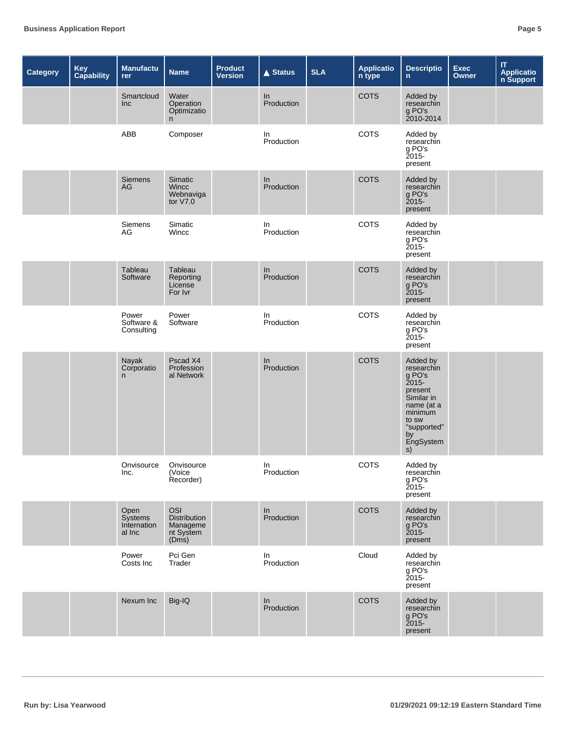| Category | Key Capability | Manufacturer | Name | Product Version | ▲ Status | SLA | Application type | Description | Exec Owner | IT Application Support |
|---|---|---|---|---|---|---|---|---|---|---|
| | | Smartcloud Inc | Water Operation Optimization | | In Production | | COTS | Added by researching PO's 2010-2014 | | |
| | | ABB | Composer | | In Production | | COTS | Added by researching PO's 2015-present | | |
| | | Siemens AG | Simatic Wincc Webnavigator V7.0 | | In Production | | COTS | Added by researching PO's 2015-present | | |
| | | Siemens AG | Simatic Wincc | | In Production | | COTS | Added by researching PO's 2015-present | | |
| | | Tableau Software | Tableau Reporting License For Ivr | | In Production | | COTS | Added by researching PO's 2015-present | | |
| | | Power Software & Consulting | Power Software | | In Production | | COTS | Added by researching PO's 2015-present | | |
| | | Nayak Corporation | Pscad X4 Professional Network | | In Production | | COTS | Added by researching PO's 2015-present Similar in name (at a minimum to sw "supported" by EngSystems) | | |
| | | Onvisource Inc. | Onvisource (Voice Recorder) | | In Production | | COTS | Added by researching PO's 2015-present | | |
| | | Open Systems International Inc | OSI Distribution Management System (Dms) | | In Production | | COTS | Added by researching PO's 2015-present | | |
| | | Power Costs Inc | Pci Gen Trader | | In Production | | Cloud | Added by researching PO's 2015-present | | |
| | | Nexum Inc | Big-IQ | | In Production | | COTS | Added by researching PO's 2015-present | | |

Run by: Lisa Yearwood

01/29/2021 09:12:19 Eastern Standard Time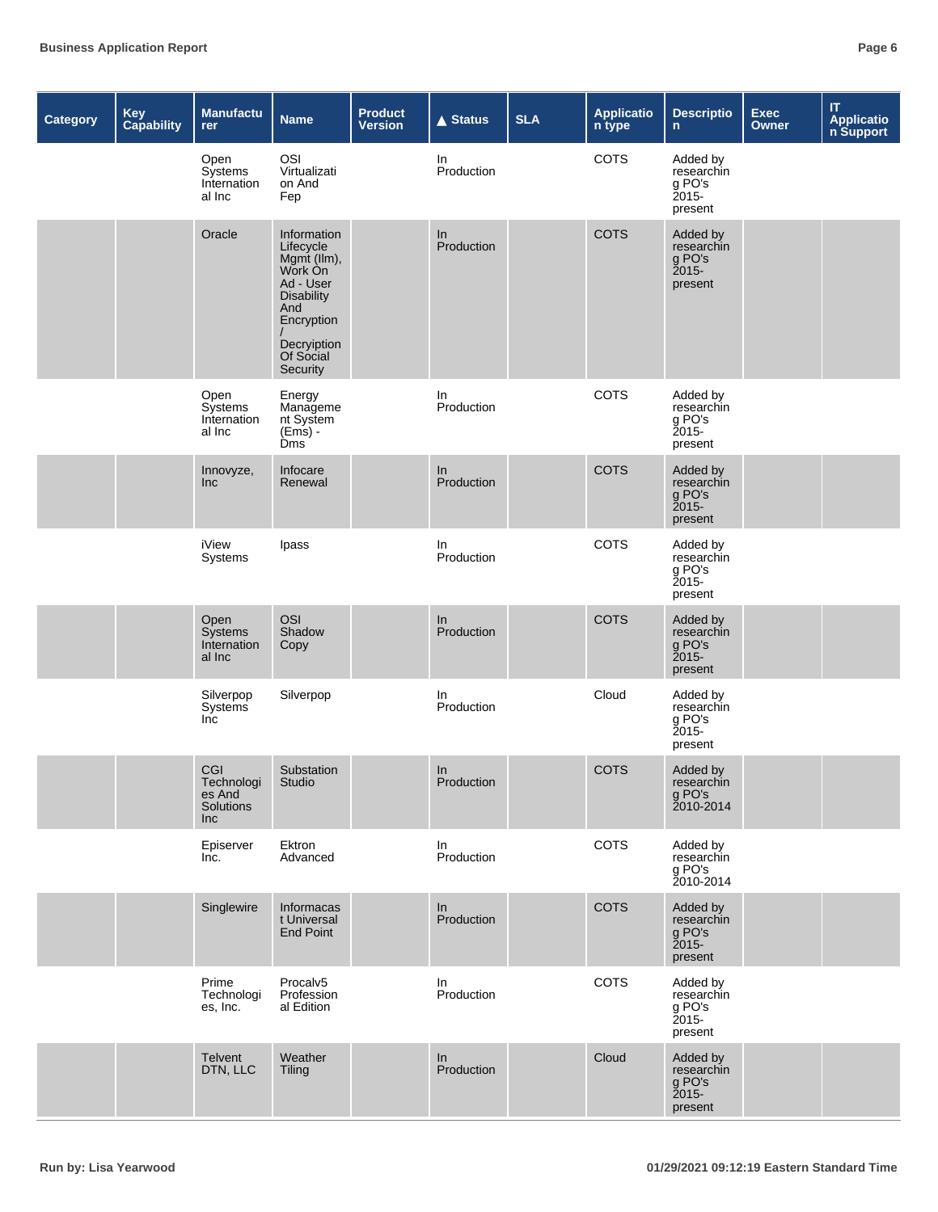| Category | Key Capability | Manufacturer | Name | Product Version | ▲ Status | SLA | Application type | Description | Exec Owner | IT Application Support |
|---|---|---|---|---|---|---|---|---|---|---|
| | | Open Systems International Inc | OSI Virtualization And Fep | | In Production | | COTS | Added by researching PO's 2015-present | | |
| | | Oracle | Information Lifecycle Mgmt (Ilm), Work On Ad - User Disability And Encryption / Decryiption Of Social Security | | In Production | | COTS | Added by researching PO's 2015-present | | |
| | | Open Systems International Inc | Energy Management System (Ems) - Dms | | In Production | | COTS | Added by researching PO's 2015-present | | |
| | | Innovyze, Inc | Infocare Renewal | | In Production | | COTS | Added by researching PO's 2015-present | | |
| | | iView Systems | Ipass | | In Production | | COTS | Added by researching PO's 2015-present | | |
| | | Open Systems International Inc | OSI Shadow Copy | | In Production | | COTS | Added by researching PO's 2015-present | | |
| | | Silverpop Systems Inc | Silverpop | | In Production | | Cloud | Added by researching PO's 2015-present | | |
| | | CGI Technologies And Solutions Inc | Substation Studio | | In Production | | COTS | Added by researching PO's 2010-2014 | | |
| | | Episerver Inc. | Ektron Advanced | | In Production | | COTS | Added by researching PO's 2010-2014 | | |
| | | Singlewire | Informacast Universal End Point | | In Production | | COTS | Added by researching PO's 2015-present | | |
| | | Prime Technologies, Inc. | Procalv5 Professional Edition | | In Production | | COTS | Added by researching PO's 2015-present | | |
| | | Telvent DTN, LLC | Weather Tiling | | In Production | | Cloud | Added by researching PO's 2015-present | | |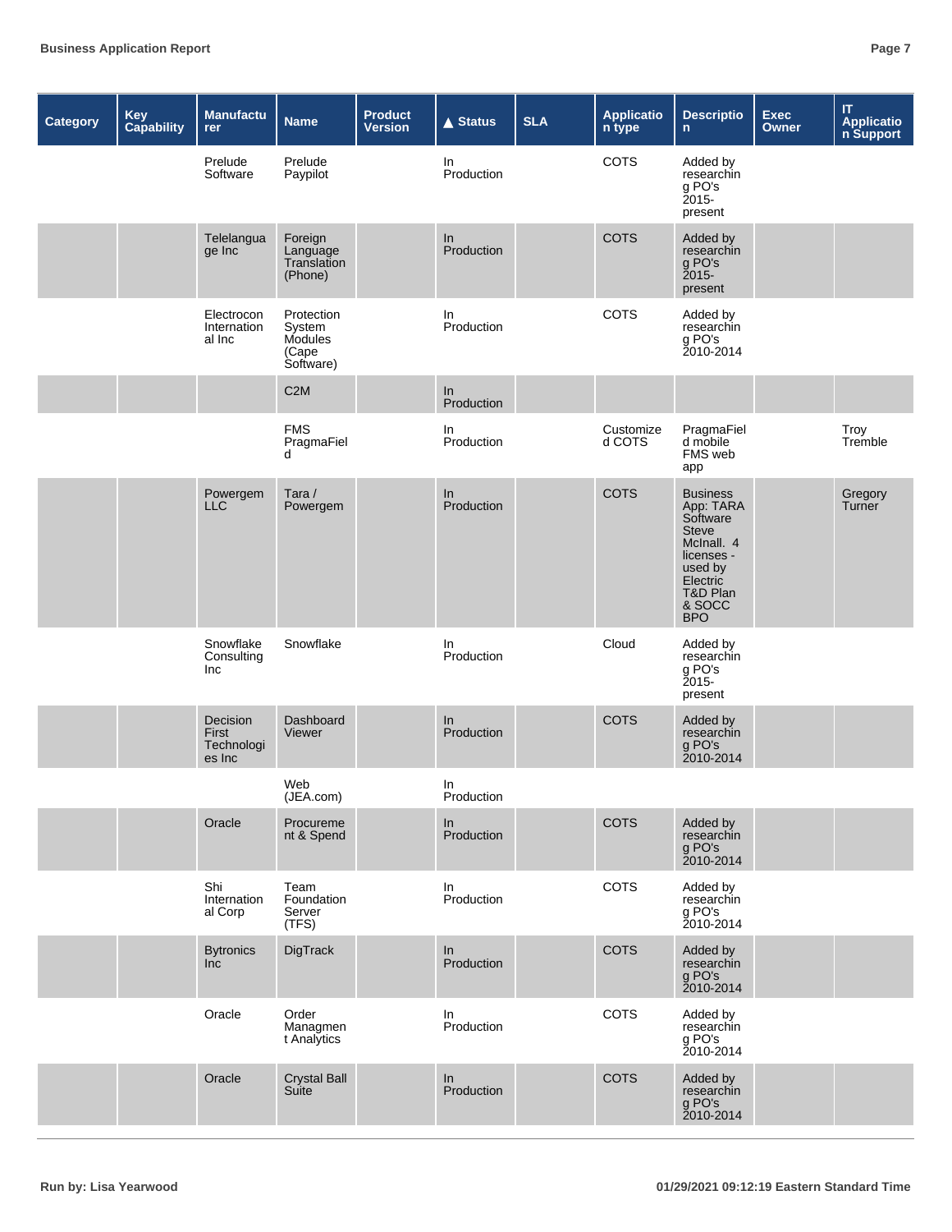| Category | Key Capability | Manufacturer | Name | Product Version | ▲ Status | SLA | Application type | Description | Exec Owner | IT Application Support |
|---|---|---|---|---|---|---|---|---|---|---|
| | | Prelude Software | Prelude Paypilot | | In Production | | COTS | Added by researching PO's 2015-present | | |
| | | Telelanguage Inc | Foreign Language Translation (Phone) | | In Production | | COTS | Added by researching PO's 2015-present | | |
| | | Electrocon International Inc | Protection System Modules (Cape Software) | | In Production | | COTS | Added by researching PO's 2010-2014 | | |
| | | | C2M | | In Production | | | | | |
| | | | FMS PragmaField | | In Production | | Customized COTS | PragmaField mobile FMS web app | | Troy Tremble |
| | | Powergem LLC | Tara / Powergem | | In Production | | COTS | Business App: TARA Software Steve McInall. 4 licenses - used by Electric T&D Plan & SOCC BPO | | Gregory Turner |
| | | Snowflake Consulting Inc | Snowflake | | In Production | | Cloud | Added by researching PO's 2015-present | | |
| | | Decision First Technologies Inc | Dashboard Viewer | | In Production | | COTS | Added by researching PO's 2010-2014 | | |
| | | | Web (JEA.com) | | In Production | | | | | |
| | | Oracle | Procurement & Spend | | In Production | | COTS | Added by researching PO's 2010-2014 | | |
| | | Shi International Corp | Team Foundation Server (TFS) | | In Production | | COTS | Added by researching PO's 2010-2014 | | |
| | | Bytronics Inc | DigTrack | | In Production | | COTS | Added by researching PO's 2010-2014 | | |
| | | Oracle | Order Management Analytics | | In Production | | COTS | Added by researching PO's 2010-2014 | | |
| | | Oracle | Crystal Ball Suite | | In Production | | COTS | Added by researching PO's 2010-2014 | | |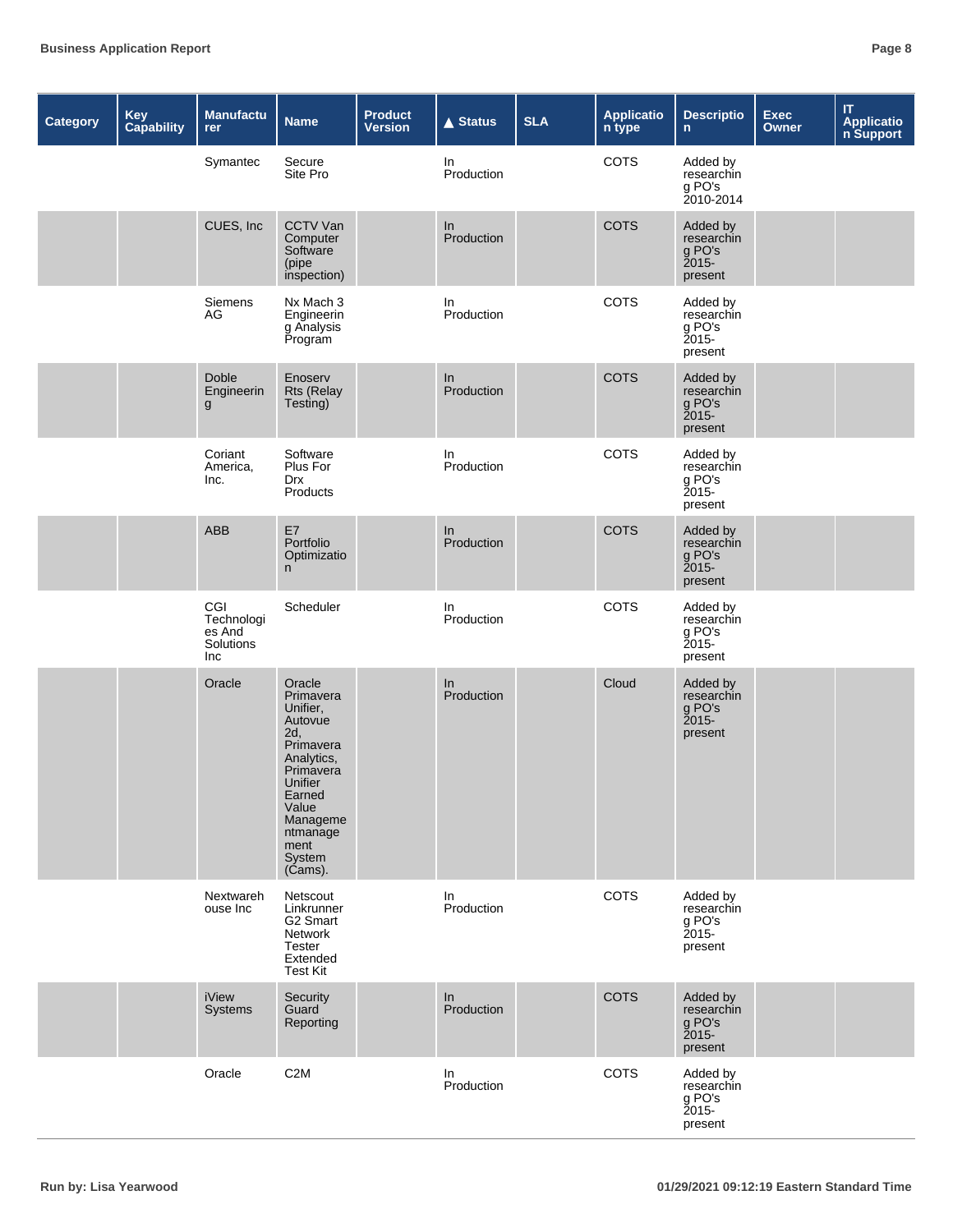| Category | Key Capability | Manufacturer | Name | Product Version | ▲ Status | SLA | Application type | Description | Exec Owner | IT Application Support |
|---|---|---|---|---|---|---|---|---|---|---|
| | | Symantec | Secure Site Pro | | In Production | | COTS | Added by researching PO's 2010-2014 | | |
| | | CUES, Inc | CCTV Van Computer Software (pipe inspection) | | In Production | | COTS | Added by researching PO's 2015-present | | |
| | | Siemens AG | Nx Mach 3 Engineering Analysis Program | | In Production | | COTS | Added by researching PO's 2015-present | | |
| | | Doble Engineering | Enoserv Rts (Relay Testing) | | In Production | | COTS | Added by researching PO's 2015-present | | |
| | | Coriant America, Inc. | Software Plus For Drx Products | | In Production | | COTS | Added by researching PO's 2015-present | | |
| | | ABB | E7 Portfolio Optimization | | In Production | | COTS | Added by researching PO's 2015-present | | |
| | | CGI Technologies And Solutions Inc | Scheduler | | In Production | | COTS | Added by researching PO's 2015-present | | |
| | | Oracle | Oracle Primavera Unifier, Autovue 2d, Primavera Analytics, Primavera Unifier Earned Value Managementmanagement System (Cams). | | In Production | | Cloud | Added by researching PO's 2015-present | | |
| | | Nextwarehouse Inc | Netscout Linkrunner G2 Smart Network Tester Extended Test Kit | | In Production | | COTS | Added by researching PO's 2015-present | | |
| | | iView Systems | Security Guard Reporting | | In Production | | COTS | Added by researching PO's 2015-present | | |
| | | Oracle | C2M | | In Production | | COTS | Added by researching PO's 2015-present | | |

Run by: Lisa Yearwood

01/29/2021 09:12:19 Eastern Standard Time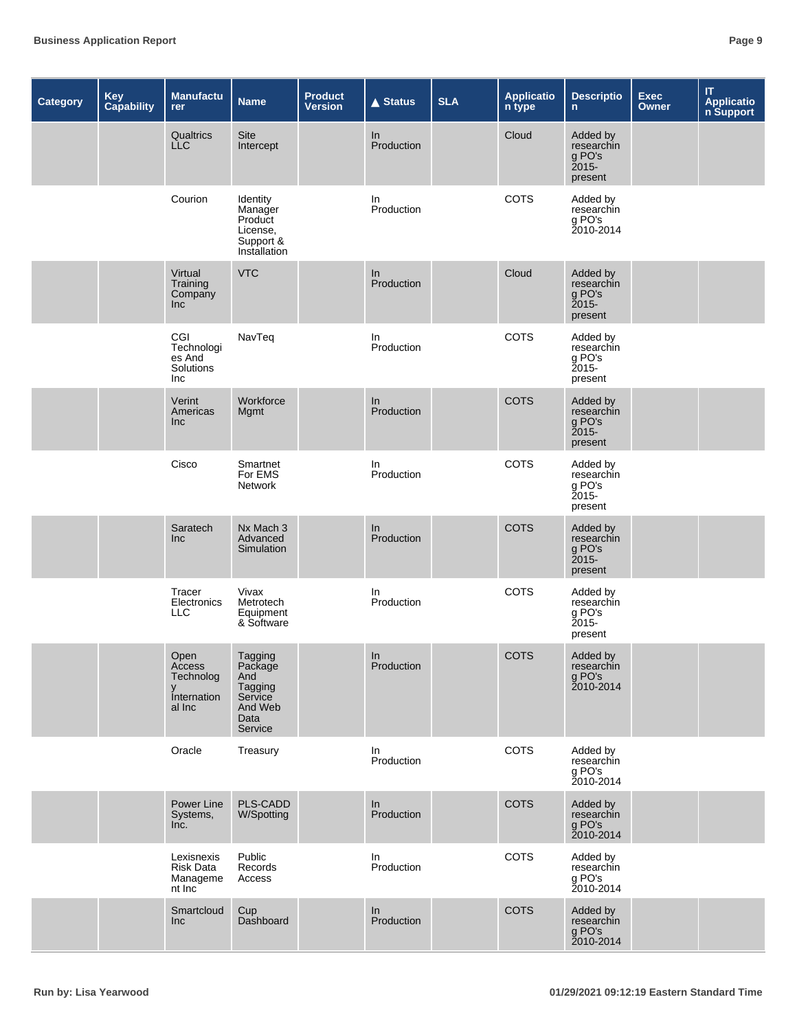| Category | Key Capability | Manufacturer | Name | Product Version | ▲ Status | SLA | Application type | Description | Exec Owner | IT Application Support |
|---|---|---|---|---|---|---|---|---|---|---|
| | | Qualtrics LLC | Site Intercept | | In Production | | Cloud | Added by researching PO's 2015-present | | |
| | | Courion | Identity Manager Product License, Support & Installation | | In Production | | COTS | Added by researching PO's 2010-2014 | | |
| | | Virtual Training Company Inc | VTC | | In Production | | Cloud | Added by researching PO's 2015-present | | |
| | | CGI Technologies And Solutions Inc | NavTeq | | In Production | | COTS | Added by researching PO's 2015-present | | |
| | | Verint Americas Inc | Workforce Mgmt | | In Production | | COTS | Added by researching PO's 2015-present | | |
| | | Cisco | Smartnet For EMS Network | | In Production | | COTS | Added by researching PO's 2015-present | | |
| | | Saratech Inc | Nx Mach 3 Advanced Simulation | | In Production | | COTS | Added by researching PO's 2015-present | | |
| | | Tracer Electronics LLC | Vivax Metrotech Equipment & Software | | In Production | | COTS | Added by researching PO's 2015-present | | |
| | | Open Access Technology International Inc | Tagging Package And Tagging Service And Web Data Service | | In Production | | COTS | Added by researching PO's 2010-2014 | | |
| | | Oracle | Treasury | | In Production | | COTS | Added by researching PO's 2010-2014 | | |
| | | Power Line Systems, Inc. | PLS-CADD W/Spotting | | In Production | | COTS | Added by researching PO's 2010-2014 | | |
| | | Lexisnexis Risk Data Management Inc | Public Records Access | | In Production | | COTS | Added by researching PO's 2010-2014 | | |
| | | Smartcloud Inc | Cup Dashboard | | In Production | | COTS | Added by researching PO's 2010-2014 | | |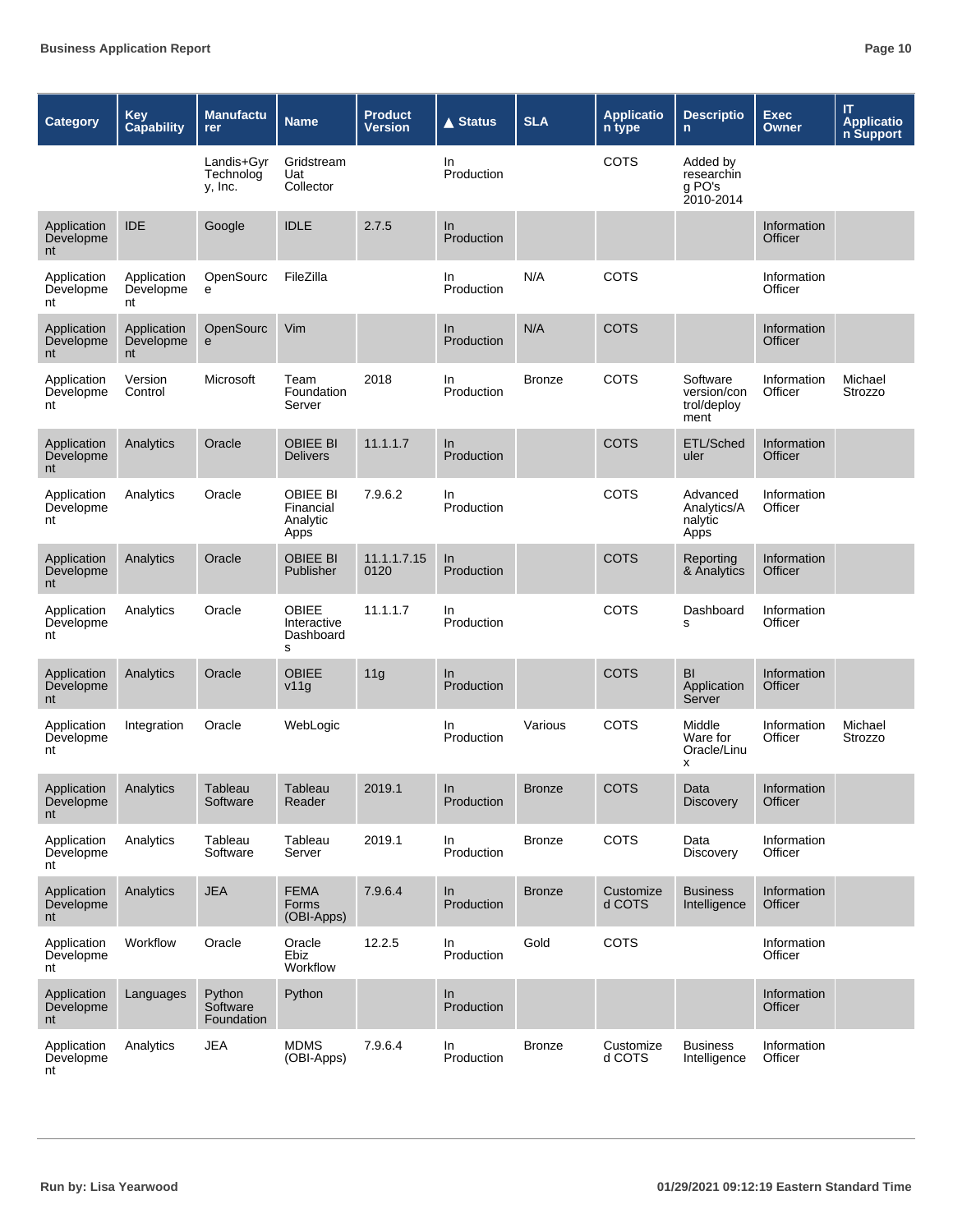| Category | Key Capability | Manufacturer | Name | Product Version | ▲ Status | SLA | Application type | Description | Exec Owner | IT Application Support |
|---|---|---|---|---|---|---|---|---|---|---|
| | | Landis+Gyr Technology, Inc. | Gridstream Uat Collector | | In Production | | COTS | Added by researching PO's 2010-2014 | | |
| Application Development | IDE | Google | IDLE | 2.7.5 | In Production | | | | Information Officer | |
| Application Development | Application Development | OpenSource | FileZilla | | In Production | N/A | COTS | | Information Officer | |
| Application Development | Application Development | OpenSource | Vim | | In Production | N/A | COTS | | Information Officer | |
| Application Development | Version Control | Microsoft | Team Foundation Server | 2018 | In Production | Bronze | COTS | Software version/control/deployment | Information Officer | Michael Strozzo |
| Application Development | Analytics | Oracle | OBIEE BI Delivers | 11.1.1.7 | In Production | | COTS | ETL/Scheduler | Information Officer | |
| Application Development | Analytics | Oracle | OBIEE BI Financial Analytic Apps | 7.9.6.2 | In Production | | COTS | Advanced Analytics/Analytic Apps | Information Officer | |
| Application Development | Analytics | Oracle | OBIEE BI Publisher | 11.1.1.7.150120 | In Production | | COTS | Reporting & Analytics | Information Officer | |
| Application Development | Analytics | Oracle | OBIEE Interactive Dashboards | 11.1.1.7 | In Production | | COTS | Dashboards | Information Officer | |
| Application Development | Analytics | Oracle | OBIEE v11g | 11g | In Production | | COTS | BI Application Server | Information Officer | |
| Application Development | Integration | Oracle | WebLogic | | In Production | Various | COTS | Middle Ware for Oracle/Linux | Information Officer | Michael Strozzo |
| Application Development | Analytics | Tableau Software | Tableau Reader | 2019.1 | In Production | Bronze | COTS | Data Discovery | Information Officer | |
| Application Development | Analytics | Tableau Software | Tableau Server | 2019.1 | In Production | Bronze | COTS | Data Discovery | Information Officer | |
| Application Development | Analytics | JEA | FEMA Forms (OBI-Apps) | 7.9.6.4 | In Production | Bronze | Customized COTS | Business Intelligence | Information Officer | |
| Application Development | Workflow | Oracle | Oracle Ebiz Workflow | 12.2.5 | In Production | Gold | COTS | | Information Officer | |
| Application Development | Languages | Python Software Foundation | Python | | In Production | | | | Information Officer | |
| Application Development | Analytics | JEA | MDMS (OBI-Apps) | 7.9.6.4 | In Production | Bronze | Customized COTS | Business Intelligence | Information Officer | |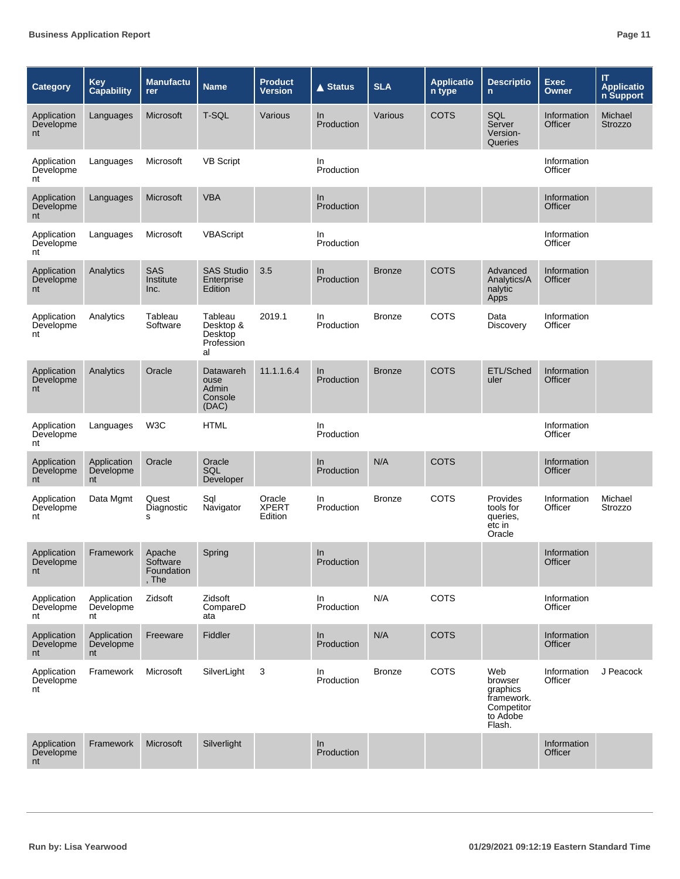| Category | Key Capability | Manufacturer | Name | Product Version | ▲ Status | SLA | Application type | Description | Exec Owner | IT Application Support |
|---|---|---|---|---|---|---|---|---|---|---|
| Application Development | Languages | Microsoft | T-SQL | Various | In Production | Various | COTS | SQL Server Version-Queries | Information Officer | Michael Strozzo |
| Application Development | Languages | Microsoft | VB Script | | In Production | | | | Information Officer | |
| Application Development | Languages | Microsoft | VBA | | In Production | | | | Information Officer | |
| Application Development | Languages | Microsoft | VBAScript | | In Production | | | | Information Officer | |
| Application Development | Analytics | SAS Institute Inc. | SAS Studio Enterprise Edition | 3.5 | In Production | Bronze | COTS | Advanced Analytics/Analytic Apps | Information Officer | |
| Application Development | Analytics | Tableau Software | Tableau Desktop & Desktop Professional | 2019.1 | In Production | Bronze | COTS | Data Discovery | Information Officer | |
| Application Development | Analytics | Oracle | Datawarehouse Admin Console (DAC) | 11.1.1.6.4 | In Production | Bronze | COTS | ETL/Scheduler | Information Officer | |
| Application Development | Languages | W3C | HTML | | In Production | | | | Information Officer | |
| Application Development | Application Development | Oracle | Oracle SQL Developer | | In Production | N/A | COTS | | Information Officer | |
| Application Development | Data Mgmt | Quest Diagnostics | Sql Navigator | Oracle XPERT Edition | In Production | Bronze | COTS | Provides tools for queries, etc in Oracle | Information Officer | Michael Strozzo |
| Application Development | Framework | Apache Software Foundation, The | Spring | | In Production | | | | Information Officer | |
| Application Development | Application Development | Zidsoft | Zidsoft CompareData | | In Production | N/A | COTS | | Information Officer | |
| Application Development | Application Development | Freeware | Fiddler | | In Production | N/A | COTS | | Information Officer | |
| Application Development | Framework | Microsoft | SilverLight | 3 | In Production | Bronze | COTS | Web browser graphics framework. Competitor to Adobe Flash. | Information Officer | J Peacock |
| Application Development | Framework | Microsoft | Silverlight | | In Production | | | | Information Officer | |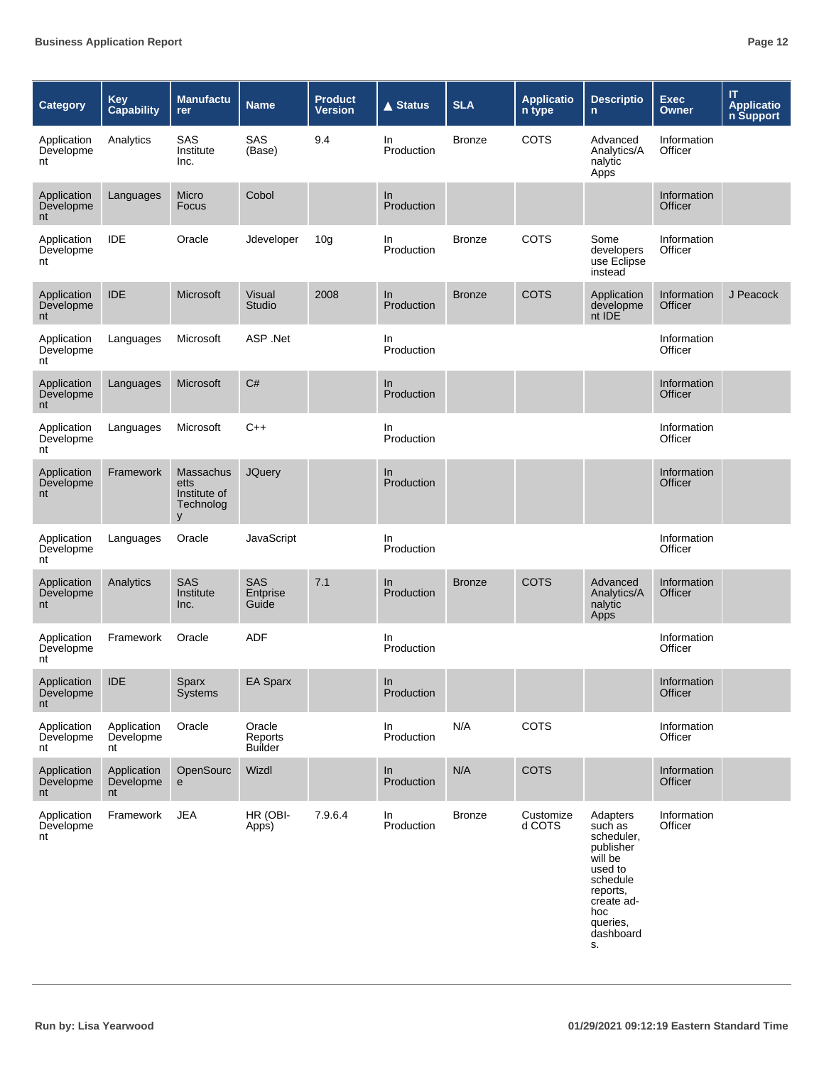| Category | Key Capability | Manufacturer | Name | Product Version | ▲ Status | SLA | Application type | Description | Exec Owner | IT Application Support |
|---|---|---|---|---|---|---|---|---|---|---|
| Application Development | Analytics | SAS Institute Inc. | SAS (Base) | 9.4 | In Production | Bronze | COTS | Advanced Analytics/Analytic Apps | Information Officer | |
| Application Development | Languages | Micro Focus | Cobol | | In Production | | | | Information Officer | |
| Application Development | IDE | Oracle | Jdeveloper | 10g | In Production | Bronze | COTS | Some developers use Eclipse instead | Information Officer | |
| Application Development | IDE | Microsoft | Visual Studio | 2008 | In Production | Bronze | COTS | Application development IDE | Information Officer | J Peacock |
| Application Development | Languages | Microsoft | ASP .Net | | In Production | | | | Information Officer | |
| Application Development | Languages | Microsoft | C# | | In Production | | | | Information Officer | |
| Application Development | Languages | Microsoft | C++ | | In Production | | | | Information Officer | |
| Application Development | Framework | Massachusetts Institute of Technology | JQuery | | In Production | | | | Information Officer | |
| Application Development | Languages | Oracle | JavaScript | | In Production | | | | Information Officer | |
| Application Development | Analytics | SAS Institute Inc. | SAS Entprise Guide | 7.1 | In Production | Bronze | COTS | Advanced Analytics/Analytic Apps | Information Officer | |
| Application Development | Framework | Oracle | ADF | | In Production | | | | Information Officer | |
| Application Development | IDE | Sparx Systems | EA Sparx | | In Production | | | | Information Officer | |
| Application Development | Application Development | Oracle | Oracle Reports Builder | | In Production | N/A | COTS | | Information Officer | |
| Application Development | Application Development | OpenSource | Wizdl | | In Production | N/A | COTS | | Information Officer | |
| Application Development | Framework | JEA | HR (OBI-Apps) | 7.9.6.4 | In Production | Bronze | Customized COTS | Adapters such as scheduler, publisher will be used to schedule reports, create ad-hoc queries, dashboards. | Information Officer | |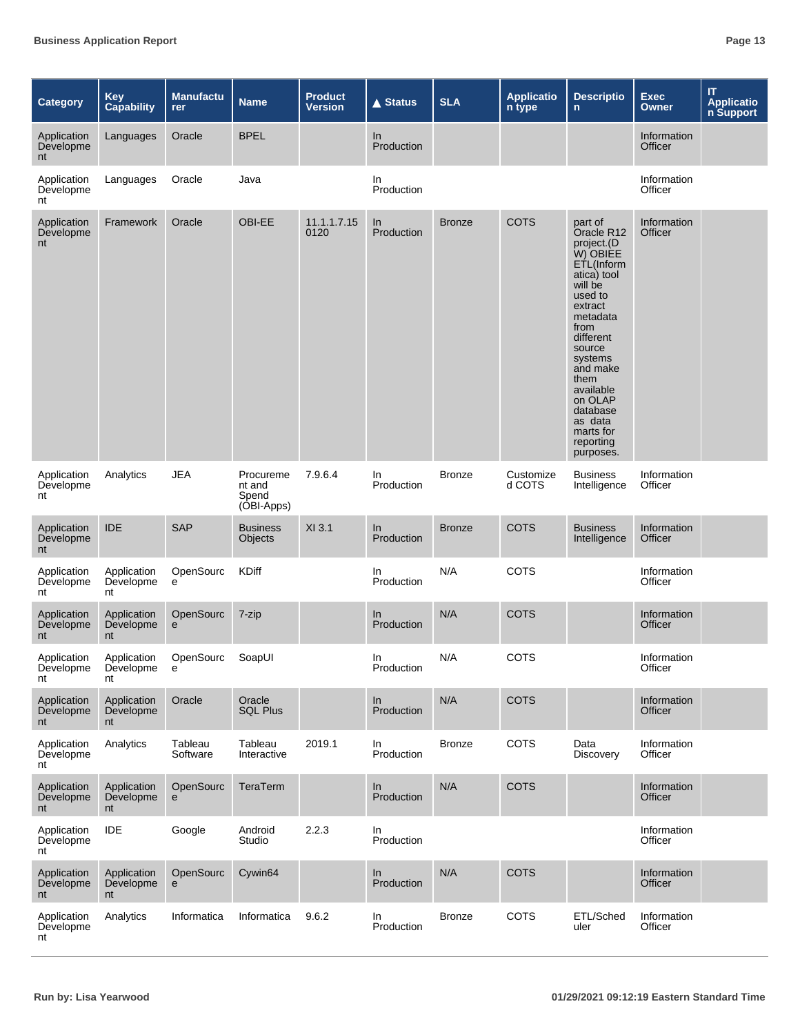| Category | Key Capability | Manufacturer | Name | Product Version | ▲ Status | SLA | Application type | Description | Exec Owner | IT Application Support |
|---|---|---|---|---|---|---|---|---|---|---|
| Application Development | Languages | Oracle | BPEL | | In Production | | | | Information Officer | |
| Application Development | Languages | Oracle | Java | | In Production | | | | Information Officer | |
| Application Development | Framework | Oracle | OBI-EE | 11.1.1.7.150120 | In Production | Bronze | COTS | part of Oracle R12 project.(DW) OBIEE ETL(Informatica) tool will be used to extract metadata from different source systems and make them available on OLAP database as data marts for reporting purposes. | Information Officer | |
| Application Development | Analytics | JEA | Procurement and Spend (OBI-Apps) | 7.9.6.4 | In Production | Bronze | Customized COTS | Business Intelligence | Information Officer | |
| Application Development | IDE | SAP | Business Objects | XI 3.1 | In Production | Bronze | COTS | Business Intelligence | Information Officer | |
| Application Development | Application Development | OpenSource | KDiff | | In Production | N/A | COTS | | Information Officer | |
| Application Development | Application Development | OpenSource | 7-zip | | In Production | N/A | COTS | | Information Officer | |
| Application Development | Application Development | OpenSource | SoapUI | | In Production | N/A | COTS | | Information Officer | |
| Application Development | Application Development | Oracle | Oracle SQL Plus | | In Production | N/A | COTS | | Information Officer | |
| Application Development | Analytics | Tableau Software | Tableau Interactive | 2019.1 | In Production | Bronze | COTS | Data Discovery | Information Officer | |
| Application Development | Application Development | OpenSource | TeraTerm | | In Production | N/A | COTS | | Information Officer | |
| Application Development | IDE | Google | Android Studio | 2.2.3 | In Production | | | | Information Officer | |
| Application Development | Application Development | OpenSource | Cywin64 | | In Production | N/A | COTS | | Information Officer | |
| Application Development | Analytics | Informatica | Informatica | 9.6.2 | In Production | Bronze | COTS | ETL/Scheduler | Information Officer | |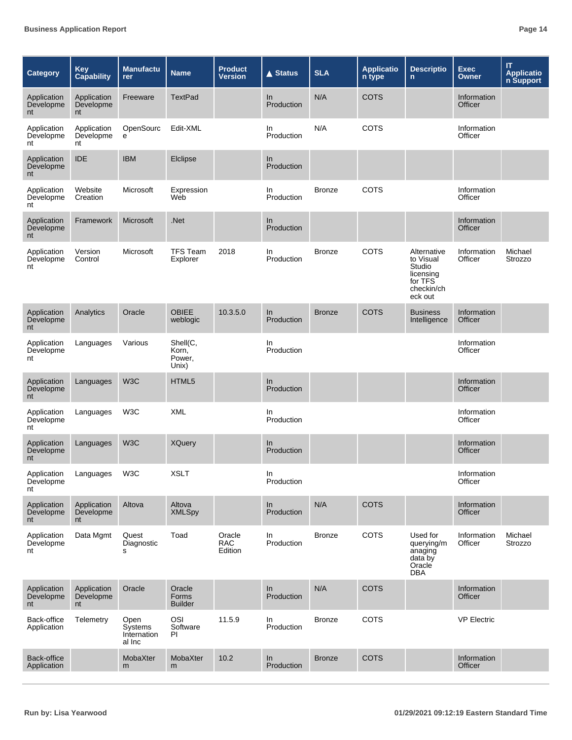| Category | Key Capability | Manufacturer | Name | Product Version | ▲ Status | SLA | Application type | Description | Exec Owner | IT Application Support |
|---|---|---|---|---|---|---|---|---|---|---|
| Application Development | Application Development | Freeware | TextPad | | In Production | N/A | COTS | | Information Officer | |
| Application Development | Application Development | OpenSource | Edit-XML | | In Production | N/A | COTS | | Information Officer | |
| Application Development | IDE | IBM | Elclipse | | In Production | | | | | |
| Application Development | Website Creation | Microsoft | Expression Web | | In Production | Bronze | COTS | | Information Officer | |
| Application Development | Framework | Microsoft | .Net | | In Production | | | | Information Officer | |
| Application Development | Version Control | Microsoft | TFS Team Explorer | 2018 | In Production | Bronze | COTS | Alternative to Visual Studio licensing for TFS checkin/check out | Information Officer | Michael Strozzo |
| Application Development | Analytics | Oracle | OBIEE weblogic | 10.3.5.0 | In Production | Bronze | COTS | Business Intelligence | Information Officer | |
| Application Development | Languages | Various | Shell(C, Korn, Power, Unix) | | In Production | | | | Information Officer | |
| Application Development | Languages | W3C | HTML5 | | In Production | | | | Information Officer | |
| Application Development | Languages | W3C | XML | | In Production | | | | Information Officer | |
| Application Development | Languages | W3C | XQuery | | In Production | | | | Information Officer | |
| Application Development | Languages | W3C | XSLT | | In Production | | | | Information Officer | |
| Application Development | Application Development | Altova | Altova XMLSpy | | In Production | N/A | COTS | | Information Officer | |
| Application Development | Data Mgmt | Quest Diagnostics | Toad | Oracle RAC Edition | In Production | Bronze | COTS | Used for querying/managing data by Oracle DBA | Information Officer | Michael Strozzo |
| Application Development | Application Development | Oracle | Oracle Forms Builder | | In Production | N/A | COTS | | Information Officer | |
| Back-office Application | Telemetry | Open Systems International Inc | OSI Software PI | 11.5.9 | In Production | Bronze | COTS | | VP Electric | |
| Back-office Application | | MobaXterm | MobaXterm | 10.2 | In Production | Bronze | COTS | | Information Officer | |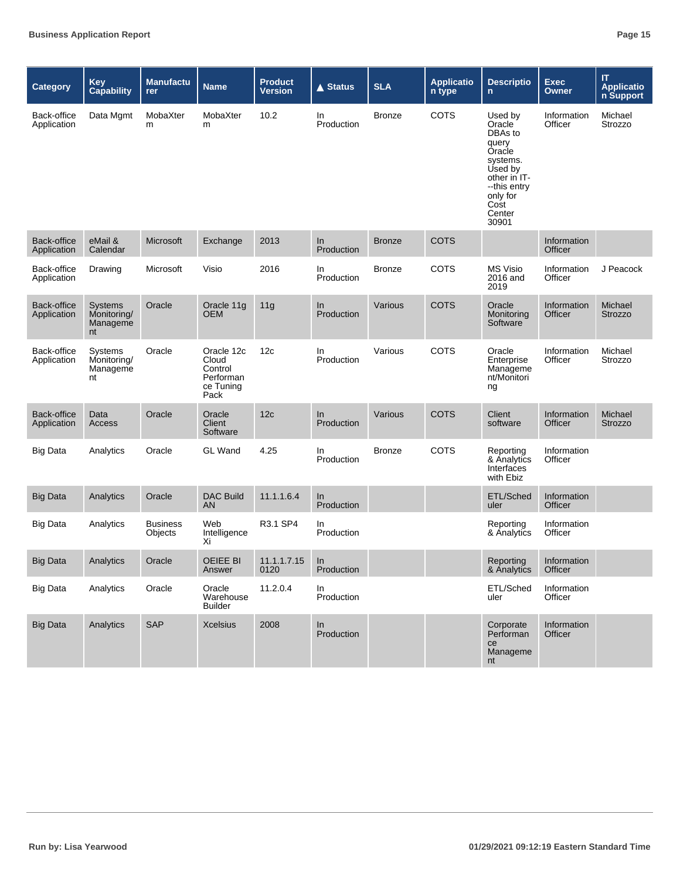| Category | Key Capability | Manufacturer | Name | Product Version | ▲ Status | SLA | Application type | Description | Exec Owner | IT Application Support |
|---|---|---|---|---|---|---|---|---|---|---|
| Back-office Application | Data Mgmt | MobaXterm | MobaXterm | 10.2 | In Production | Bronze | COTS | Used by Oracle DBAs to query Oracle systems. Used by other in IT--this entry only for Cost Center 30901 | Information Officer | Michael Strozzo |
| Back-office Application | eMail & Calendar | Microsoft | Exchange | 2013 | In Production | Bronze | COTS | | Information Officer | |
| Back-office Application | Drawing | Microsoft | Visio | 2016 | In Production | Bronze | COTS | MS Visio 2016 and 2019 | Information Officer | J Peacock |
| Back-office Application | Systems Monitoring/ Management | Oracle | Oracle 11g OEM | 11g | In Production | Various | COTS | Oracle Monitoring Software | Information Officer | Michael Strozzo |
| Back-office Application | Systems Monitoring/ Management | Oracle | Oracle 12c Cloud Control Performance Tuning Pack | 12c | In Production | Various | COTS | Oracle Enterprise Management/Monitoring | Information Officer | Michael Strozzo |
| Back-office Application | Data Access | Oracle | Oracle Client Software | 12c | In Production | Various | COTS | Client software | Information Officer | Michael Strozzo |
| Big Data | Analytics | Oracle | GL Wand | 4.25 | In Production | Bronze | COTS | Reporting & Analytics Interfaces with Ebiz | Information Officer | |
| Big Data | Analytics | Oracle | DAC Build AN | 11.1.1.6.4 | In Production | | | ETL/Scheduler | Information Officer | |
| Big Data | Analytics | Business Objects | Web Intelligence Xi | R3.1 SP4 | In Production | | | Reporting & Analytics | Information Officer | |
| Big Data | Analytics | Oracle | OEIEE BI Answer | 11.1.1.7.15 0120 | In Production | | | Reporting & Analytics | Information Officer | |
| Big Data | Analytics | Oracle | Oracle Warehouse Builder | 11.2.0.4 | In Production | | | ETL/Scheduler | Information Officer | |
| Big Data | Analytics | SAP | Xcelsius | 2008 | In Production | | | Corporate Performance Management | Information Officer | |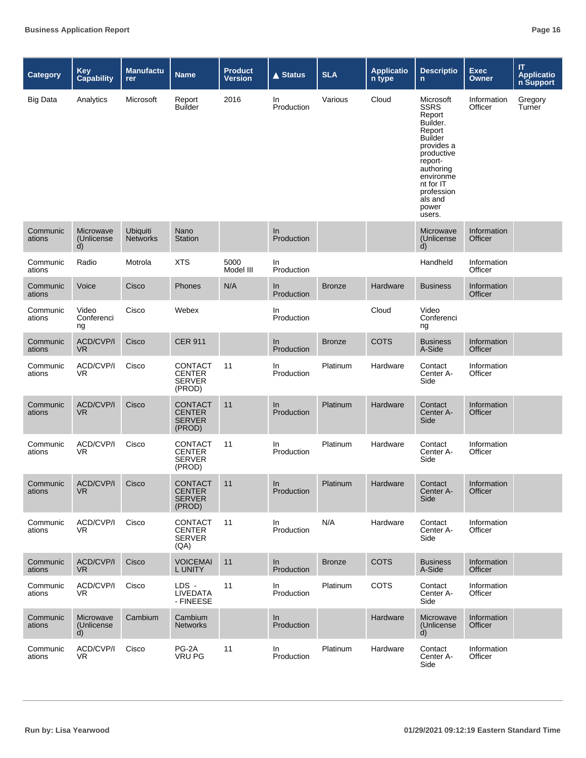| Category | Key Capability | Manufacturer | Name | Product Version | ▲ Status | SLA | Application type | Description | Exec Owner | IT Application Support |
|---|---|---|---|---|---|---|---|---|---|---|
| Big Data | Analytics | Microsoft | Report Builder | 2016 | In Production | Various | Cloud | Microsoft SSRS Report Builder. Report Builder provides a productive report-authoring environment for IT professionals and power users. | Information Officer | Gregory Turner |
| Communications | Microwave (Unlicensed) | Ubiquiti Networks | Nano Station | | In Production | | | Microwave (Unlicensed) | Information Officer | |
| Communications | Radio | Motrola | XTS | 5000 Model III | In Production | | | Handheld | Information Officer | |
| Communications | Voice | Cisco | Phones | N/A | In Production | Bronze | Hardware | Business | Information Officer | |
| Communications | Video Conferencing | Cisco | Webex | | In Production | | Cloud | Video Conferencing | | |
| Communications | ACD/CVP/IVR | Cisco | CER 911 | | In Production | Bronze | COTS | Business A-Side | Information Officer | |
| Communications | ACD/CVP/IVR | Cisco | CONTACT CENTER SERVER (PROD) | 11 | In Production | Platinum | Hardware | Contact Center A-Side | Information Officer | |
| Communications | ACD/CVP/IVR | Cisco | CONTACT CENTER SERVER (PROD) | 11 | In Production | Platinum | Hardware | Contact Center A-Side | Information Officer | |
| Communications | ACD/CVP/IVR | Cisco | CONTACT CENTER SERVER (PROD) | 11 | In Production | Platinum | Hardware | Contact Center A-Side | Information Officer | |
| Communications | ACD/CVP/IVR | Cisco | CONTACT CENTER SERVER (PROD) | 11 | In Production | Platinum | Hardware | Contact Center A-Side | Information Officer | |
| Communications | ACD/CVP/IVR | Cisco | CONTACT CENTER SERVER (QA) | 11 | In Production | N/A | Hardware | Contact Center A-Side | Information Officer | |
| Communications | ACD/CVP/IVR | Cisco | VOICEMAIL UNITY | 11 | In Production | Bronze | COTS | Business A-Side | Information Officer | |
| Communications | ACD/CVP/IVR | Cisco | LDS - LIVEDATA - FINEESE | 11 | In Production | Platinum | COTS | Contact Center A-Side | Information Officer | |
| Communications | Microwave (Unlicensed) | Cambium | Cambium Networks | | In Production | | Hardware | Microwave (Unlicensed) | Information Officer | |
| Communications | ACD/CVP/IVR | Cisco | PG-2A VRU PG | 11 | In Production | Platinum | Hardware | Contact Center A-Side | Information Officer | |

Run by: Lisa Yearwood

01/29/2021 09:12:19 Eastern Standard Time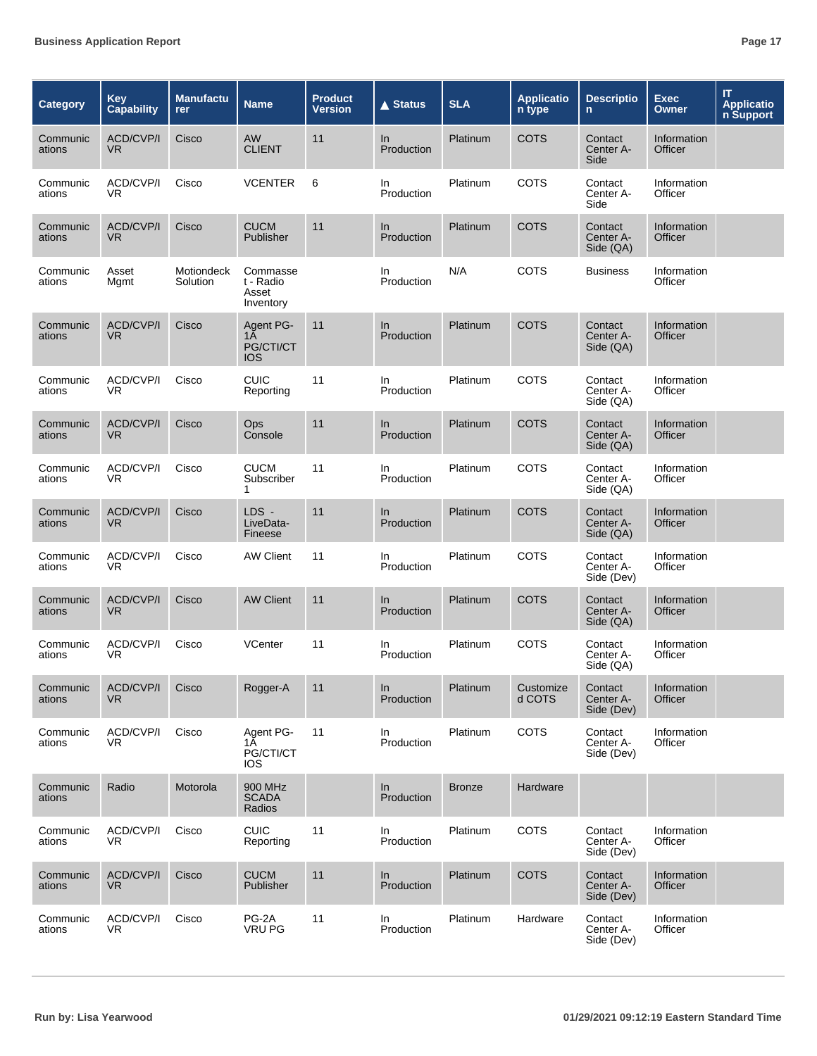| Category | Key Capability | Manufacturer | Name | Product Version | ▲ Status | SLA | Application type | Description | Exec Owner | IT Application Support |
|---|---|---|---|---|---|---|---|---|---|---|
| Communications | ACD/CVP/IVR | Cisco | AW CLIENT | 11 | In Production | Platinum | COTS | Contact Center A-Side | Information Officer | |
| Communications | ACD/CVP/IVR | Cisco | VCENTER | 6 | In Production | Platinum | COTS | Contact Center A-Side | Information Officer | |
| Communications | ACD/CVP/IVR | Cisco | CUCM Publisher | 11 | In Production | Platinum | COTS | Contact Center A-Side (QA) | Information Officer | |
| Communications | Asset Mgmt | Motiondeck Solution | Commasset - Radio Asset Inventory | | In Production | N/A | COTS | Business | Information Officer | |
| Communications | ACD/CVP/IVR | Cisco | Agent PG-1A PG/CTI/CTIOS | 11 | In Production | Platinum | COTS | Contact Center A-Side (QA) | Information Officer | |
| Communications | ACD/CVP/IVR | Cisco | CUIC Reporting | 11 | In Production | Platinum | COTS | Contact Center A-Side (QA) | Information Officer | |
| Communications | ACD/CVP/IVR | Cisco | Ops Console | 11 | In Production | Platinum | COTS | Contact Center A-Side (QA) | Information Officer | |
| Communications | ACD/CVP/IVR | Cisco | CUCM Subscriber 1 | 11 | In Production | Platinum | COTS | Contact Center A-Side (QA) | Information Officer | |
| Communications | ACD/CVP/IVR | Cisco | LDS - LiveData-Fineese | 11 | In Production | Platinum | COTS | Contact Center A-Side (QA) | Information Officer | |
| Communications | ACD/CVP/IVR | Cisco | AW Client | 11 | In Production | Platinum | COTS | Contact Center A-Side (Dev) | Information Officer | |
| Communications | ACD/CVP/IVR | Cisco | AW Client | 11 | In Production | Platinum | COTS | Contact Center A-Side (QA) | Information Officer | |
| Communications | ACD/CVP/IVR | Cisco | VCenter | 11 | In Production | Platinum | COTS | Contact Center A-Side (QA) | Information Officer | |
| Communications | ACD/CVP/IVR | Cisco | Rogger-A | 11 | In Production | Platinum | Customized COTS | Contact Center A-Side (Dev) | Information Officer | |
| Communications | ACD/CVP/IVR | Cisco | Agent PG-1A PG/CTI/CTIOS | 11 | In Production | Platinum | COTS | Contact Center A-Side (Dev) | Information Officer | |
| Communications | Radio | Motorola | 900 MHz SCADA Radios | | In Production | Bronze | Hardware | | | |
| Communications | ACD/CVP/IVR | Cisco | CUIC Reporting | 11 | In Production | Platinum | COTS | Contact Center A-Side (Dev) | Information Officer | |
| Communications | ACD/CVP/IVR | Cisco | CUCM Publisher | 11 | In Production | Platinum | COTS | Contact Center A-Side (Dev) | Information Officer | |
| Communications | ACD/CVP/IVR | Cisco | PG-2A VRU PG | 11 | In Production | Platinum | Hardware | Contact Center A-Side (Dev) | Information Officer | |

Run by: Lisa Yearwood

01/29/2021 09:12:19 Eastern Standard Time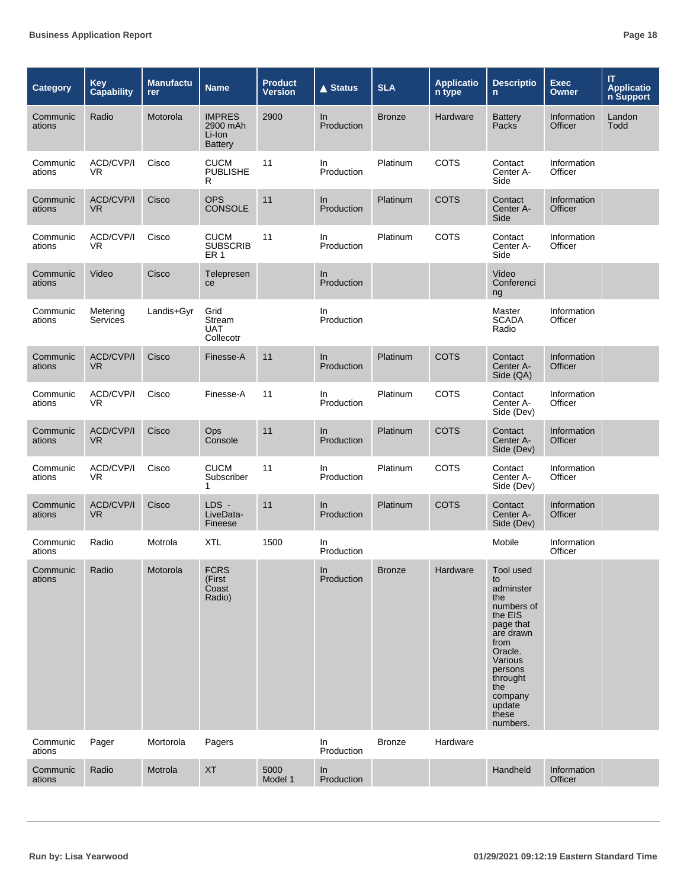| Category | Key Capability | Manufacturer | Name | Product Version | ▲ Status | SLA | Application type | Description | Exec Owner | IT Application Support |
|---|---|---|---|---|---|---|---|---|---|---|
| Communications | Radio | Motorola | IMPRES 2900 mAh Li-Ion Battery | 2900 | In Production | Bronze | Hardware | Battery Packs | Information Officer | Landon Todd |
| Communications | ACD/CVP/IVR | Cisco | CUCM PUBLISHER | 11 | In Production | Platinum | COTS | Contact Center A-Side | Information Officer | |
| Communications | ACD/CVP/IVR | Cisco | OPS CONSOLE | 11 | In Production | Platinum | COTS | Contact Center A-Side | Information Officer | |
| Communications | ACD/CVP/IVR | Cisco | CUCM SUBSCRIBER 1 | 11 | In Production | Platinum | COTS | Contact Center A-Side | Information Officer | |
| Communications | Video | Cisco | Telepresence | | In Production | | | Video Conferencing | | |
| Communications | Metering Services | Landis+Gyr | Grid Stream UAT Collecotr | | In Production | | | Master SCADA Radio | Information Officer | |
| Communications | ACD/CVP/IVR | Cisco | Finesse-A | 11 | In Production | Platinum | COTS | Contact Center A-Side (QA) | Information Officer | |
| Communications | ACD/CVP/IVR | Cisco | Finesse-A | 11 | In Production | Platinum | COTS | Contact Center A-Side (Dev) | Information Officer | |
| Communications | ACD/CVP/IVR | Cisco | Ops Console | 11 | In Production | Platinum | COTS | Contact Center A-Side (Dev) | Information Officer | |
| Communications | ACD/CVP/IVR | Cisco | CUCM Subscriber 1 | 11 | In Production | Platinum | COTS | Contact Center A-Side (Dev) | Information Officer | |
| Communications | ACD/CVP/IVR | Cisco | LDS - LiveData-Fineese | 11 | In Production | Platinum | COTS | Contact Center A-Side (Dev) | Information Officer | |
| Communications | Radio | Motrola | XTL | 1500 | In Production | | | Mobile | Information Officer | |
| Communications | Radio | Motorola | FCRS (First Coast Radio) | | In Production | Bronze | Hardware | Tool used to adminster the numbers of the EIS page that are drawn from Oracle. Various persons throught the company update these numbers. | | |
| Communications | Pager | Mortorola | Pagers | | In Production | Bronze | Hardware | | | |
| Communications | Radio | Motrola | XT | 5000 Model 1 | In Production | | | Handheld | Information Officer | |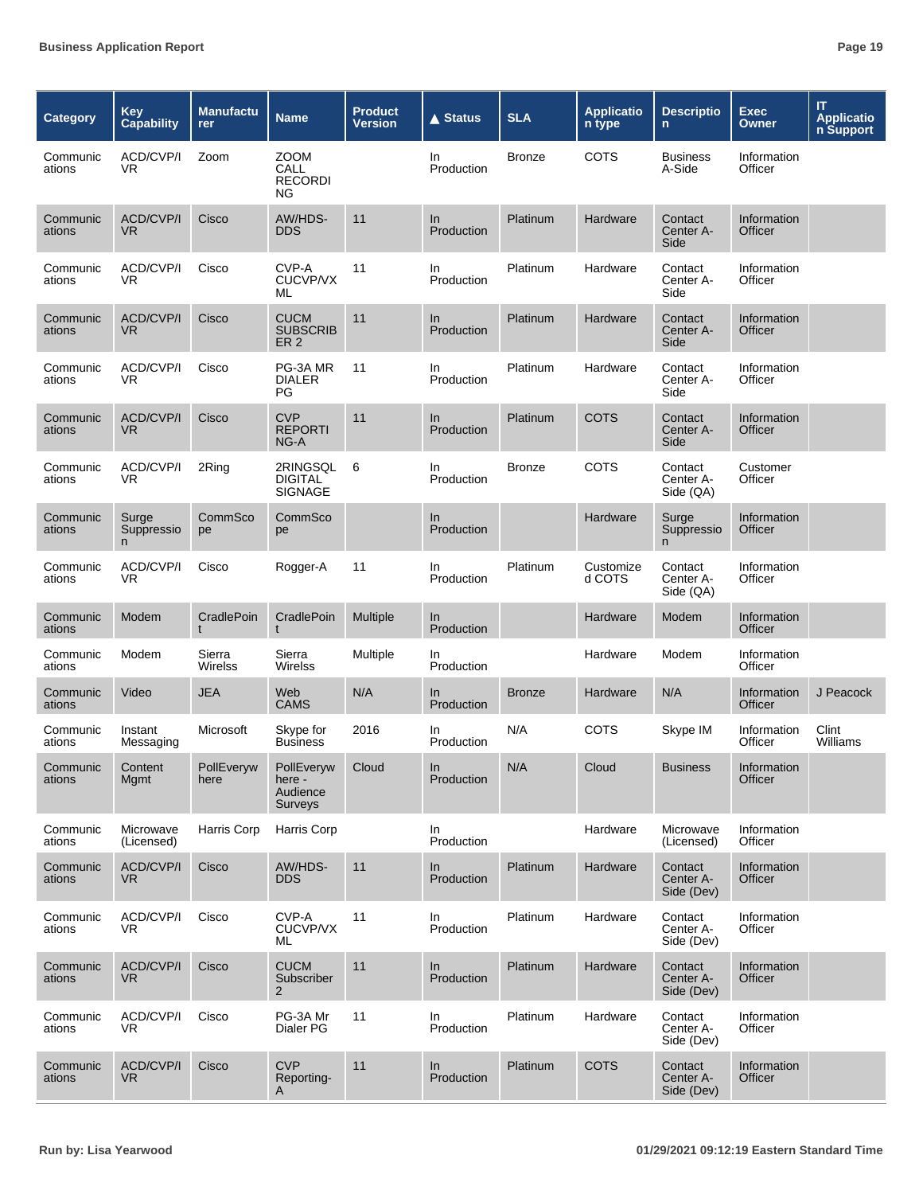| Category | Key Capability | Manufacturer | Name | Product Version | ▲ Status | SLA | Application type | Description | Exec Owner | IT Application Support |
|---|---|---|---|---|---|---|---|---|---|---|
| Communications | ACD/CVP/IVR | Zoom | ZOOM CALL RECORDING | | In Production | Bronze | COTS | Business A-Side | Information Officer | |
| Communications | ACD/CVP/IVR | Cisco | AW/HDS-DDS | 11 | In Production | Platinum | Hardware | Contact Center A-Side | Information Officer | |
| Communications | ACD/CVP/IVR | Cisco | CVP-A CUCVP/VXML | 11 | In Production | Platinum | Hardware | Contact Center A-Side | Information Officer | |
| Communications | ACD/CVP/IVR | Cisco | CUCM SUBSCRIBER 2 | 11 | In Production | Platinum | Hardware | Contact Center A-Side | Information Officer | |
| Communications | ACD/CVP/IVR | Cisco | PG-3A MR DIALER PG | 11 | In Production | Platinum | Hardware | Contact Center A-Side | Information Officer | |
| Communications | ACD/CVP/IVR | Cisco | CVP REPORTING-A | 11 | In Production | Platinum | COTS | Contact Center A-Side | Information Officer | |
| Communications | ACD/CVP/IVR | 2Ring | 2RINGSQL DIGITAL SIGNAGE | 6 | In Production | Bronze | COTS | Contact Center A-Side (QA) | Customer Officer | |
| Communications | Surge Suppression | CommScope | CommScope | | In Production | | Hardware | Surge Suppression | Information Officer | |
| Communications | ACD/CVP/IVR | Cisco | Rogger-A | 11 | In Production | Platinum | Customized COTS | Contact Center A-Side (QA) | Information Officer | |
| Communications | Modem | CradlePoint | CradlePoint | Multiple | In Production | | Hardware | Modem | Information Officer | |
| Communications | Modem | Sierra Wirelss | Sierra Wirelss | Multiple | In Production | | Hardware | Modem | Information Officer | |
| Communications | Video | JEA | Web CAMS | N/A | In Production | Bronze | Hardware | N/A | Information Officer | J Peacock |
| Communications | Instant Messaging | Microsoft | Skype for Business | 2016 | In Production | N/A | COTS | Skype IM | Information Officer | Clint Williams |
| Communications | Content Mgmt | PollEverywhere | PollEverywhere - Audience Surveys | Cloud | In Production | N/A | Cloud | Business | Information Officer | |
| Communications | Microwave (Licensed) | Harris Corp | Harris Corp | | In Production | | Hardware | Microwave (Licensed) | Information Officer | |
| Communications | ACD/CVP/IVR | Cisco | AW/HDS-DDS | 11 | In Production | Platinum | Hardware | Contact Center A-Side (Dev) | Information Officer | |
| Communications | ACD/CVP/IVR | Cisco | CVP-A CUCVP/VXML | 11 | In Production | Platinum | Hardware | Contact Center A-Side (Dev) | Information Officer | |
| Communications | ACD/CVP/IVR | Cisco | CUCM Subscriber 2 | 11 | In Production | Platinum | Hardware | Contact Center A-Side (Dev) | Information Officer | |
| Communications | ACD/CVP/IVR | Cisco | PG-3A Mr Dialer PG | 11 | In Production | Platinum | Hardware | Contact Center A-Side (Dev) | Information Officer | |
| Communications | ACD/CVP/IVR | Cisco | CVP Reporting-A | 11 | In Production | Platinum | COTS | Contact Center A-Side (Dev) | Information Officer | |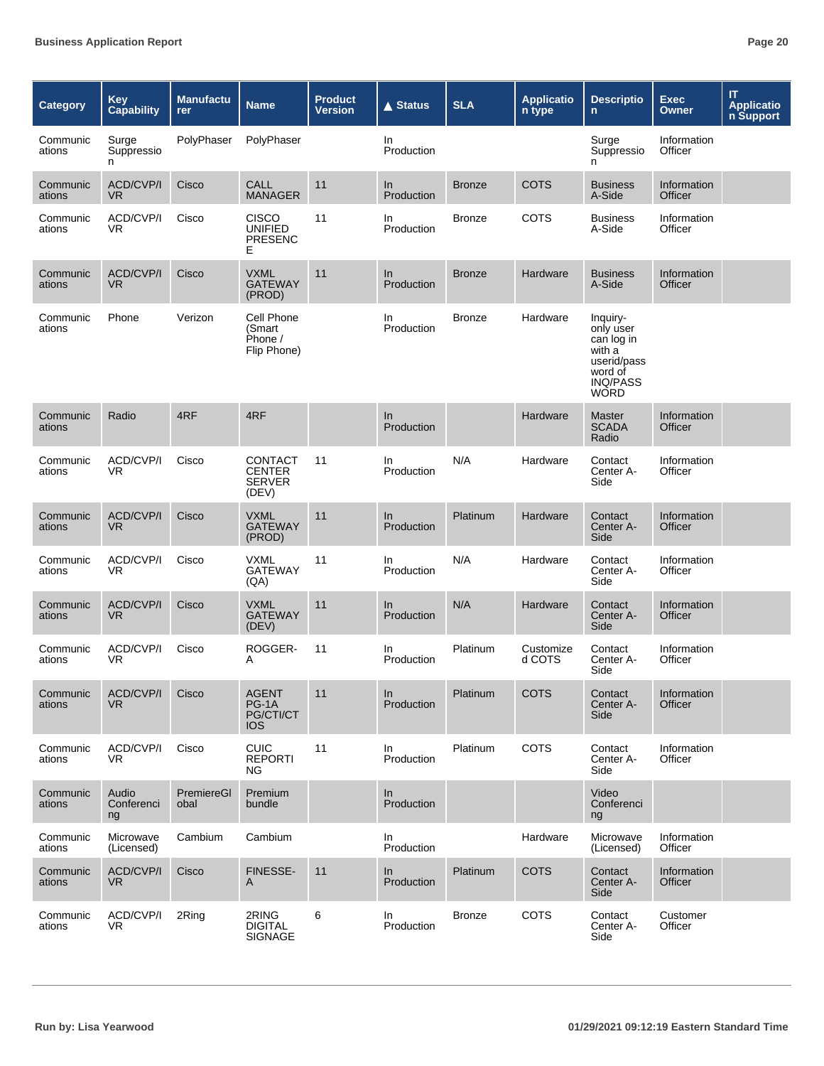| Category | Key Capability | Manufacturer | Name | Product Version | ▲ Status | SLA | Application type | Description | Exec Owner | IT Application Support |
|---|---|---|---|---|---|---|---|---|---|---|
| Communications | Surge Suppression | PolyPhaser | PolyPhaser | | In Production | | | Surge Suppression | Information Officer | |
| Communications | ACD/CVP/IVR | Cisco | CALL MANAGER | 11 | In Production | Bronze | COTS | Business A-Side | Information Officer | |
| Communications | ACD/CVP/IVR | Cisco | CISCO UNIFIED PRESENCE | 11 | In Production | Bronze | COTS | Business A-Side | Information Officer | |
| Communications | ACD/CVP/IVR | Cisco | VXML GATEWAY (PROD) | 11 | In Production | Bronze | Hardware | Business A-Side | Information Officer | |
| Communications | Phone | Verizon | Cell Phone (Smart Phone / Flip Phone) | | In Production | Bronze | Hardware | Inquiry-only user can log in with a userid/password of INQ/PASSWORD | | |
| Communications | Radio | 4RF | 4RF | | In Production | | Hardware | Master SCADA Radio | Information Officer | |
| Communications | ACD/CVP/IVR | Cisco | CONTACT CENTER SERVER (DEV) | 11 | In Production | N/A | Hardware | Contact Center A-Side | Information Officer | |
| Communications | ACD/CVP/IVR | Cisco | VXML GATEWAY (PROD) | 11 | In Production | Platinum | Hardware | Contact Center A-Side | Information Officer | |
| Communications | ACD/CVP/IVR | Cisco | VXML GATEWAY (QA) | 11 | In Production | N/A | Hardware | Contact Center A-Side | Information Officer | |
| Communications | ACD/CVP/IVR | Cisco | VXML GATEWAY (DEV) | 11 | In Production | N/A | Hardware | Contact Center A-Side | Information Officer | |
| Communications | ACD/CVP/IVR | Cisco | ROGGER-A | 11 | In Production | Platinum | Customized COTS | Contact Center A-Side | Information Officer | |
| Communications | ACD/CVP/IVR | Cisco | AGENT PG-1A PG/CTI/CTIOS | 11 | In Production | Platinum | COTS | Contact Center A-Side | Information Officer | |
| Communications | ACD/CVP/IVR | Cisco | CUIC REPORTING | 11 | In Production | Platinum | COTS | Contact Center A-Side | Information Officer | |
| Communications | Audio Conferencing | PremiereGlobal | Premium bundle | | In Production | | | Video Conferencing | | |
| Communications | Microwave (Licensed) | Cambium | Cambium | | In Production | | Hardware | Microwave (Licensed) | Information Officer | |
| Communications | ACD/CVP/IVR | Cisco | FINESSE-A | 11 | In Production | Platinum | COTS | Contact Center A-Side | Information Officer | |
| Communications | ACD/CVP/IVR | 2Ring | 2RING DIGITAL SIGNAGE | 6 | In Production | Bronze | COTS | Contact Center A-Side | Customer Officer | |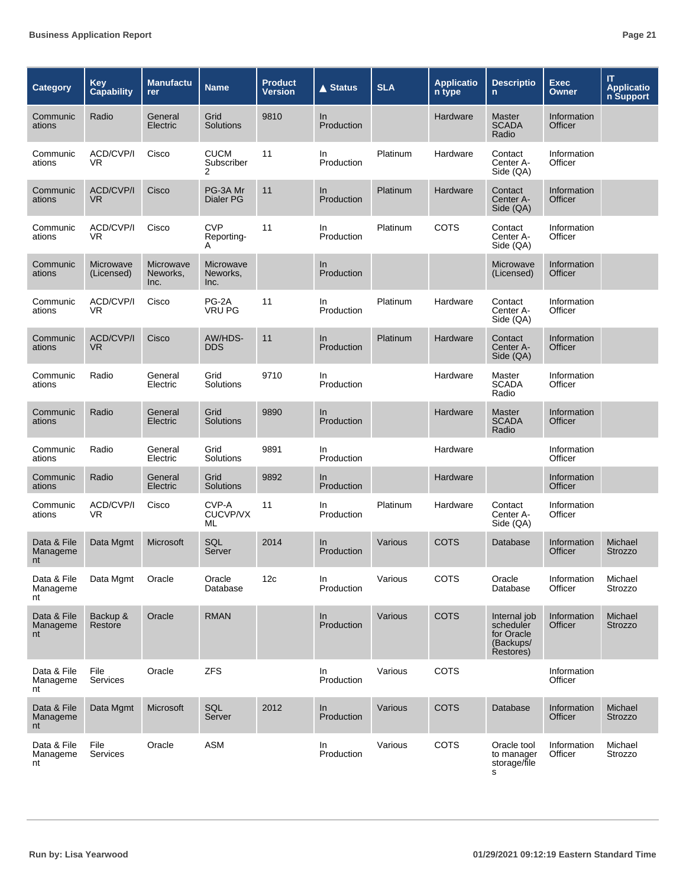| Category | Key Capability | Manufacturer | Name | Product Version | ▲ Status | SLA | Application type | Description | Exec Owner | IT Application Support |
|---|---|---|---|---|---|---|---|---|---|---|
| Communications | Radio | General Electric | Grid Solutions | 9810 | In Production | | Hardware | Master SCADA Radio | Information Officer | |
| Communications | ACD/CVP/IVR | Cisco | CUCM Subscriber 2 | 11 | In Production | Platinum | Hardware | Contact Center A-Side (QA) | Information Officer | |
| Communications | ACD/CVP/IVR | Cisco | PG-3A Mr Dialer PG | 11 | In Production | Platinum | Hardware | Contact Center A-Side (QA) | Information Officer | |
| Communications | ACD/CVP/IVR | Cisco | CVP Reporting-A | 11 | In Production | Platinum | COTS | Contact Center A-Side (QA) | Information Officer | |
| Communications | Microwave (Licensed) | Microwave Neworks, Inc. | Microwave Neworks, Inc. | | In Production | | | Microwave (Licensed) | Information Officer | |
| Communications | ACD/CVP/IVR | Cisco | PG-2A VRU PG | 11 | In Production | Platinum | Hardware | Contact Center A-Side (QA) | Information Officer | |
| Communications | ACD/CVP/IVR | Cisco | AW/HDS-DDS | 11 | In Production | Platinum | Hardware | Contact Center A-Side (QA) | Information Officer | |
| Communications | Radio | General Electric | Grid Solutions | 9710 | In Production | | Hardware | Master SCADA Radio | Information Officer | |
| Communications | Radio | General Electric | Grid Solutions | 9890 | In Production | | Hardware | Master SCADA Radio | Information Officer | |
| Communications | Radio | General Electric | Grid Solutions | 9891 | In Production | | Hardware | | Information Officer | |
| Communications | Radio | General Electric | Grid Solutions | 9892 | In Production | | Hardware | | Information Officer | |
| Communications | ACD/CVP/IVR | Cisco | CVP-A CUCVP/VXML | 11 | In Production | Platinum | Hardware | Contact Center A-Side (QA) | Information Officer | |
| Data & File Management | Data Mgmt | Microsoft | SQL Server | 2014 | In Production | Various | COTS | Database | Information Officer | Michael Strozzo |
| Data & File Management | Data Mgmt | Oracle | Oracle Database | 12c | In Production | Various | COTS | Oracle Database | Information Officer | Michael Strozzo |
| Data & File Management | Backup & Restore | Oracle | RMAN | | In Production | Various | COTS | Internal job scheduler for Oracle (Backups/Restores) | Information Officer | Michael Strozzo |
| Data & File Management | File Services | Oracle | ZFS | | In Production | Various | COTS | | Information Officer | |
| Data & File Management | Data Mgmt | Microsoft | SQL Server | 2012 | In Production | Various | COTS | Database | Information Officer | Michael Strozzo |
| Data & File Management | File Services | Oracle | ASM | | In Production | Various | COTS | Oracle tool to manager storage/files | Information Officer | Michael Strozzo |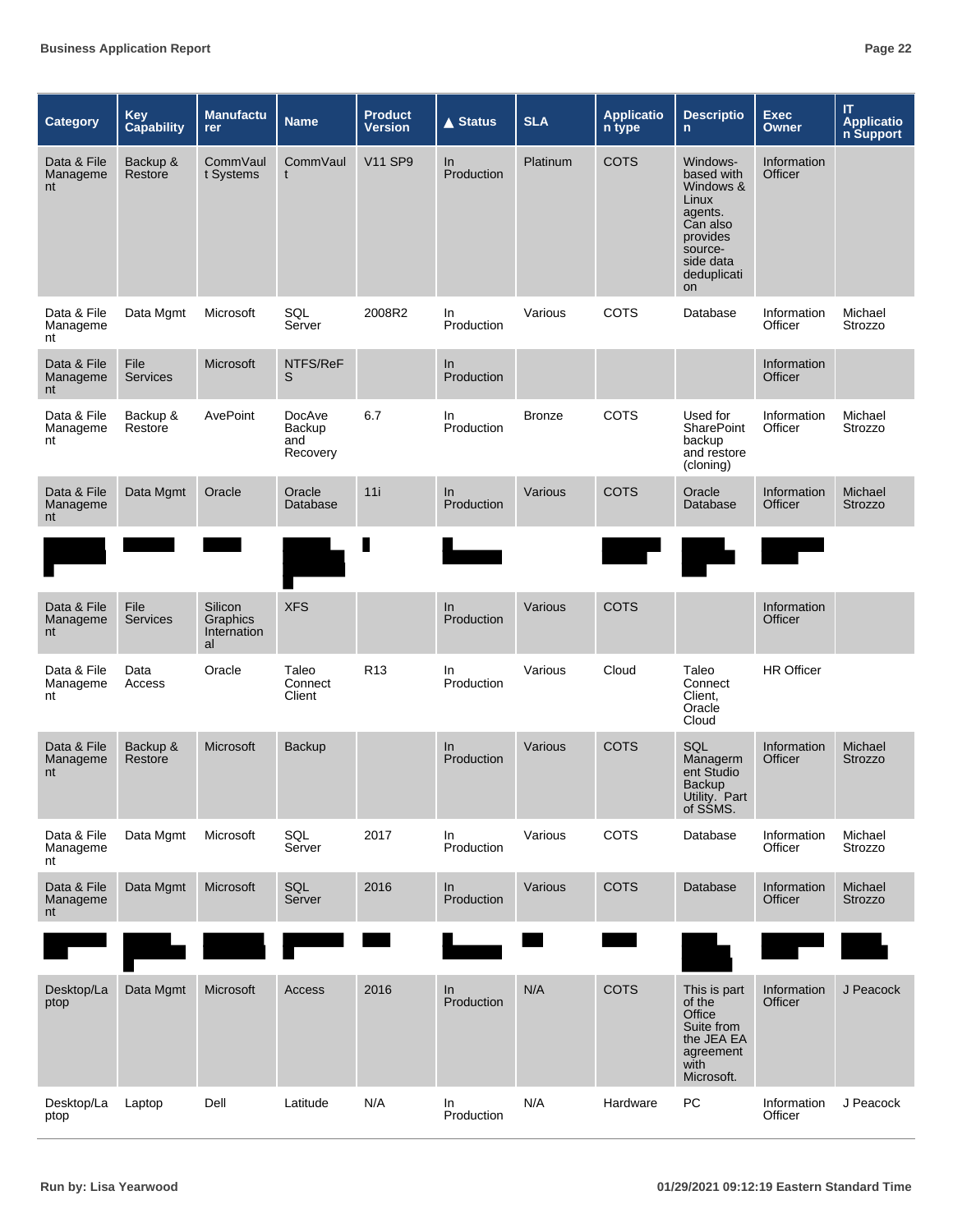| Category | Key Capability | Manufacturer | Name | Product Version | ▲ Status | SLA | Application type | Description | Exec Owner | IT Application Support |
|---|---|---|---|---|---|---|---|---|---|---|
| Data & File Management | Backup & Restore | CommVault Systems | CommVault | V11 SP9 | In Production | Platinum | COTS | Windows-based with Windows & Linux agents. Can also provides source-side data deduplication | Information Officer | |
| Data & File Management | Data Mgmt | Microsoft | SQL Server | 2008R2 | In Production | Various | COTS | Database | Information Officer | Michael Strozzo |
| Data & File Management | File Services | Microsoft | NTFS/ReFS | | In Production | | | | Information Officer | |
| Data & File Management | Backup & Restore | AvePoint | DocAve Backup and Recovery | 6.7 | In Production | Bronze | COTS | Used for SharePoint backup and restore (cloning) | Information Officer | Michael Strozzo |
| Data & File Management | Data Mgmt | Oracle | Oracle Database | 11i | In Production | Various | COTS | Oracle Database | Information Officer | Michael Strozzo |
| [redacted] | [redacted] | [redacted] | [redacted] | [redacted] | [redacted] | | [redacted] | [redacted] | [redacted] | |
| Data & File Management | File Services | Silicon Graphics International | XFS | | In Production | Various | COTS | | Information Officer | |
| Data & File Management | Data Access | Oracle | Taleo Connect Client | R13 | In Production | Various | Cloud | Taleo Connect Client, Oracle Cloud | HR Officer | |
| Data & File Management | Backup & Restore | Microsoft | Backup | | In Production | Various | COTS | SQL Management Studio Backup Utility. Part of SSMS. | Information Officer | Michael Strozzo |
| Data & File Management | Data Mgmt | Microsoft | SQL Server | 2017 | In Production | Various | COTS | Database | Information Officer | Michael Strozzo |
| Data & File Management | Data Mgmt | Microsoft | SQL Server | 2016 | In Production | Various | COTS | Database | Information Officer | Michael Strozzo |
| [redacted] | [redacted] | [redacted] | [redacted] | [redacted] | [redacted] | [redacted] | [redacted] | [redacted] | [redacted] | [redacted] |
| Desktop/Laptop | Data Mgmt | Microsoft | Access | 2016 | In Production | N/A | COTS | This is part of the Office Suite from the JEA EA agreement with Microsoft. | Information Officer | J Peacock |
| Desktop/Laptop | Laptop | Dell | Latitude | N/A | In Production | N/A | Hardware | PC | Information Officer | J Peacock |

Run by: Lisa Yearwood

01/29/2021 09:12:19 Eastern Standard Time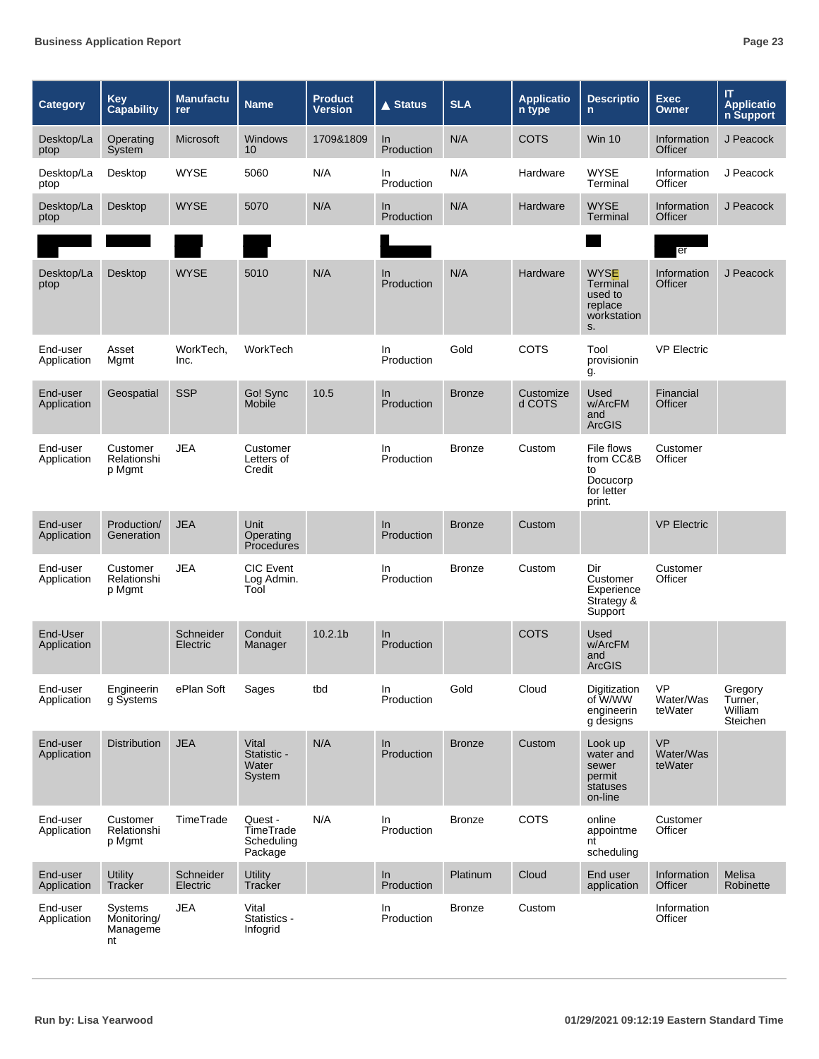| Category | Key Capability | Manufacturer | Name | Product Version | ▲ Status | SLA | Application type | Description | Exec Owner | IT Application Support |
|---|---|---|---|---|---|---|---|---|---|---|
| Desktop/Laptop | Operating System | Microsoft | Windows 10 | 1709&1809 | In Production | N/A | COTS | Win 10 | Information Officer | J Peacock |
| Desktop/Laptop | Desktop | WYSE | 5060 | N/A | In Production | N/A | Hardware | WYSE Terminal | Information Officer | J Peacock |
| Desktop/Laptop | Desktop | WYSE | 5070 | N/A | In Production | N/A | Hardware | WYSE Terminal | Information Officer | J Peacock |
| | | | | | | | | | er | |
| Desktop/Laptop | Desktop | WYSE | 5010 | N/A | In Production | N/A | Hardware | WYSE Terminal used to replace workstations. | Information Officer | J Peacock |
| End-user Application | Asset Mgmt | WorkTech, Inc. | WorkTech | | In Production | Gold | COTS | Tool provisioning. | VP Electric | |
| End-user Application | Geospatial | SSP | Go! Sync Mobile | 10.5 | In Production | Bronze | Customized COTS | Used w/ArcFM and ArcGIS | Financial Officer | |
| End-user Application | Customer Relationship Mgmt | JEA | Customer Letters of Credit | | In Production | Bronze | Custom | File flows from CC&B to Docucorp for letter print. | Customer Officer | |
| End-user Application | Production/ Generation | JEA | Unit Operating Procedures | | In Production | Bronze | Custom | | VP Electric | |
| End-user Application | Customer Relationship Mgmt | JEA | CIC Event Log Admin. Tool | | In Production | Bronze | Custom | Dir Customer Experience Strategy & Support | Customer Officer | |
| End-User Application | | Schneider Electric | Conduit Manager | 10.2.1b | In Production | | COTS | Used w/ArcFM and ArcGIS | | |
| End-user Application | Engineering Systems | ePlan Soft | Sages | tbd | In Production | Gold | Cloud | Digitization of W/WW engineering designs | VP Water/WasteWater | Gregory Turner, William Steichen |
| End-user Application | Distribution | JEA | Vital Statistic - Water System | N/A | In Production | Bronze | Custom | Look up water and sewer permit statuses on-line | VP Water/WasteWater | |
| End-user Application | Customer Relationship Mgmt | TimeTrade | Quest - TimeTrade Scheduling Package | N/A | In Production | Bronze | COTS | online appointment scheduling | Customer Officer | |
| End-user Application | Utility Tracker | Schneider Electric | Utility Tracker | | In Production | Platinum | Cloud | End user application | Information Officer | Melisa Robinette |
| End-user Application | Systems Monitoring/ Management | JEA | Vital Statistics - Infogrid | | In Production | Bronze | Custom | | Information Officer | |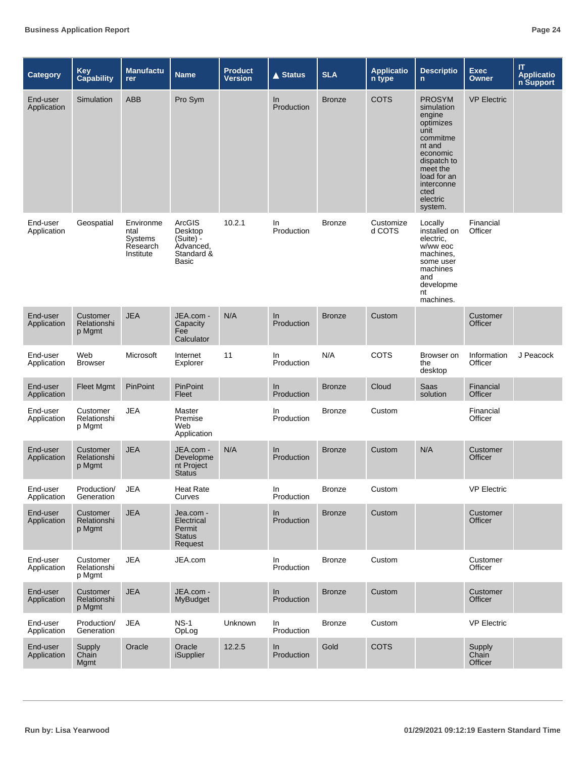| Category | Key Capability | Manufacturer | Name | Product Version | ▲ Status | SLA | Application type | Description | Exec Owner | IT Application Support |
|---|---|---|---|---|---|---|---|---|---|---|
| End-user Application | Simulation | ABB | Pro Sym | | In Production | Bronze | COTS | PROSYM simulation engine optimizes unit commitment and economic dispatch to meet the load for an interconnected electric system. | VP Electric | |
| End-user Application | Geospatial | Environmental Systems Research Institute | ArcGIS Desktop (Suite) - Advanced, Standard & Basic | 10.2.1 | In Production | Bronze | Customized COTS | Locally installed on electric, w/ww eoc machines, some user machines and development machines. | Financial Officer | |
| End-user Application | Customer Relationship Mgmt | JEA | JEA.com - Capacity Fee Calculator | N/A | In Production | Bronze | Custom | | Customer Officer | |
| End-user Application | Web Browser | Microsoft | Internet Explorer | 11 | In Production | N/A | COTS | Browser on the desktop | Information Officer | J Peacock |
| End-user Application | Fleet Mgmt | PinPoint | PinPoint Fleet | | In Production | Bronze | Cloud | Saas solution | Financial Officer | |
| End-user Application | Customer Relationship Mgmt | JEA | Master Premise Web Application | | In Production | Bronze | Custom | | Financial Officer | |
| End-user Application | Customer Relationship Mgmt | JEA | JEA.com - Development Project Status | N/A | In Production | Bronze | Custom | N/A | Customer Officer | |
| End-user Application | Production/ Generation | JEA | Heat Rate Curves | | In Production | Bronze | Custom | | VP Electric | |
| End-user Application | Customer Relationship Mgmt | JEA | Jea.com - Electrical Permit Status Request | | In Production | Bronze | Custom | | Customer Officer | |
| End-user Application | Customer Relationship Mgmt | JEA | JEA.com | | In Production | Bronze | Custom | | Customer Officer | |
| End-user Application | Customer Relationship Mgmt | JEA | JEA.com - MyBudget | | In Production | Bronze | Custom | | Customer Officer | |
| End-user Application | Production/ Generation | JEA | NS-1 OpLog | Unknown | In Production | Bronze | Custom | | VP Electric | |
| End-user Application | Supply Chain Mgmt | Oracle | Oracle iSupplier | 12.2.5 | In Production | Gold | COTS | | Supply Chain Officer | |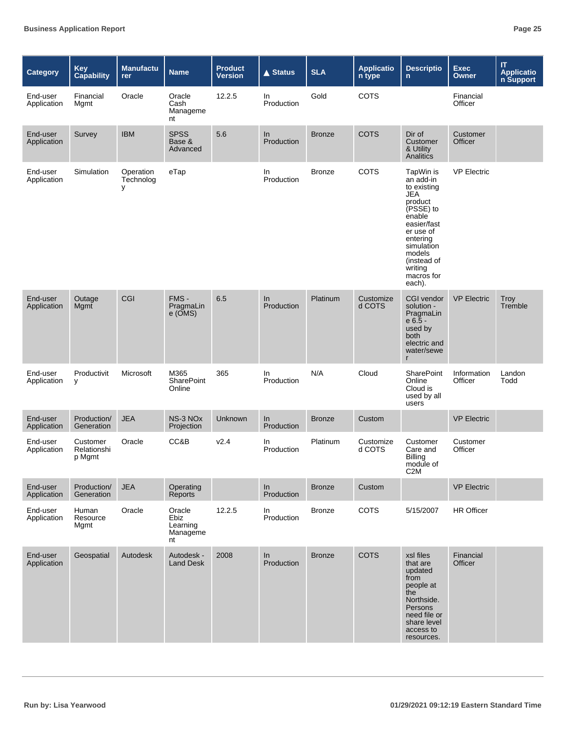| Category | Key Capability | Manufacturer | Name | Product Version | ▲ Status | SLA | Application type | Description | Exec Owner | IT Application Support |
|---|---|---|---|---|---|---|---|---|---|---|
| End-user Application | Financial Mgmt | Oracle | Oracle Cash Management | 12.2.5 | In Production | Gold | COTS | | Financial Officer | |
| End-user Application | Survey | IBM | SPSS Base & Advanced | 5.6 | In Production | Bronze | COTS | Dir of Customer & Utility Analitics | Customer Officer | |
| End-user Application | Simulation | Operation Technology | eTap | | In Production | Bronze | COTS | TapWin is an add-in to existing JEA product (PSSE) to enable easier/faster use of entering simulation models (instead of writing macros for each). | VP Electric | |
| End-user Application | Outage Mgmt | CGI | FMS - PragmaLine (OMS) | 6.5 | In Production | Platinum | Customized COTS | CGI vendor solution - PragmaLine 6.5 - used by both electric and water/sewer | VP Electric | Troy Tremble |
| End-user Application | Productivity | Microsoft | M365 SharePoint Online | 365 | In Production | N/A | Cloud | SharePoint Online Cloud is used by all users | Information Officer | Landon Todd |
| End-user Application | Production/ Generation | JEA | NS-3 NOx Projection | Unknown | In Production | Bronze | Custom | | VP Electric | |
| End-user Application | Customer Relationship Mgmt | Oracle | CC&B | v2.4 | In Production | Platinum | Customized COTS | Customer Care and Billing module of C2M | Customer Officer | |
| End-user Application | Production/ Generation | JEA | Operating Reports | | In Production | Bronze | Custom | | VP Electric | |
| End-user Application | Human Resource Mgmt | Oracle | Oracle Ebiz Learning Management | 12.2.5 | In Production | Bronze | COTS | 5/15/2007 | HR Officer | |
| End-user Application | Geospatial | Autodesk | Autodesk - Land Desk | 2008 | In Production | Bronze | COTS | xsl files that are updated from people at the Northside. Persons need file or share level access to resources. | Financial Officer | |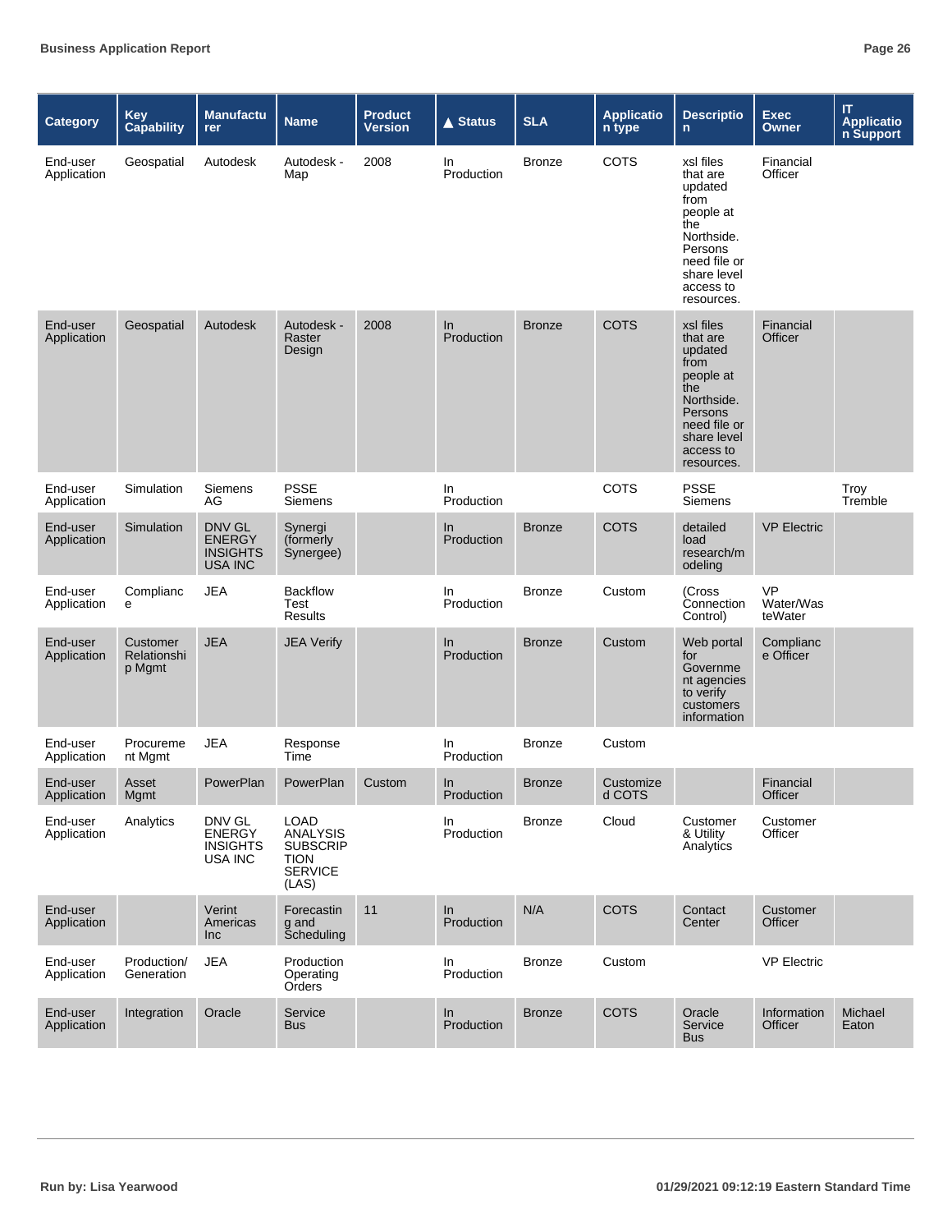| Category | Key Capability | Manufacturer | Name | Product Version | ▲ Status | SLA | Application type | Description | Exec Owner | IT Application Support |
|---|---|---|---|---|---|---|---|---|---|---|
| End-user Application | Geospatial | Autodesk | Autodesk - Map | 2008 | In Production | Bronze | COTS | xsl files that are updated from people at the Northside. Persons need file or share level access to resources. | Financial Officer | |
| End-user Application | Geospatial | Autodesk | Autodesk - Raster Design | 2008 | In Production | Bronze | COTS | xsl files that are updated from people at the Northside. Persons need file or share level access to resources. | Financial Officer | |
| End-user Application | Simulation | Siemens AG | PSSE Siemens | | In Production | | COTS | PSSE Siemens | | Troy Tremble |
| End-user Application | Simulation | DNV GL ENERGY INSIGHTS USA INC | Synergi (formerly Synergee) | | In Production | Bronze | COTS | detailed load research/modeling | VP Electric | |
| End-user Application | Compliance | JEA | Backflow Test Results | | In Production | Bronze | Custom | (Cross Connection Control) | VP Water/WasteWater | |
| End-user Application | Customer Relationship Mgmt | JEA | JEA Verify | | In Production | Bronze | Custom | Web portal for Government agencies to verify customers information | Compliance Officer | |
| End-user Application | Procurement Mgmt | JEA | Response Time | | In Production | Bronze | Custom | | | |
| End-user Application | Asset Mgmt | PowerPlan | PowerPlan | Custom | In Production | Bronze | Customized COTS | | Financial Officer | |
| End-user Application | Analytics | DNV GL ENERGY INSIGHTS USA INC | LOAD ANALYSIS SUBSCRIPTION SERVICE (LAS) | | In Production | Bronze | Cloud | Customer & Utility Analytics | Customer Officer | |
| End-user Application | | Verint Americas Inc | Forecasting and Scheduling | 11 | In Production | N/A | COTS | Contact Center | Customer Officer | |
| End-user Application | Production/ Generation | JEA | Production Operating Orders | | In Production | Bronze | Custom | | VP Electric | |
| End-user Application | Integration | Oracle | Service Bus | | In Production | Bronze | COTS | Oracle Service Bus | Information Officer | Michael Eaton |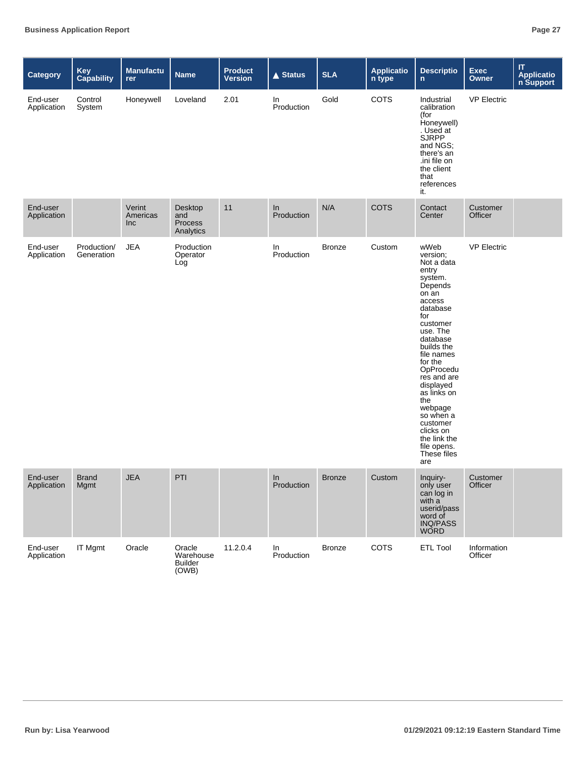| Category | Key Capability | Manufacturer | Name | Product Version | ▲ Status | SLA | Application type | Description | Exec Owner | IT Application Support |
|---|---|---|---|---|---|---|---|---|---|---|
| End-user Application | Control System | Honeywell | Loveland | 2.01 | In Production | Gold | COTS | Industrial calibration (for Honeywell) . Used at SJRPP and NGS; there's an .ini file on the client that references it. | VP Electric | |
| End-user Application | | Verint Americas Inc | Desktop and Process Analytics | 11 | In Production | N/A | COTS | Contact Center | Customer Officer | |
| End-user Application | Production/ Generation | JEA | Production Operator Log | | In Production | Bronze | Custom | wWeb version; Not a data entry system. Depends on an access database for customer use. The database builds the file names for the OpProcedures and are displayed as links on the webpage so when a customer clicks on the link the file opens. These files are | VP Electric | |
| End-user Application | Brand Mgmt | JEA | PTI | | In Production | Bronze | Custom | Inquiry-only user can log in with a userid/password of INQ/PASSWORD | Customer Officer | |
| End-user Application | IT Mgmt | Oracle | Oracle Warehouse Builder (OWB) | 11.2.0.4 | In Production | Bronze | COTS | ETL Tool | Information Officer | |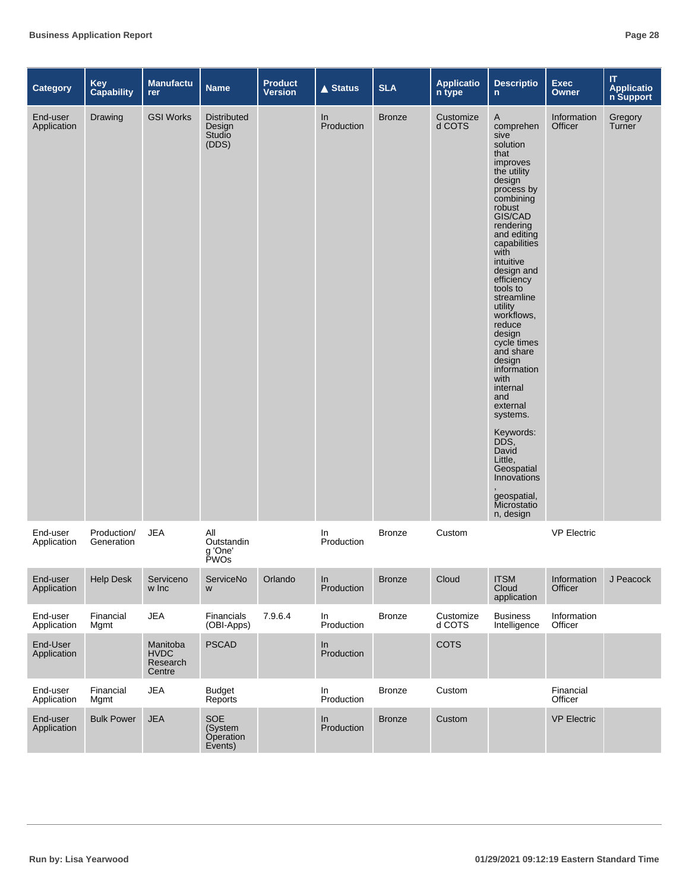| Category | Key Capability | Manufacturer | Name | Product Version | ▲ Status | SLA | Application type | Description | Exec Owner | IT Application Support |
|---|---|---|---|---|---|---|---|---|---|---|
| End-user Application | Drawing | GSI Works | Distributed Design Studio (DDS) | | In Production | Bronze | Customized COTS | A comprehensive solution that improves the utility design process by combining robust GIS/CAD rendering and editing capabilities with intuitive design and efficiency tools to streamline utility workflows, reduce design cycle times and share design information with internal and external systems. Keywords: DDS, David Little, Geospatial Innovations, geospatial, Microstation, design | Information Officer | Gregory Turner |
| End-user Application | Production/ Generation | JEA | All Outstanding 'One' PWOs | | In Production | Bronze | Custom | | VP Electric | |
| End-user Application | Help Desk | Servicenow Inc | ServiceNow | Orlando | In Production | Bronze | Cloud | ITSM Cloud application | Information Officer | J Peacock |
| End-user Application | Financial Mgmt | JEA | Financials (OBI-Apps) | 7.9.6.4 | In Production | Bronze | Customized COTS | Business Intelligence | Information Officer | |
| End-User Application | | Manitoba HVDC Research Centre | PSCAD | | In Production | | COTS | | | |
| End-user Application | Financial Mgmt | JEA | Budget Reports | | In Production | Bronze | Custom | | Financial Officer | |
| End-user Application | Bulk Power | JEA | SOE (System Operation Events) | | In Production | Bronze | Custom | | VP Electric | |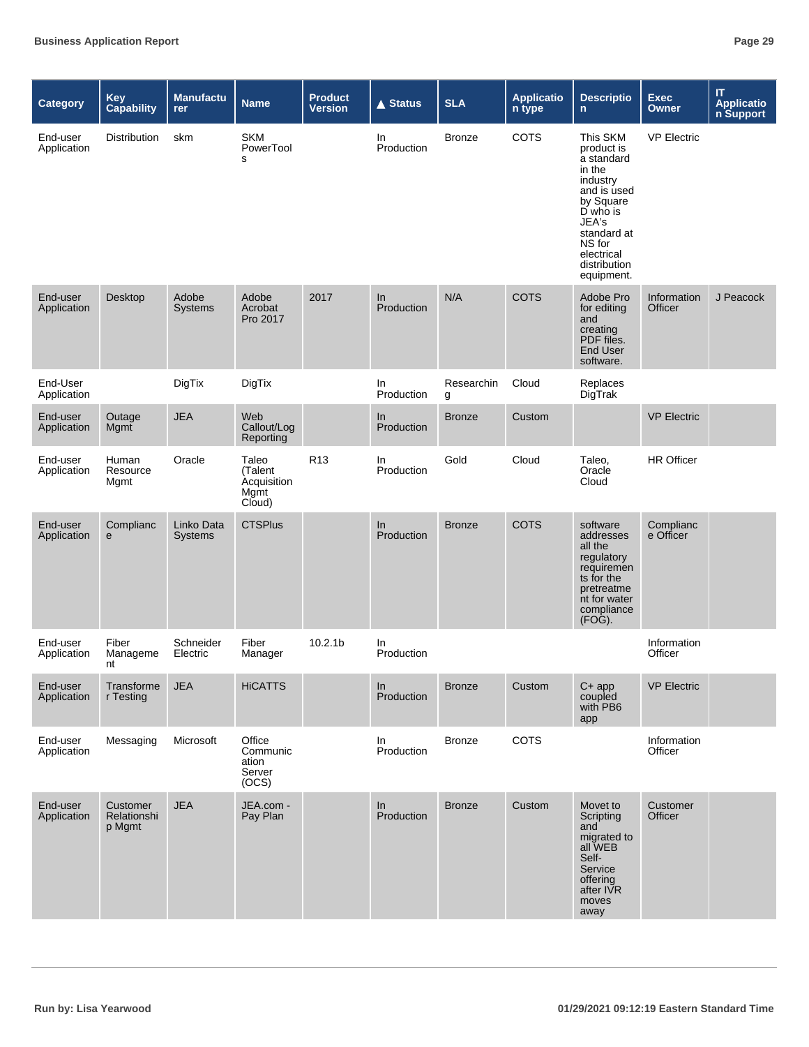| Category | Key Capability | Manufacturer | Name | Product Version | ▲ Status | SLA | Application type | Description | Exec Owner | IT Application Support |
|---|---|---|---|---|---|---|---|---|---|---|
| End-user Application | Distribution | skm | SKM PowerTools | | In Production | Bronze | COTS | This SKM product is a standard in the industry and is used by Square D who is JEA's standard at NS for electrical distribution equipment. | VP Electric | |
| End-user Application | Desktop | Adobe Systems | Adobe Acrobat Pro 2017 | 2017 | In Production | N/A | COTS | Adobe Pro for editing and creating PDF files. End User software. | Information Officer | J Peacock |
| End-User Application | | DigTix | DigTix | | In Production | Researching | Cloud | Replaces DigTrak | | |
| End-user Application | Outage Mgmt | JEA | Web Callout/Log Reporting | | In Production | Bronze | Custom | | VP Electric | |
| End-user Application | Human Resource Mgmt | Oracle | Taleo (Talent Acquisition Mgmt Cloud) | R13 | In Production | Gold | Cloud | Taleo, Oracle Cloud | HR Officer | |
| End-user Application | Compliance | Linko Data Systems | CTSPlus | | In Production | Bronze | COTS | software addresses all the regulatory requirements for the pretreatment for water compliance (FOG). | Compliance Officer | |
| End-user Application | Fiber Management | Schneider Electric | Fiber Manager | 10.2.1b | In Production | | | | Information Officer | |
| End-user Application | Transformer Testing | JEA | HiCATTS | | In Production | Bronze | Custom | C+ app coupled with PB6 app | VP Electric | |
| End-user Application | Messaging | Microsoft | Office Communication Server (OCS) | | In Production | Bronze | COTS | | Information Officer | |
| End-user Application | Customer Relationship Mgmt | JEA | JEA.com - Pay Plan | | In Production | Bronze | Custom | Movet to Scripting and migrated to all WEB Self-Service offering after IVR moves away | Customer Officer | |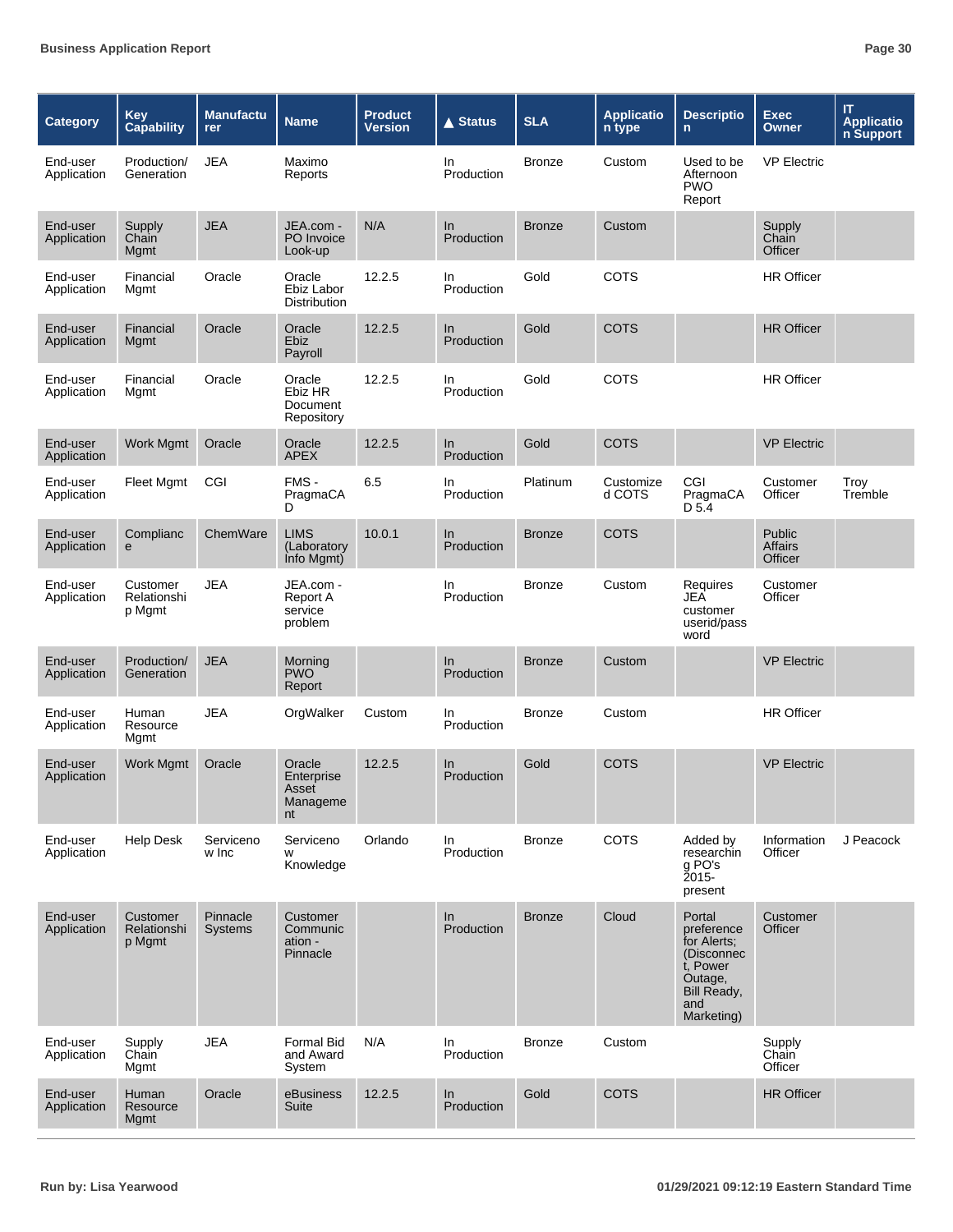| Category | Key Capability | Manufacturer | Name | Product Version | ▲ Status | SLA | Application type | Description | Exec Owner | IT Application Support |
|---|---|---|---|---|---|---|---|---|---|---|
| End-user Application | Production/ Generation | JEA | Maximo Reports | | In Production | Bronze | Custom | Used to be Afternoon PWO Report | VP Electric | |
| End-user Application | Supply Chain Mgmt | JEA | JEA.com - PO Invoice Look-up | N/A | In Production | Bronze | Custom | | Supply Chain Officer | |
| End-user Application | Financial Mgmt | Oracle | Oracle Ebiz Labor Distribution | 12.2.5 | In Production | Gold | COTS | | HR Officer | |
| End-user Application | Financial Mgmt | Oracle | Oracle Ebiz Payroll | 12.2.5 | In Production | Gold | COTS | | HR Officer | |
| End-user Application | Financial Mgmt | Oracle | Oracle Ebiz HR Document Repository | 12.2.5 | In Production | Gold | COTS | | HR Officer | |
| End-user Application | Work Mgmt | Oracle | Oracle APEX | 12.2.5 | In Production | Gold | COTS | | VP Electric | |
| End-user Application | Fleet Mgmt | CGI | FMS - PragmaCAD | 6.5 | In Production | Platinum | Customized COTS | CGI PragmaCAD 5.4 | Customer Officer | Troy Tremble |
| End-user Application | Compliance | ChemWare | LIMS (Laboratory Info Mgmt) | 10.0.1 | In Production | Bronze | COTS | | Public Affairs Officer | |
| End-user Application | Customer Relationship Mgmt | JEA | JEA.com - Report A service problem | | In Production | Bronze | Custom | Requires JEA customer userid/password | Customer Officer | |
| End-user Application | Production/ Generation | JEA | Morning PWO Report | | In Production | Bronze | Custom | | VP Electric | |
| End-user Application | Human Resource Mgmt | JEA | OrgWalker | Custom | In Production | Bronze | Custom | | HR Officer | |
| End-user Application | Work Mgmt | Oracle | Oracle Enterprise Asset Management | 12.2.5 | In Production | Gold | COTS | | VP Electric | |
| End-user Application | Help Desk | Servicenow Inc | Servicenow Knowledge | Orlando | In Production | Bronze | COTS | Added by researching PO's 2015-present | Information Officer | J Peacock |
| End-user Application | Customer Relationship Mgmt | Pinnacle Systems | Customer Communication - Pinnacle | | In Production | Bronze | Cloud | Portal preference for Alerts; (Disconnect, Power Outage, Bill Ready, and Marketing) | Customer Officer | |
| End-user Application | Supply Chain Mgmt | JEA | Formal Bid and Award System | N/A | In Production | Bronze | Custom | | Supply Chain Officer | |
| End-user Application | Human Resource Mgmt | Oracle | eBusiness Suite | 12.2.5 | In Production | Gold | COTS | | HR Officer | |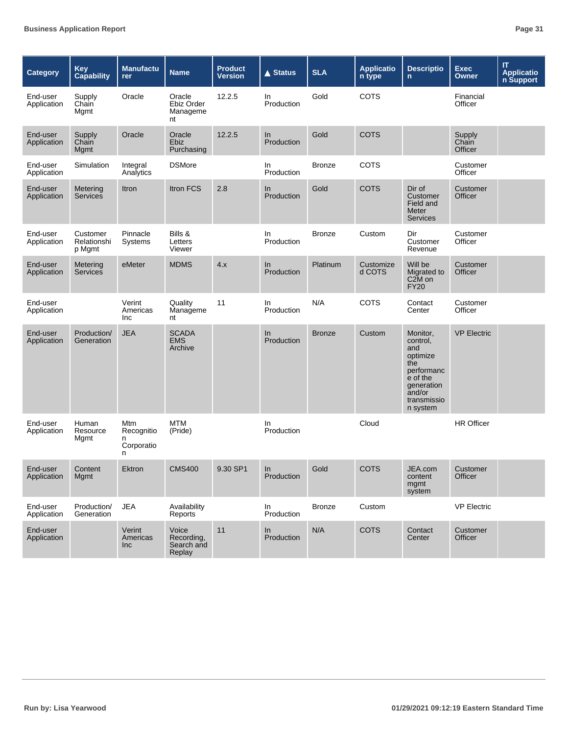| Category | Key Capability | Manufacturer | Name | Product Version | ▲ Status | SLA | Application type | Description | Exec Owner | IT Application Support |
|---|---|---|---|---|---|---|---|---|---|---|
| End-user Application | Supply Chain Mgmt | Oracle | Oracle Ebiz Order Management | 12.2.5 | In Production | Gold | COTS | | Financial Officer | |
| End-user Application | Supply Chain Mgmt | Oracle | Oracle Ebiz Purchasing | 12.2.5 | In Production | Gold | COTS | | Supply Chain Officer | |
| End-user Application | Simulation | Integral Analytics | DSMore | | In Production | Bronze | COTS | | Customer Officer | |
| End-user Application | Metering Services | Itron | Itron FCS | 2.8 | In Production | Gold | COTS | Dir of Customer Field and Meter Services | Customer Officer | |
| End-user Application | Customer Relationship Mgmt | Pinnacle Systems | Bills & Letters Viewer | | In Production | Bronze | Custom | Dir Customer Revenue | Customer Officer | |
| End-user Application | Metering Services | eMeter | MDMS | 4.x | In Production | Platinum | Customized COTS | Will be Migrated to C2M on FY20 | Customer Officer | |
| End-user Application | | Verint Americas Inc | Quality Management | 11 | In Production | N/A | COTS | Contact Center | Customer Officer | |
| End-user Application | Production/ Generation | JEA | SCADA EMS Archive | | In Production | Bronze | Custom | Monitor, control, and optimize the performance of the generation and/or transmission system | VP Electric | |
| End-user Application | Human Resource Mgmt | Mtm Recognition Corporation | MTM (Pride) | | In Production | | Cloud | | HR Officer | |
| End-user Application | Content Mgmt | Ektron | CMS400 | 9.30 SP1 | In Production | Gold | COTS | JEA.com content mgmt system | Customer Officer | |
| End-user Application | Production/ Generation | JEA | Availability Reports | | In Production | Bronze | Custom | | VP Electric | |
| End-user Application | | Verint Americas Inc | Voice Recording, Search and Replay | 11 | In Production | N/A | COTS | Contact Center | Customer Officer | |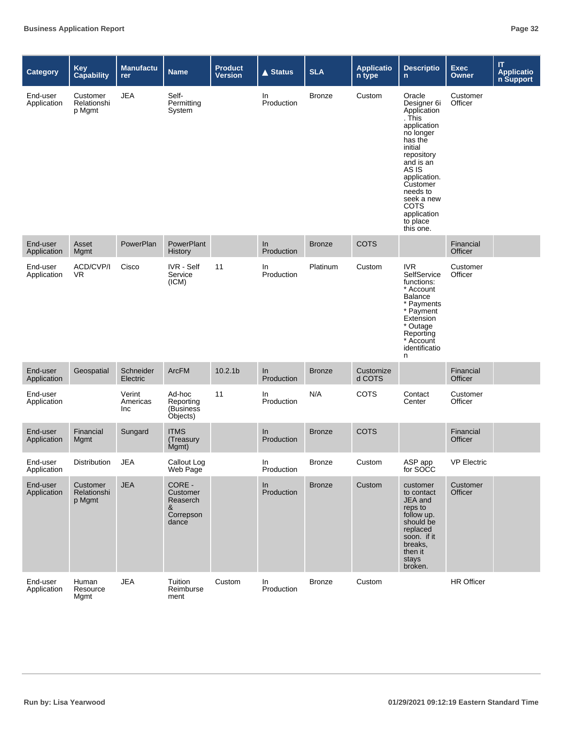| Category | Key Capability | Manufacturer | Name | Product Version | ▲ Status | SLA | Application type | Description | Exec Owner | IT Application Support |
|---|---|---|---|---|---|---|---|---|---|---|
| End-user Application | Customer Relationship Mgmt | JEA | Self-Permitting System | | In Production | Bronze | Custom | Oracle Designer 6i Application . This application no longer has the initial repository and is an AS IS application. Customer needs to seek a new COTS application to place this one. | Customer Officer | |
| End-user Application | Asset Mgmt | PowerPlan | PowerPlant History | | In Production | Bronze | COTS | | Financial Officer | |
| End-user Application | ACD/CVP/IVR | Cisco | IVR - Self Service (ICM) | 11 | In Production | Platinum | Custom | IVR SelfService functions: * Account Balance * Payments * Payment Extension * Outage Reporting * Account identification | Customer Officer | |
| End-user Application | Geospatial | Schneider Electric | ArcFM | 10.2.1b | In Production | Bronze | Customized COTS | | Financial Officer | |
| End-user Application | | Verint Americas Inc | Ad-hoc Reporting (Business Objects) | 11 | In Production | N/A | COTS | Contact Center | Customer Officer | |
| End-user Application | Financial Mgmt | Sungard | ITMS (Treasury Mgmt) | | In Production | Bronze | COTS | | Financial Officer | |
| End-user Application | Distribution | JEA | Callout Log Web Page | | In Production | Bronze | Custom | ASP app for SOCC | VP Electric | |
| End-user Application | Customer Relationship Mgmt | JEA | CORE - Customer Reaserch & Correpson dance | | In Production | Bronze | Custom | customer to contact JEA and reps to follow up. should be replaced soon. if it breaks, then it stays broken. | Customer Officer | |
| End-user Application | Human Resource Mgmt | JEA | Tuition Reimburse ment | Custom | In Production | Bronze | Custom | | HR Officer | |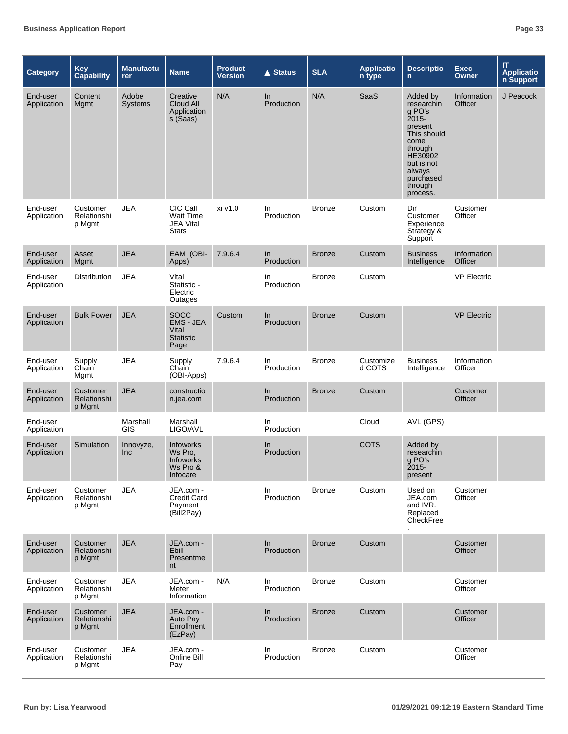| Category | Key Capability | Manufacturer | Name | Product Version | ▲ Status | SLA | Application type | Description | Exec Owner | IT Application Support |
|---|---|---|---|---|---|---|---|---|---|---|
| End-user Application | Content Mgmt | Adobe Systems | Creative Cloud All Applications (Saas) | N/A | In Production | N/A | SaaS | Added by researching PO's 2015-present This should come through HE30902 but is not always purchased through process. | Information Officer | J Peacock |
| End-user Application | Customer Relationship Mgmt | JEA | CIC Call Wait Time JEA Vital Stats | xi v1.0 | In Production | Bronze | Custom | Dir Customer Experience Strategy & Support | Customer Officer | |
| End-user Application | Asset Mgmt | JEA | EAM (OBI-Apps) | 7.9.6.4 | In Production | Bronze | Custom | Business Intelligence | Information Officer | |
| End-user Application | Distribution | JEA | Vital Statistic - Electric Outages | | In Production | Bronze | Custom | | VP Electric | |
| End-user Application | Bulk Power | JEA | SOCC EMS - JEA Vital Statistic Page | Custom | In Production | Bronze | Custom | | VP Electric | |
| End-user Application | Supply Chain Mgmt | JEA | Supply Chain (OBI-Apps) | 7.9.6.4 | In Production | Bronze | Customized COTS | Business Intelligence | Information Officer | |
| End-user Application | Customer Relationship Mgmt | JEA | construction.jea.com | | In Production | Bronze | Custom | | Customer Officer | |
| End-user Application | | Marshall GIS | Marshall LIGO/AVL | | In Production | | Cloud | AVL (GPS) | | |
| End-user Application | Simulation | Innovyze, Inc | Infoworks Ws Pro, Infoworks Ws Pro & Infocare | | In Production | | COTS | Added by researching PO's 2015-present | | |
| End-user Application | Customer Relationship Mgmt | JEA | JEA.com - Credit Card Payment (Bill2Pay) | | In Production | Bronze | Custom | Used on JEA.com and IVR. Replaced CheckFree. | Customer Officer | |
| End-user Application | Customer Relationship Mgmt | JEA | JEA.com - Ebill Presentment | | In Production | Bronze | Custom | | Customer Officer | |
| End-user Application | Customer Relationship Mgmt | JEA | JEA.com - Meter Information | N/A | In Production | Bronze | Custom | | Customer Officer | |
| End-user Application | Customer Relationship Mgmt | JEA | JEA.com - Auto Pay Enrollment (EzPay) | | In Production | Bronze | Custom | | Customer Officer | |
| End-user Application | Customer Relationship Mgmt | JEA | JEA.com - Online Bill Pay | | In Production | Bronze | Custom | | Customer Officer | |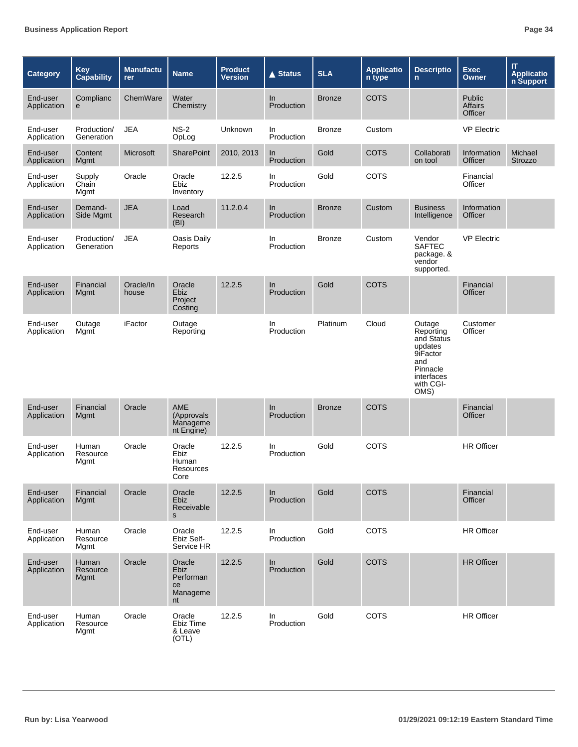| Category | Key Capability | Manufacturer | Name | Product Version | ▲ Status | SLA | Application type | Description | Exec Owner | IT Application Support |
|---|---|---|---|---|---|---|---|---|---|---|
| End-user Application | Compliance | ChemWare | Water Chemistry | | In Production | Bronze | COTS | | Public Affairs Officer | |
| End-user Application | Production/ Generation | JEA | NS-2 OpLog | Unknown | In Production | Bronze | Custom | | VP Electric | |
| End-user Application | Content Mgmt | Microsoft | SharePoint | 2010, 2013 | In Production | Gold | COTS | Collaboration tool | Information Officer | Michael Strozzo |
| End-user Application | Supply Chain Mgmt | Oracle | Oracle Ebiz Inventory | 12.2.5 | In Production | Gold | COTS | | Financial Officer | |
| End-user Application | Demand-Side Mgmt | JEA | Load Research (BI) | 11.2.0.4 | In Production | Bronze | Custom | Business Intelligence | Information Officer | |
| End-user Application | Production/ Generation | JEA | Oasis Daily Reports | | In Production | Bronze | Custom | Vendor SAFTEC package. & vendor supported. | VP Electric | |
| End-user Application | Financial Mgmt | Oracle/In house | Oracle Ebiz Project Costing | 12.2.5 | In Production | Gold | COTS | | Financial Officer | |
| End-user Application | Outage Mgmt | iFactor | Outage Reporting | | In Production | Platinum | Cloud | Outage Reporting and Status updates 9iFactor and Pinnacle interfaces with CGI-OMS) | Customer Officer | |
| End-user Application | Financial Mgmt | Oracle | AME (Approvals Management Engine) | | In Production | Bronze | COTS | | Financial Officer | |
| End-user Application | Human Resource Mgmt | Oracle | Oracle Ebiz Human Resources Core | 12.2.5 | In Production | Gold | COTS | | HR Officer | |
| End-user Application | Financial Mgmt | Oracle | Oracle Ebiz Receivables | 12.2.5 | In Production | Gold | COTS | | Financial Officer | |
| End-user Application | Human Resource Mgmt | Oracle | Oracle Ebiz Self-Service HR | 12.2.5 | In Production | Gold | COTS | | HR Officer | |
| End-user Application | Human Resource Mgmt | Oracle | Oracle Ebiz Performance Management | 12.2.5 | In Production | Gold | COTS | | HR Officer | |
| End-user Application | Human Resource Mgmt | Oracle | Oracle Ebiz Time & Leave (OTL) | 12.2.5 | In Production | Gold | COTS | | HR Officer | |

Run by: Lisa Yearwood

01/29/2021 09:12:19 Eastern Standard Time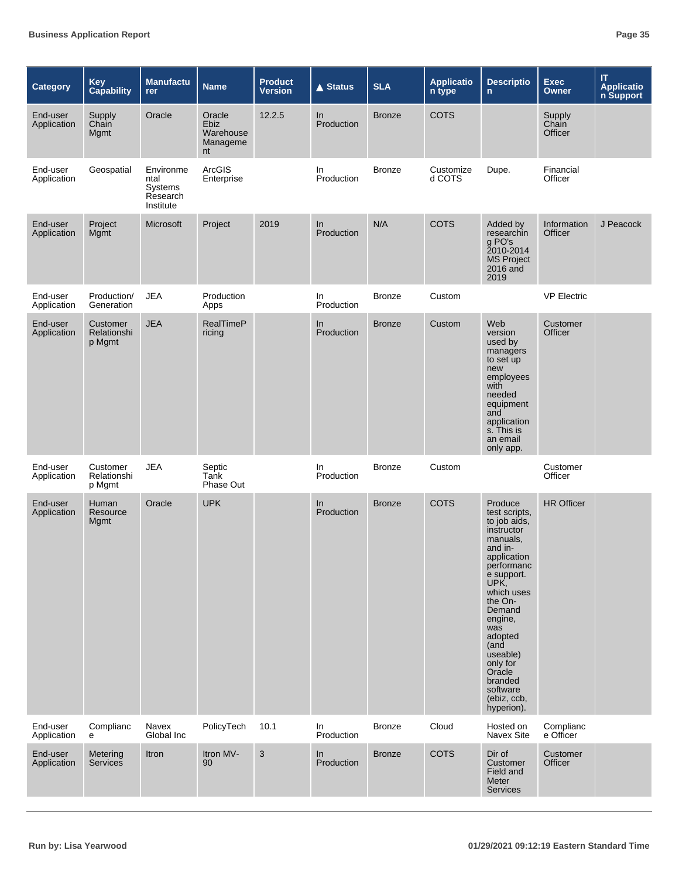| Category | Key Capability | Manufacturer | Name | Product Version | ▲ Status | SLA | Application type | Description | Exec Owner | IT Application Support |
|---|---|---|---|---|---|---|---|---|---|---|
| End-user Application | Supply Chain Mgmt | Oracle | Oracle Ebiz Warehouse Management | 12.2.5 | In Production | Bronze | COTS | | Supply Chain Officer | |
| End-user Application | Geospatial | Environmental Systems Research Institute | ArcGIS Enterprise | | In Production | Bronze | Customized COTS | Dupe. | Financial Officer | |
| End-user Application | Project Mgmt | Microsoft | Project | 2019 | In Production | N/A | COTS | Added by researching PO's 2010-2014 MS Project 2016 and 2019 | Information Officer | J Peacock |
| End-user Application | Production/ Generation | JEA | Production Apps | | In Production | Bronze | Custom | | VP Electric | |
| End-user Application | Customer Relationship Mgmt | JEA | RealTimePricing | | In Production | Bronze | Custom | Web version used by managers to set up new employees with needed equipment and applications. This is an email only app. | Customer Officer | |
| End-user Application | Customer Relationship Mgmt | JEA | Septic Tank Phase Out | | In Production | Bronze | Custom | | Customer Officer | |
| End-user Application | Human Resource Mgmt | Oracle | UPK | | In Production | Bronze | COTS | Produce test scripts, to job aids, instructor manuals, and in-application performance support. UPK, which uses the On-Demand engine, was adopted (and useable) only for Oracle branded software (ebiz, ccb, hyperion). | HR Officer | |
| End-user Application | Compliance | Navex Global Inc | PolicyTech | 10.1 | In Production | Bronze | Cloud | Hosted on Navex Site | Compliance Officer | |
| End-user Application | Metering Services | Itron | Itron MV-90 | 3 | In Production | Bronze | COTS | Dir of Customer Field and Meter Services | Customer Officer | |

Run by: Lisa Yearwood    01/29/2021 09:12:19 Eastern Standard Time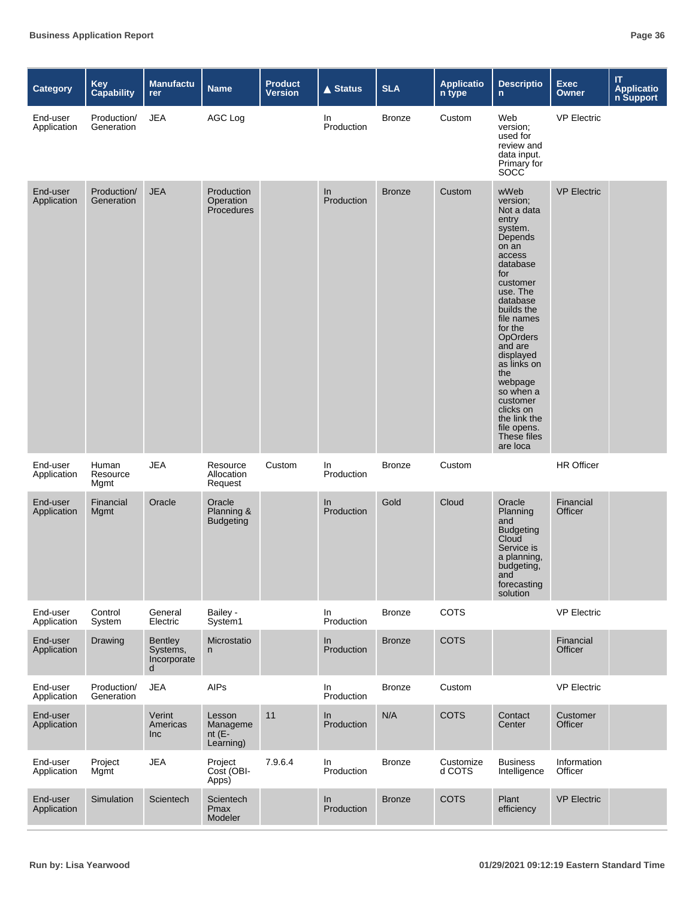| Category | Key Capability | Manufacturer | Name | Product Version | ▲ Status | SLA | Application type | Description | Exec Owner | IT Application Support |
|---|---|---|---|---|---|---|---|---|---|---|
| End-user Application | Production/ Generation | JEA | AGC Log | | In Production | Bronze | Custom | Web version; used for review and data input. Primary for SOCC | VP Electric | |
| End-user Application | Production/ Generation | JEA | Production Operation Procedures | | In Production | Bronze | Custom | wWeb version; Not a data entry system. Depends on an access database for customer use. The database builds the file names for the OpOrders and are displayed as links on the webpage so when a customer clicks on the link the file opens. These files are loca | VP Electric | |
| End-user Application | Human Resource Mgmt | JEA | Resource Allocation Request | Custom | In Production | Bronze | Custom | | HR Officer | |
| End-user Application | Financial Mgmt | Oracle | Oracle Planning & Budgeting | | In Production | Gold | Cloud | Oracle Planning and Budgeting Cloud Service is a planning, budgeting, and forecasting solution | Financial Officer | |
| End-user Application | Control System | General Electric | Bailey - System1 | | In Production | Bronze | COTS | | VP Electric | |
| End-user Application | Drawing | Bentley Systems, Incorporated | Microstation | | In Production | Bronze | COTS | | Financial Officer | |
| End-user Application | Production/ Generation | JEA | AIPs | | In Production | Bronze | Custom | | VP Electric | |
| End-user Application | | Verint Americas Inc | Lesson Management (E-Learning) | 11 | In Production | N/A | COTS | Contact Center | Customer Officer | |
| End-user Application | Project Mgmt | JEA | Project Cost (OBI-Apps) | 7.9.6.4 | In Production | Bronze | Customized COTS | Business Intelligence | Information Officer | |
| End-user Application | Simulation | Scientech | Scientech Pmax Modeler | | In Production | Bronze | COTS | Plant efficiency | VP Electric | |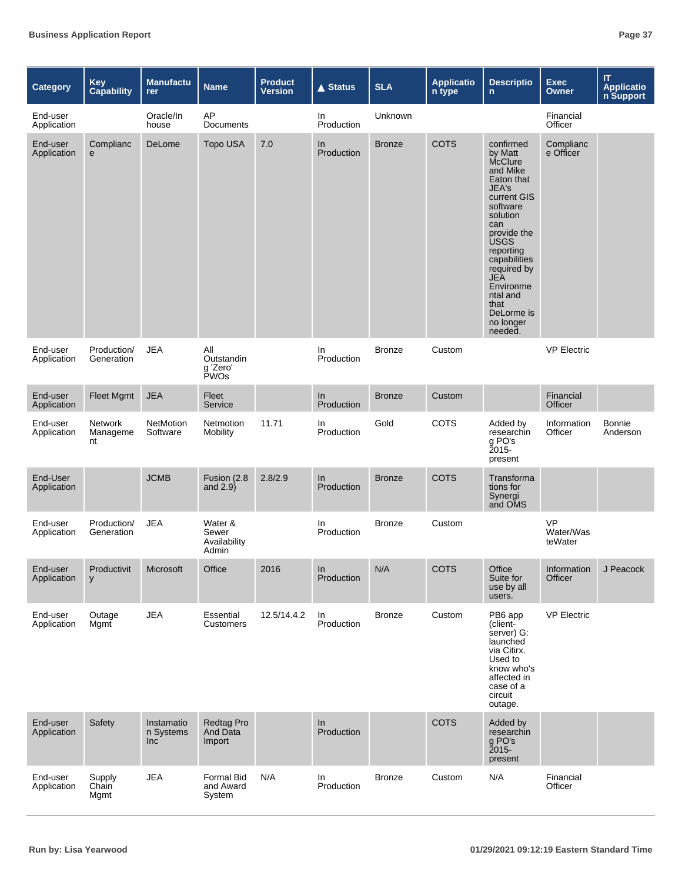| Category | Key Capability | Manufacturer | Name | Product Version | ▲ Status | SLA | Application type | Description | Exec Owner | IT Application Support |
|---|---|---|---|---|---|---|---|---|---|---|
| End-user Application | | Oracle/In house | AP Documents | | In Production | Unknown | | | Financial Officer | |
| End-user Application | Compliance | DeLome | Topo USA | 7.0 | In Production | Bronze | COTS | confirmed by Matt McClure and Mike Eaton that JEA's current GIS software solution can provide the USGS reporting capabilities required by JEA Environmental and that DeLorme is no longer needed. | Compliance Officer | |
| End-user Application | Production/ Generation | JEA | All Outstanding 'Zero' PWOs | | In Production | Bronze | Custom | | VP Electric | |
| End-user Application | Fleet Mgmt | JEA | Fleet Service | | In Production | Bronze | Custom | | Financial Officer | |
| End-user Application | Network Management | NetMotion Software | Netmotion Mobility | 11.71 | In Production | Gold | COTS | Added by researching PO's 2015-present | Information Officer | Bonnie Anderson |
| End-User Application | | JCMB | Fusion (2.8 and 2.9) | 2.8/2.9 | In Production | Bronze | COTS | Transformations for Synergi and OMS | | |
| End-user Application | Production/ Generation | JEA | Water & Sewer Availability Admin | | In Production | Bronze | Custom | | VP Water/WasteWater | |
| End-user Application | Productivity | Microsoft | Office | 2016 | In Production | N/A | COTS | Office Suite for use by all users. | Information Officer | J Peacock |
| End-user Application | Outage Mgmt | JEA | Essential Customers | 12.5/14.4.2 | In Production | Bronze | Custom | PB6 app (client-server) G: launched via Citirx. Used to know who's affected in case of a circuit outage. | VP Electric | |
| End-user Application | Safety | Instamation Systems Inc | Redtag Pro And Data Import | | In Production | | COTS | Added by researching PO's 2015-present | | |
| End-user Application | Supply Chain Mgmt | JEA | Formal Bid and Award System | N/A | In Production | Bronze | Custom | N/A | Financial Officer | |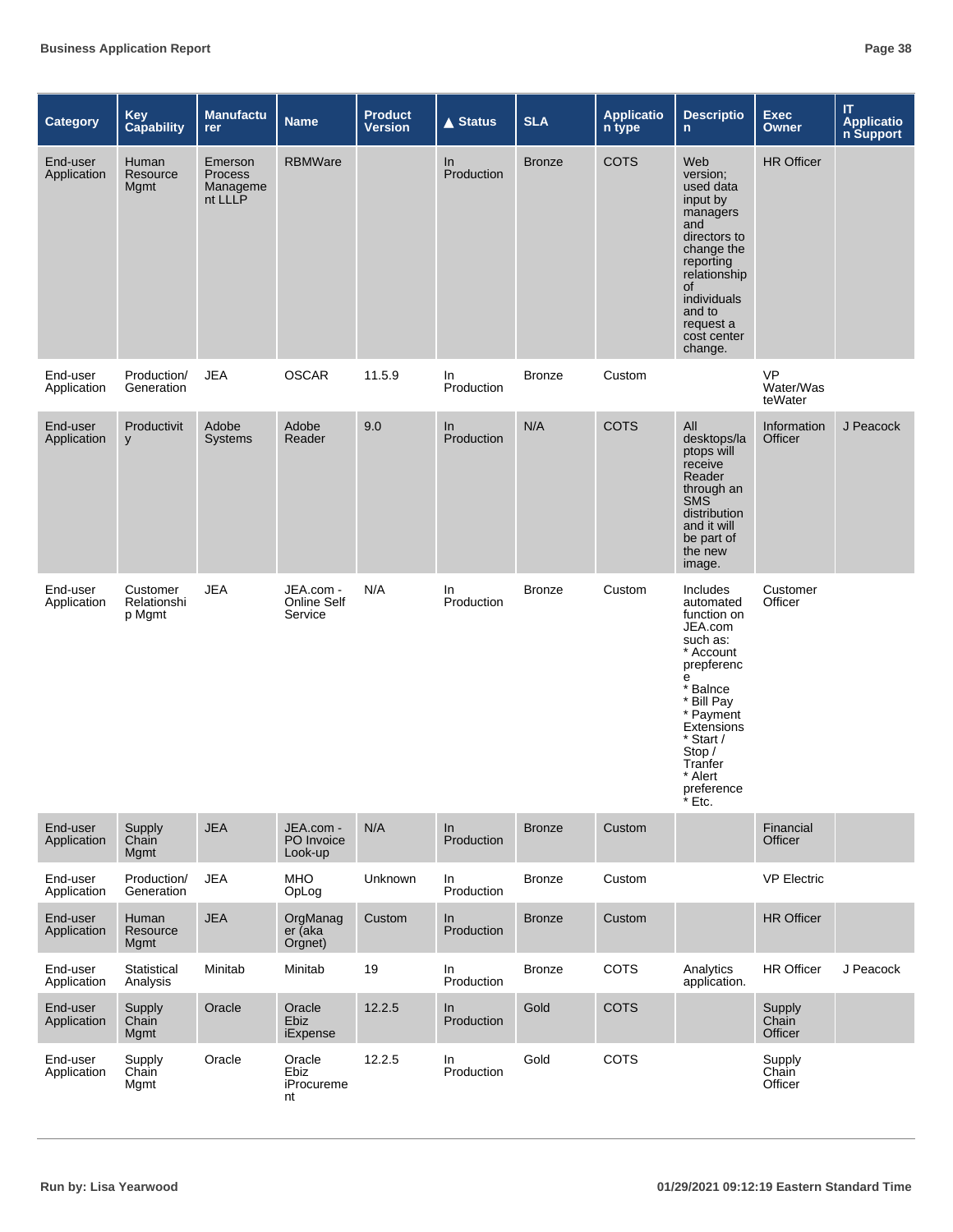| Category | Key Capability | Manufacturer | Name | Product Version | ▲ Status | SLA | Application type | Description | Exec Owner | IT Application Support |
|---|---|---|---|---|---|---|---|---|---|---|
| End-user Application | Human Resource Mgmt | Emerson Process Management LLLP | RBMWare | | In Production | Bronze | COTS | Web version; used data input by managers and directors to change the reporting relationship of individuals and to request a cost center change. | HR Officer | |
| End-user Application | Production/ Generation | JEA | OSCAR | 11.5.9 | In Production | Bronze | Custom | | VP Water/WasteWater | |
| End-user Application | Productivity | Adobe Systems | Adobe Reader | 9.0 | In Production | N/A | COTS | All desktops/laptops will receive Reader through an SMS distribution and it will be part of the new image. | Information Officer | J Peacock |
| End-user Application | Customer Relationship Mgmt | JEA | JEA.com - Online Self Service | N/A | In Production | Bronze | Custom | Includes automated function on JEA.com such as: * Account prepference * Balnce * Bill Pay * Payment Extensions * Start / Stop / Tranfer * Alert preference * Etc. | Customer Officer | |
| End-user Application | Supply Chain Mgmt | JEA | JEA.com - PO Invoice Look-up | N/A | In Production | Bronze | Custom | | Financial Officer | |
| End-user Application | Production/ Generation | JEA | MHO OpLog | Unknown | In Production | Bronze | Custom | | VP Electric | |
| End-user Application | Human Resource Mgmt | JEA | OrgManager (aka Orgnet) | Custom | In Production | Bronze | Custom | | HR Officer | |
| End-user Application | Statistical Analysis | Minitab | Minitab | 19 | In Production | Bronze | COTS | Analytics application. | HR Officer | J Peacock |
| End-user Application | Supply Chain Mgmt | Oracle | Oracle Ebiz iExpense | 12.2.5 | In Production | Gold | COTS | | Supply Chain Officer | |
| End-user Application | Supply Chain Mgmt | Oracle | Oracle Ebiz iProcurement | 12.2.5 | In Production | Gold | COTS | | Supply Chain Officer | |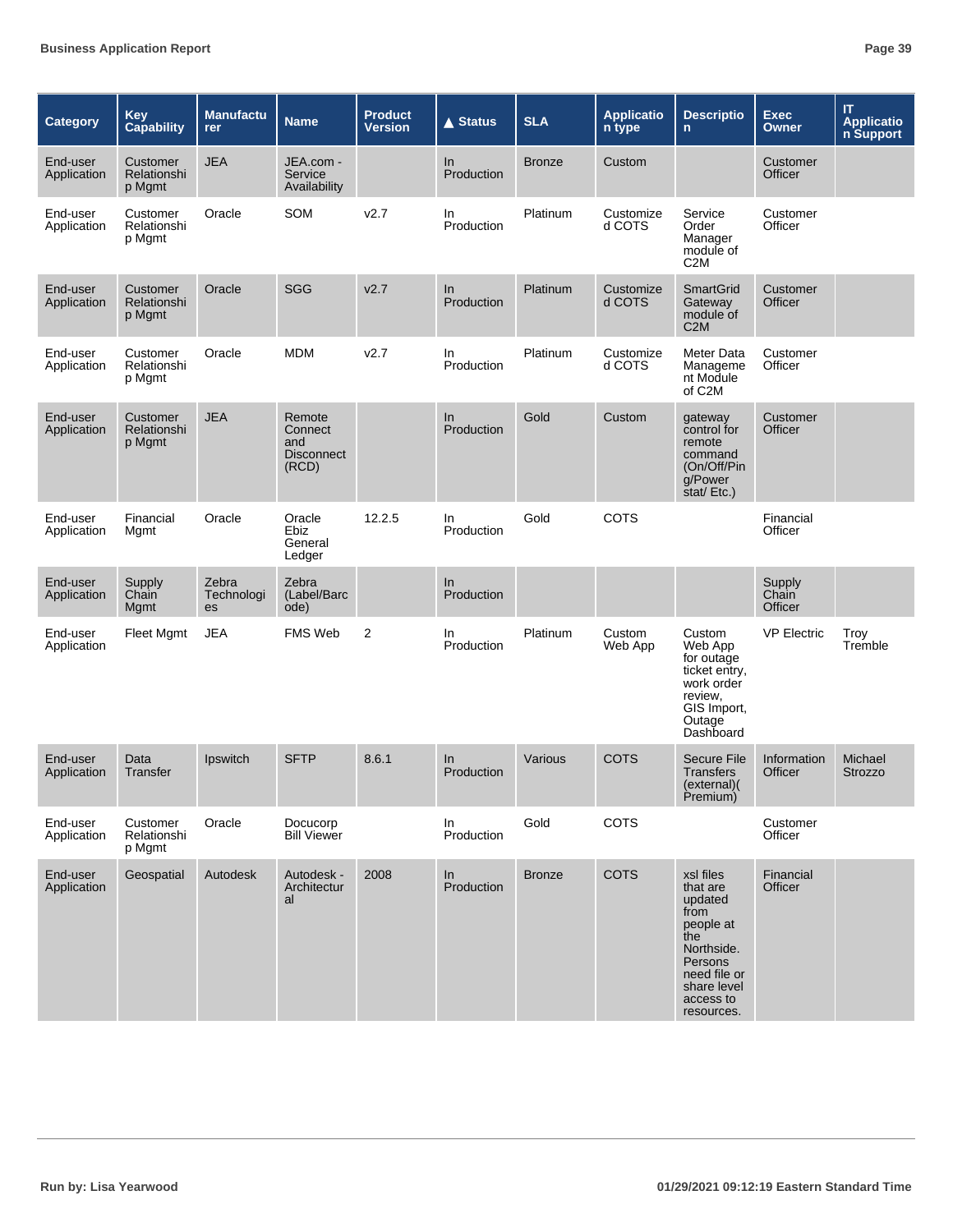| Category | Key Capability | Manufacturer | Name | Product Version | ▲ Status | SLA | Application type | Description | Exec Owner | IT Application Support |
|---|---|---|---|---|---|---|---|---|---|---|
| End-user Application | Customer Relationship Mgmt | JEA | JEA.com - Service Availability | | In Production | Bronze | Custom | | Customer Officer | |
| End-user Application | Customer Relationship Mgmt | Oracle | SOM | v2.7 | In Production | Platinum | Customized COTS | Service Order Manager module of C2M | Customer Officer | |
| End-user Application | Customer Relationship Mgmt | Oracle | SGG | v2.7 | In Production | Platinum | Customized COTS | SmartGrid Gateway module of C2M | Customer Officer | |
| End-user Application | Customer Relationship Mgmt | Oracle | MDM | v2.7 | In Production | Platinum | Customized COTS | Meter Data Management Module of C2M | Customer Officer | |
| End-user Application | Customer Relationship Mgmt | JEA | Remote Connect and Disconnect (RCD) | | In Production | Gold | Custom | gateway control for remote command (On/Off/Ping/Power stat/ Etc.) | Customer Officer | |
| End-user Application | Financial Mgmt | Oracle | Oracle Ebiz General Ledger | 12.2.5 | In Production | Gold | COTS | | Financial Officer | |
| End-user Application | Supply Chain Mgmt | Zebra Technologies | Zebra (Label/Barcode) | | In Production | | | | Supply Chain Officer | |
| End-user Application | Fleet Mgmt | JEA | FMS Web | 2 | In Production | Platinum | Custom Web App | Custom Web App for outage ticket entry, work order review, GIS Import, Outage Dashboard | VP Electric | Troy Tremble |
| End-user Application | Data Transfer | Ipswitch | SFTP | 8.6.1 | In Production | Various | COTS | Secure File Transfers (external)( Premium) | Information Officer | Michael Strozzo |
| End-user Application | Customer Relationship Mgmt | Oracle | Docucorp Bill Viewer | | In Production | Gold | COTS | | Customer Officer | |
| End-user Application | Geospatial | Autodesk | Autodesk - Architectural | 2008 | In Production | Bronze | COTS | xsl files that are updated from people at the Northside. Persons need file or share level access to resources. | Financial Officer | |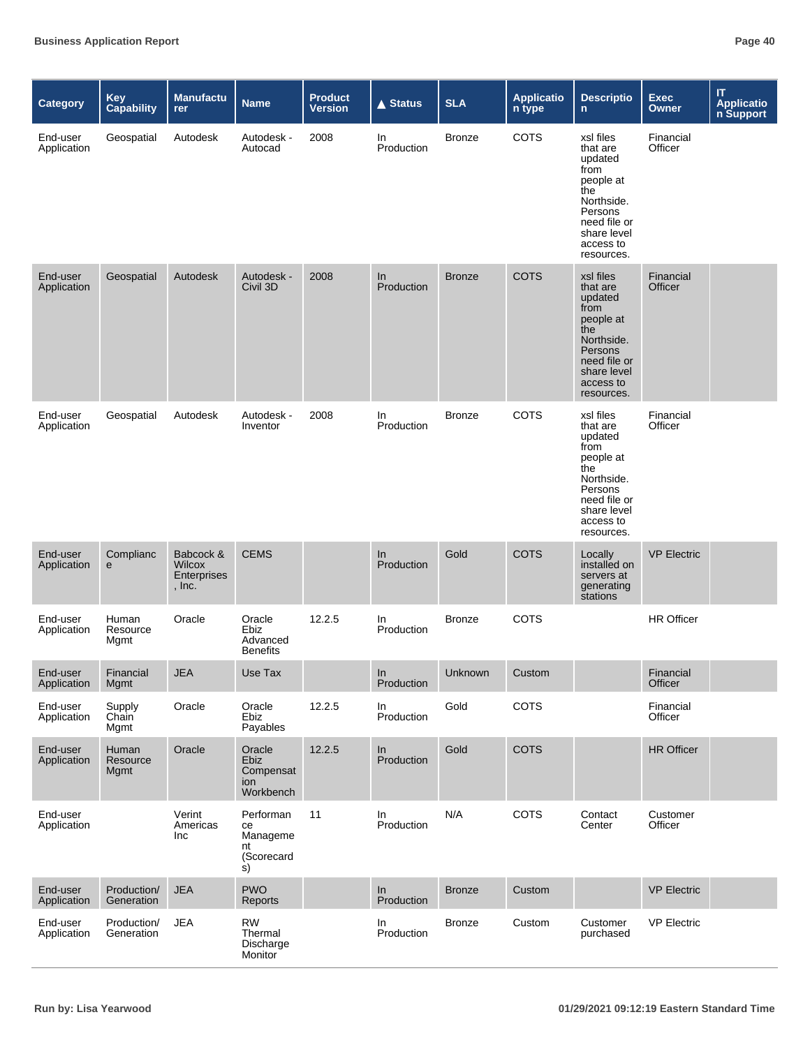| Category | Key Capability | Manufacturer | Name | Product Version | ▲ Status | SLA | Application type | Description | Exec Owner | IT Application Support |
|---|---|---|---|---|---|---|---|---|---|---|
| End-user Application | Geospatial | Autodesk | Autodesk - Autocad | 2008 | In Production | Bronze | COTS | xsl files that are updated from people at the Northside. Persons need file or share level access to resources. | Financial Officer | |
| End-user Application | Geospatial | Autodesk | Autodesk - Civil 3D | 2008 | In Production | Bronze | COTS | xsl files that are updated from people at the Northside. Persons need file or share level access to resources. | Financial Officer | |
| End-user Application | Geospatial | Autodesk | Autodesk - Inventor | 2008 | In Production | Bronze | COTS | xsl files that are updated from people at the Northside. Persons need file or share level access to resources. | Financial Officer | |
| End-user Application | Compliance | Babcock & Wilcox Enterprises, Inc. | CEMS | | In Production | Gold | COTS | Locally installed on servers at generating stations | VP Electric | |
| End-user Application | Human Resource Mgmt | Oracle | Oracle Ebiz Advanced Benefits | 12.2.5 | In Production | Bronze | COTS | | HR Officer | |
| End-user Application | Financial Mgmt | JEA | Use Tax | | In Production | Unknown | Custom | | Financial Officer | |
| End-user Application | Supply Chain Mgmt | Oracle | Oracle Ebiz Payables | 12.2.5 | In Production | Gold | COTS | | Financial Officer | |
| End-user Application | Human Resource Mgmt | Oracle | Oracle Ebiz Compensation Workbench | 12.2.5 | In Production | Gold | COTS | | HR Officer | |
| End-user Application | | Verint Americas Inc | Performance Management (Scorecards) | 11 | In Production | N/A | COTS | Contact Center | Customer Officer | |
| End-user Application | Production/ Generation | JEA | PWO Reports | | In Production | Bronze | Custom | | VP Electric | |
| End-user Application | Production/ Generation | JEA | RW Thermal Discharge Monitor | | In Production | Bronze | Custom | Customer purchased | VP Electric | |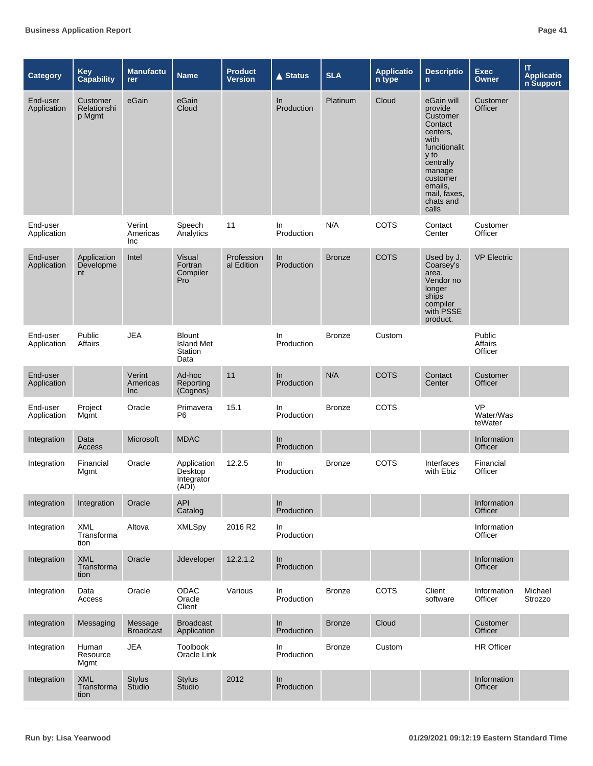| Category | Key Capability | Manufacturer | Name | Product Version | ▲ Status | SLA | Application type | Description | Exec Owner | IT Application Support |
|---|---|---|---|---|---|---|---|---|---|---|
| End-user Application | Customer Relationship Mgmt | eGain | eGain Cloud | | In Production | Platinum | Cloud | eGain will provide Customer Contact centers, with funcitionality to centrally manage customer emails, mail, faxes, chats and calls | Customer Officer | |
| End-user Application | | Verint Americas Inc | Speech Analytics | 11 | In Production | N/A | COTS | Contact Center | Customer Officer | |
| End-user Application | Application Development | Intel | Visual Fortran Compiler Pro | Professional Edition | In Production | Bronze | COTS | Used by J. Coarsey's area. Vendor no longer ships compiler with PSSE product. | VP Electric | |
| End-user Application | Public Affairs | JEA | Blount Island Met Station Data | | In Production | Bronze | Custom | | Public Affairs Officer | |
| End-user Application | | Verint Americas Inc | Ad-hoc Reporting (Cognos) | 11 | In Production | N/A | COTS | Contact Center | Customer Officer | |
| End-user Application | Project Mgmt | Oracle | Primavera P6 | 15.1 | In Production | Bronze | COTS | | VP Water/Wastewater | |
| Integration | Data Access | Microsoft | MDAC | | In Production | | | | Information Officer | |
| Integration | Financial Mgmt | Oracle | Application Desktop Integrator (ADI) | 12.2.5 | In Production | Bronze | COTS | Interfaces with Ebiz | Financial Officer | |
| Integration | Integration | Oracle | API Catalog | | In Production | | | | Information Officer | |
| Integration | XML Transformation | Altova | XMLSpy | 2016 R2 | In Production | | | | Information Officer | |
| Integration | XML Transformation | Oracle | Jdeveloper | 12.2.1.2 | In Production | | | | Information Officer | |
| Integration | Data Access | Oracle | ODAC Oracle Client | Various | In Production | Bronze | COTS | Client software | Information Officer | Michael Strozzo |
| Integration | Messaging | Message Broadcast | Broadcast Application | | In Production | Bronze | Cloud | | Customer Officer | |
| Integration | Human Resource Mgmt | JEA | Toolbook Oracle Link | | In Production | Bronze | Custom | | HR Officer | |
| Integration | XML Transformation | Stylus Studio | Stylus Studio | 2012 | In Production | | | | Information Officer | |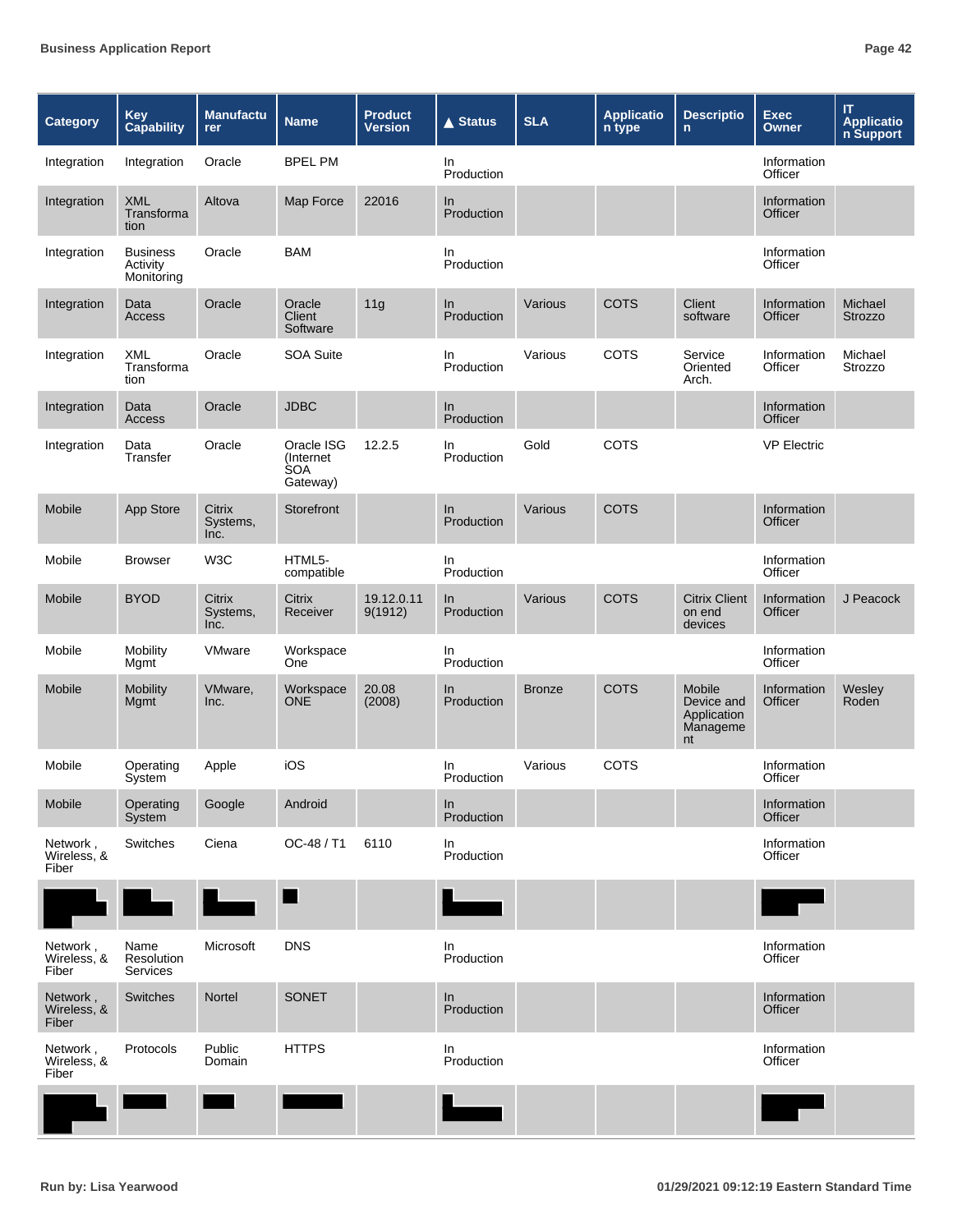| Category | Key Capability | Manufacturer | Name | Product Version | ▲ Status | SLA | Application type | Description | Exec Owner | IT Application Support |
|---|---|---|---|---|---|---|---|---|---|---|
| Integration | Integration | Oracle | BPEL PM | | In Production | | | | Information Officer | |
| Integration | XML Transformation | Altova | Map Force | 22016 | In Production | | | | Information Officer | |
| Integration | Business Activity Monitoring | Oracle | BAM | | In Production | | | | Information Officer | |
| Integration | Data Access | Oracle | Oracle Client Software | 11g | In Production | Various | COTS | Client software | Information Officer | Michael Strozzo |
| Integration | XML Transformation | Oracle | SOA Suite | | In Production | Various | COTS | Service Oriented Arch. | Information Officer | Michael Strozzo |
| Integration | Data Access | Oracle | JDBC | | In Production | | | | Information Officer | |
| Integration | Data Transfer | Oracle | Oracle ISG (Internet SOA Gateway) | 12.2.5 | In Production | Gold | COTS | | VP Electric | |
| Mobile | App Store | Citrix Systems, Inc. | Storefront | | In Production | Various | COTS | | Information Officer | |
| Mobile | Browser | W3C | HTML5-compatible | | In Production | | | | Information Officer | |
| Mobile | BYOD | Citrix Systems, Inc. | Citrix Receiver | 19.12.0.119(1912) | In Production | Various | COTS | Citrix Client on end devices | Information Officer | J Peacock |
| Mobile | Mobility Mgmt | VMware | Workspace One | | In Production | | | | Information Officer | |
| Mobile | Mobility Mgmt | VMware, Inc. | Workspace ONE | 20.08 (2008) | In Production | Bronze | COTS | Mobile Device and Application Management | Information Officer | Wesley Roden |
| Mobile | Operating System | Apple | iOS | | In Production | Various | COTS | | Information Officer | |
| Mobile | Operating System | Google | Android | | In Production | | | | Information Officer | |
| Network , Wireless, & Fiber | Switches | Ciena | OC-48 / T1 | 6110 | In Production | | | | Information Officer | |
| [redacted] | [redacted] | [redacted] | [redacted] | | [redacted] | | | | [redacted] | |
| Network , Wireless, & Fiber | Name Resolution Services | Microsoft | DNS | | In Production | | | | Information Officer | |
| Network , Wireless, & Fiber | Switches | Nortel | SONET | | In Production | | | | Information Officer | |
| Network , Wireless, & Fiber | Protocols | Public Domain | HTTPS | | In Production | | | | Information Officer | |
| [redacted] | [redacted] | [redacted] | [redacted] | | [redacted] | | | | [redacted] | |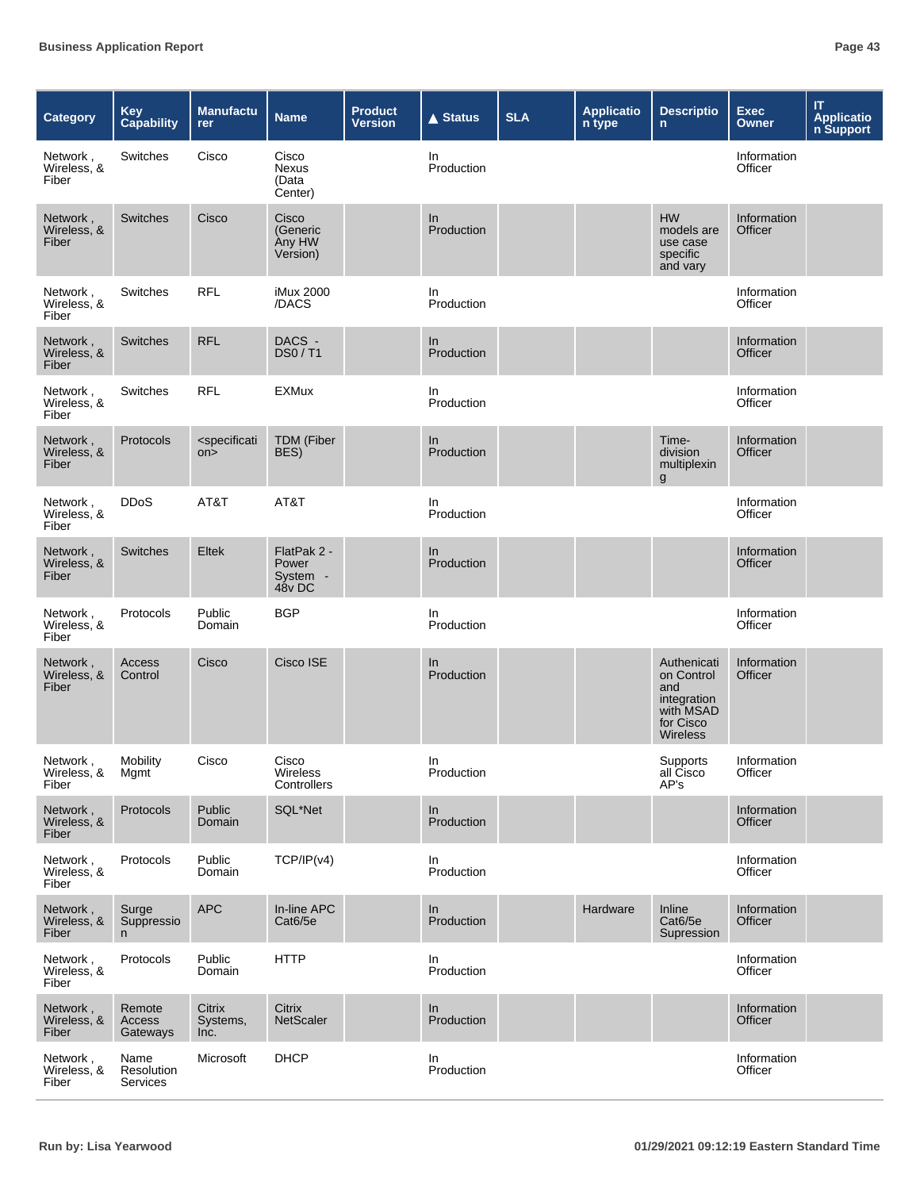| Category | Key Capability | Manufacturer | Name | Product Version | ▲ Status | SLA | Application type | Description | Exec Owner | IT Application Support |
|---|---|---|---|---|---|---|---|---|---|---|
| Network , Wireless, & Fiber | Switches | Cisco | Cisco Nexus (Data Center) | | In Production | | | | Information Officer | |
| Network , Wireless, & Fiber | Switches | Cisco | Cisco (Generic Any HW Version) | | In Production | | | HW models are use case specific and vary | Information Officer | |
| Network , Wireless, & Fiber | Switches | RFL | iMux 2000 /DACS | | In Production | | | | Information Officer | |
| Network , Wireless, & Fiber | Switches | RFL | DACS - DS0 / T1 | | In Production | | | | Information Officer | |
| Network , Wireless, & Fiber | Switches | RFL | EXMux | | In Production | | | | Information Officer | |
| Network , Wireless, & Fiber | Protocols | <specification> | TDM (Fiber BES) | | In Production | | | Time-division multiplexing | Information Officer | |
| Network , Wireless, & Fiber | DDoS | AT&T | AT&T | | In Production | | | | Information Officer | |
| Network , Wireless, & Fiber | Switches | Eltek | FlatPak 2 - Power System - 48v DC | | In Production | | | | Information Officer | |
| Network , Wireless, & Fiber | Protocols | Public Domain | BGP | | In Production | | | | Information Officer | |
| Network , Wireless, & Fiber | Access Control | Cisco | Cisco ISE | | In Production | | | Authenication Control and integration with MSAD for Cisco Wireless | Information Officer | |
| Network , Wireless, & Fiber | Mobility Mgmt | Cisco | Cisco Wireless Controllers | | In Production | | | Supports all Cisco AP's | Information Officer | |
| Network , Wireless, & Fiber | Protocols | Public Domain | SQL*Net | | In Production | | | | Information Officer | |
| Network , Wireless, & Fiber | Protocols | Public Domain | TCP/IP(v4) | | In Production | | | | Information Officer | |
| Network , Wireless, & Fiber | Surge Suppression | APC | In-line APC Cat6/5e | | In Production | | Hardware | Inline Cat6/5e Supression | Information Officer | |
| Network , Wireless, & Fiber | Protocols | Public Domain | HTTP | | In Production | | | | Information Officer | |
| Network , Wireless, & Fiber | Remote Access Gateways | Citrix Systems, Inc. | Citrix NetScaler | | In Production | | | | Information Officer | |
| Network , Wireless, & Fiber | Name Resolution Services | Microsoft | DHCP | | In Production | | | | Information Officer | |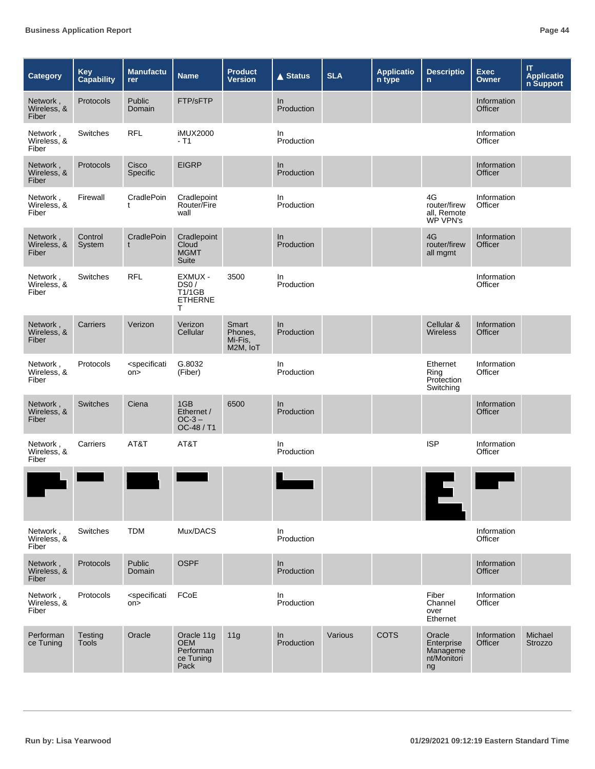| Category | Key Capability | Manufacturer | Name | Product Version | ▲ Status | SLA | Application type | Description | Exec Owner | IT Application Support |
|---|---|---|---|---|---|---|---|---|---|---|
| Network , Wireless, & Fiber | Protocols | Public Domain | FTP/sFTP | | In Production | | | | Information Officer | |
| Network , Wireless, & Fiber | Switches | RFL | iMUX2000 - T1 | | In Production | | | | Information Officer | |
| Network , Wireless, & Fiber | Protocols | Cisco Specific | EIGRP | | In Production | | | | Information Officer | |
| Network , Wireless, & Fiber | Firewall | CradlePoint | Cradlepoint Router/Firewall | | In Production | | | 4G router/firewall, Remote WP VPN's | Information Officer | |
| Network , Wireless, & Fiber | Control System | CradlePoint | Cradlepoint Cloud MGMT Suite | | In Production | | | 4G router/firewall mgmt | Information Officer | |
| Network , Wireless, & Fiber | Switches | RFL | EXMUX - DS0 / T1/1GB ETHERNET | 3500 | In Production | | | | Information Officer | |
| Network , Wireless, & Fiber | Carriers | Verizon | Verizon Cellular | Smart Phones, Mi-Fis, M2M, IoT | In Production | | | Cellular & Wireless | Information Officer | |
| Network , Wireless, & Fiber | Protocols | <specification> | G.8032 (Fiber) | | In Production | | | Ethernet Ring Protection Switching | Information Officer | |
| Network , Wireless, & Fiber | Switches | Ciena | 1GB Ethernet / OC-3 – OC-48 / T1 | 6500 | In Production | | | | Information Officer | |
| Network , Wireless, & Fiber | Carriers | AT&T | AT&T | | In Production | | | ISP | Information Officer | |
| | | | | | | | | | | |
| Network , Wireless, & Fiber | Switches | TDM | Mux/DACS | | In Production | | | | Information Officer | |
| Network , Wireless, & Fiber | Protocols | Public Domain | OSPF | | In Production | | | | Information Officer | |
| Network , Wireless, & Fiber | Protocols | <specification> | FCoE | | In Production | | | Fiber Channel over Ethernet | Information Officer | |
| Performance Tuning | Testing Tools | Oracle | Oracle 11g OEM Performance Tuning Pack | 11g | In Production | Various | COTS | Oracle Enterprise Management/Monitoring | Information Officer | Michael Strozzo |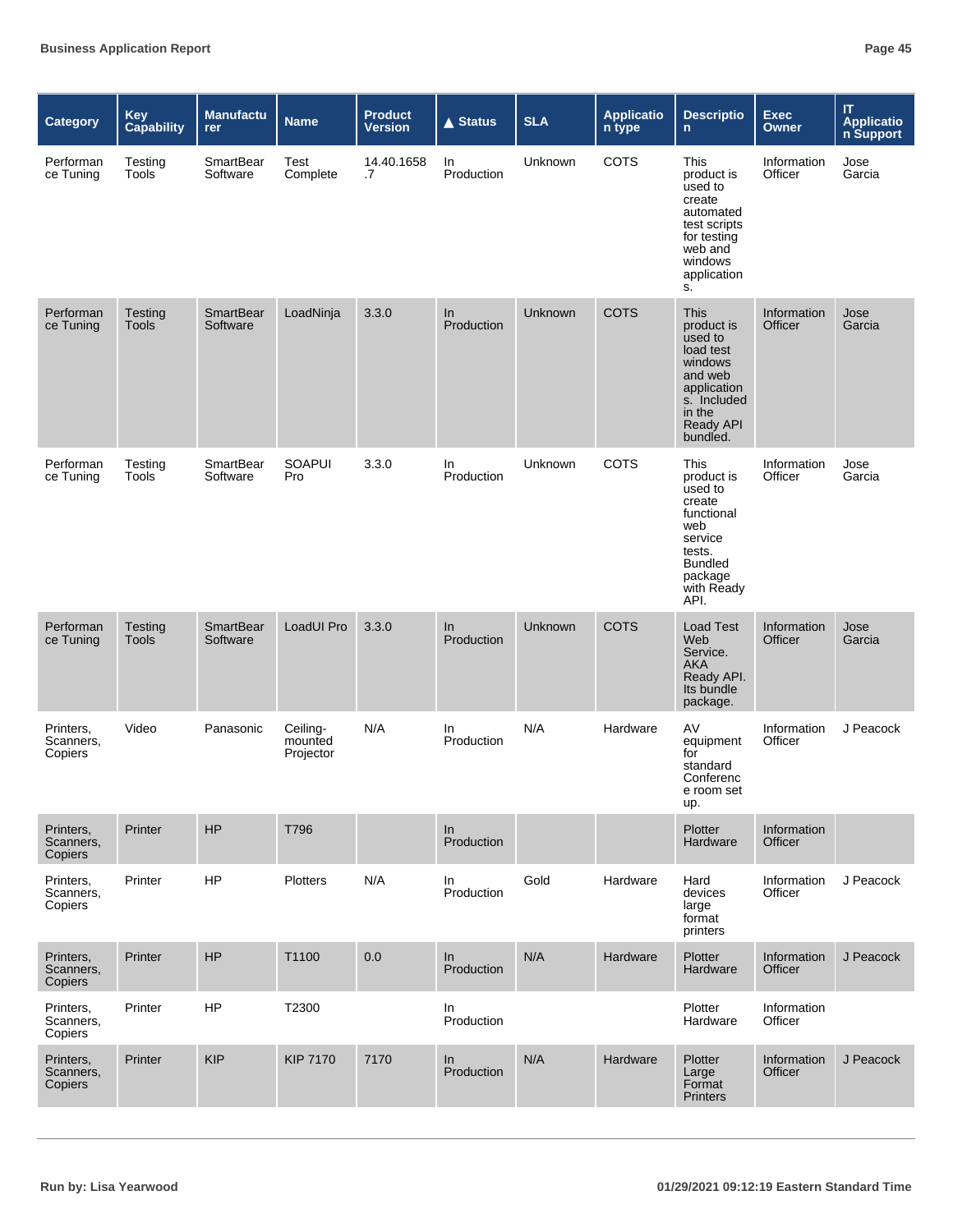| Category | Key Capability | Manufacturer | Name | Product Version | ▲ Status | SLA | Application type | Description | Exec Owner | IT Application Support |
|---|---|---|---|---|---|---|---|---|---|---|
| Performance Tuning | Testing Tools | SmartBear Software | Test Complete | 14.40.1658.7 | In Production | Unknown | COTS | This product is used to create automated test scripts for testing web and windows applications. | Information Officer | Jose Garcia |
| Performance Tuning | Testing Tools | SmartBear Software | LoadNinja | 3.3.0 | In Production | Unknown | COTS | This product is used to load test windows and web applications. Included in the Ready API bundled. | Information Officer | Jose Garcia |
| Performance Tuning | Testing Tools | SmartBear Software | SOAPUI Pro | 3.3.0 | In Production | Unknown | COTS | This product is used to create functional web service tests. Bundled package with Ready API. | Information Officer | Jose Garcia |
| Performance Tuning | Testing Tools | SmartBear Software | LoadUI Pro | 3.3.0 | In Production | Unknown | COTS | Load Test Web Service. AKA Ready API. Its bundle package. | Information Officer | Jose Garcia |
| Printers, Scanners, Copiers | Video | Panasonic | Ceiling-mounted Projector | N/A | In Production | N/A | Hardware | AV equipment for standard Conference room set up. | Information Officer | J Peacock |
| Printers, Scanners, Copiers | Printer | HP | T796 | | In Production | | | Plotter Hardware | Information Officer | |
| Printers, Scanners, Copiers | Printer | HP | Plotters | N/A | In Production | Gold | Hardware | Hard devices large format printers | Information Officer | J Peacock |
| Printers, Scanners, Copiers | Printer | HP | T1100 | 0.0 | In Production | N/A | Hardware | Plotter Hardware | Information Officer | J Peacock |
| Printers, Scanners, Copiers | Printer | HP | T2300 | | In Production | | | Plotter Hardware | Information Officer | |
| Printers, Scanners, Copiers | Printer | KIP | KIP 7170 | 7170 | In Production | N/A | Hardware | Plotter Large Format Printers | Information Officer | J Peacock |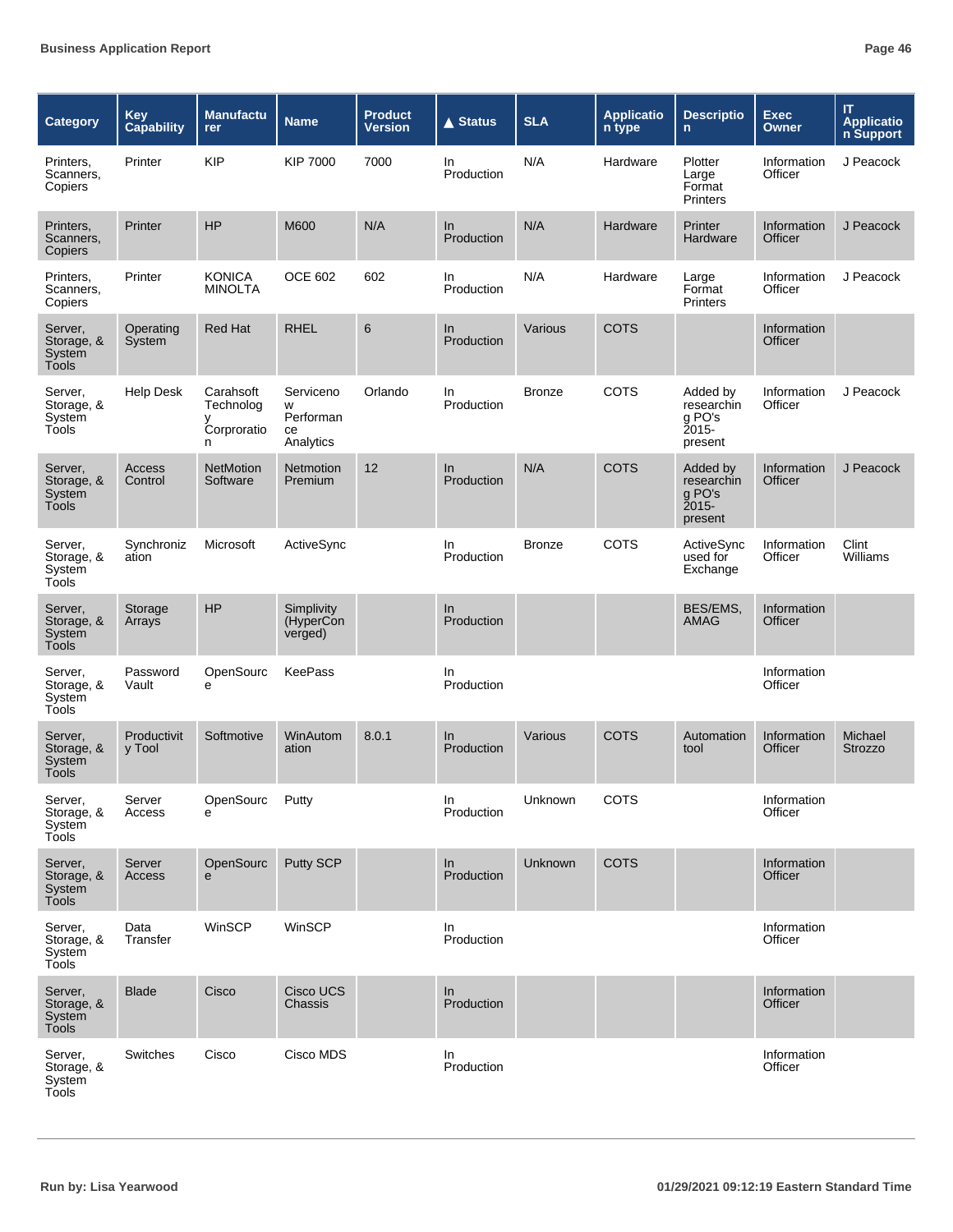| Category | Key Capability | Manufacturer | Name | Product Version | ▲ Status | SLA | Application type | Description | Exec Owner | IT Application Support |
|---|---|---|---|---|---|---|---|---|---|---|
| Printers, Scanners, Copiers | Printer | KIP | KIP 7000 | 7000 | In Production | N/A | Hardware | Plotter Large Format Printers | Information Officer | J Peacock |
| Printers, Scanners, Copiers | Printer | HP | M600 | N/A | In Production | N/A | Hardware | Printer Hardware | Information Officer | J Peacock |
| Printers, Scanners, Copiers | Printer | KONICA MINOLTA | OCE 602 | 602 | In Production | N/A | Hardware | Large Format Printers | Information Officer | J Peacock |
| Server, Storage, & System Tools | Operating System | Red Hat | RHEL | 6 | In Production | Various | COTS | | Information Officer | |
| Server, Storage, & System Tools | Help Desk | Carahsoft Technology Corproration | Servicenow Performance Analytics | Orlando | In Production | Bronze | COTS | Added by researching PO's 2015-present | Information Officer | J Peacock |
| Server, Storage, & System Tools | Access Control | NetMotion Software | Netmotion Premium | 12 | In Production | N/A | COTS | Added by researching PO's 2015-present | Information Officer | J Peacock |
| Server, Storage, & System Tools | Synchronization | Microsoft | ActiveSync | | In Production | Bronze | COTS | ActiveSync used for Exchange | Information Officer | Clint Williams |
| Server, Storage, & System Tools | Storage Arrays | HP | Simplivity (HyperConverged) | | In Production | | | BES/EMS, AMAG | Information Officer | |
| Server, Storage, & System Tools | Password Vault | OpenSource | KeePass | | In Production | | | | Information Officer | |
| Server, Storage, & System Tools | Productivity Tool | Softmotive | WinAutomation | 8.0.1 | In Production | Various | COTS | Automation tool | Information Officer | Michael Strozzo |
| Server, Storage, & System Tools | Server Access | OpenSource | Putty | | In Production | Unknown | COTS | | Information Officer | |
| Server, Storage, & System Tools | Server Access | OpenSource | Putty SCP | | In Production | Unknown | COTS | | Information Officer | |
| Server, Storage, & System Tools | Data Transfer | WinSCP | WinSCP | | In Production | | | | Information Officer | |
| Server, Storage, & System Tools | Blade | Cisco | Cisco UCS Chassis | | In Production | | | | Information Officer | |
| Server, Storage, & System Tools | Switches | Cisco | Cisco MDS | | In Production | | | | Information Officer | |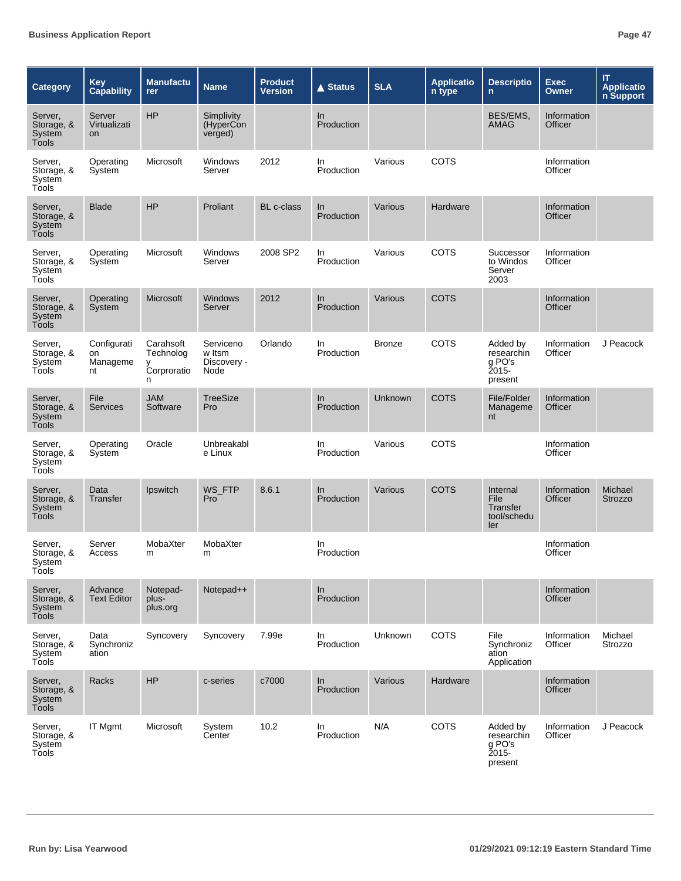| Category | Key Capability | Manufacturer | Name | Product Version | ▲ Status | SLA | Application type | Description | Exec Owner | IT Application Support |
|---|---|---|---|---|---|---|---|---|---|---|
| Server, Storage, & System Tools | Server Virtualization | HP | Simplicity (HyperConverged) | | In Production | | | BES/EMS, AMAG | Information Officer | |
| Server, Storage, & System Tools | Operating System | Microsoft | Windows Server | 2012 | In Production | Various | COTS | | Information Officer | |
| Server, Storage, & System Tools | Blade | HP | Proliant | BL c-class | In Production | Various | Hardware | | Information Officer | |
| Server, Storage, & System Tools | Operating System | Microsoft | Windows Server | 2008 SP2 | In Production | Various | COTS | Successor to Windos Server 2003 | Information Officer | |
| Server, Storage, & System Tools | Operating System | Microsoft | Windows Server | 2012 | In Production | Various | COTS | | Information Officer | |
| Server, Storage, & System Tools | Configuration Management | Carahsoft Technology Corproration | Servicenow Itsm Discovery - Node | Orlando | In Production | Bronze | COTS | Added by researching PO's 2015-present | Information Officer | J Peacock |
| Server, Storage, & System Tools | File Services | JAM Software | TreeSize Pro | | In Production | Unknown | COTS | File/Folder Management | Information Officer | |
| Server, Storage, & System Tools | Operating System | Oracle | Unbreakable Linux | | In Production | Various | COTS | | Information Officer | |
| Server, Storage, & System Tools | Data Transfer | Ipswitch | WS_FTP Pro | 8.6.1 | In Production | Various | COTS | Internal File Transfer tool/scheduler | Information Officer | Michael Strozzo |
| Server, Storage, & System Tools | Server Access | MobaXterm | MobaXterm | | In Production | | | | Information Officer | |
| Server, Storage, & System Tools | Advance Text Editor | Notepad-plus-plus.org | Notepad++ | | In Production | | | | Information Officer | |
| Server, Storage, & System Tools | Data Synchronization | Syncovery | Syncovery | 7.99e | In Production | Unknown | COTS | File Synchronization Application | Information Officer | Michael Strozzo |
| Server, Storage, & System Tools | Racks | HP | c-series | c7000 | In Production | Various | Hardware | | Information Officer | |
| Server, Storage, & System Tools | IT Mgmt | Microsoft | System Center | 10.2 | In Production | N/A | COTS | Added by researching PO's 2015-present | Information Officer | J Peacock |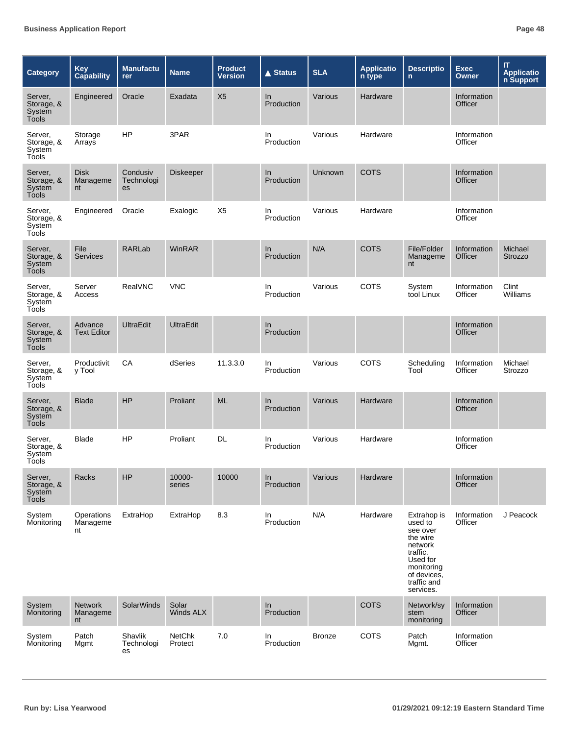| Category | Key Capability | Manufacturer | Name | Product Version | ▲ Status | SLA | Application type | Description | Exec Owner | IT Application Support |
|---|---|---|---|---|---|---|---|---|---|---|
| Server, Storage, & System Tools | Engineered | Oracle | Exadata | X5 | In Production | Various | Hardware | | Information Officer | |
| Server, Storage, & System Tools | Storage Arrays | HP | 3PAR | | In Production | Various | Hardware | | Information Officer | |
| Server, Storage, & System Tools | Disk Management | Condusiv Technologies | Diskeeper | | In Production | Unknown | COTS | | Information Officer | |
| Server, Storage, & System Tools | Engineered | Oracle | Exalogic | X5 | In Production | Various | Hardware | | Information Officer | |
| Server, Storage, & System Tools | File Services | RARLab | WinRAR | | In Production | N/A | COTS | File/Folder Management | Information Officer | Michael Strozzo |
| Server, Storage, & System Tools | Server Access | RealVNC | VNC | | In Production | Various | COTS | System tool Linux | Information Officer | Clint Williams |
| Server, Storage, & System Tools | Advance Text Editor | UltraEdit | UltraEdit | | In Production | | | | Information Officer | |
| Server, Storage, & System Tools | Productivity Tool | CA | dSeries | 11.3.3.0 | In Production | Various | COTS | Scheduling Tool | Information Officer | Michael Strozzo |
| Server, Storage, & System Tools | Blade | HP | Proliant | ML | In Production | Various | Hardware | | Information Officer | |
| Server, Storage, & System Tools | Blade | HP | Proliant | DL | In Production | Various | Hardware | | Information Officer | |
| Server, Storage, & System Tools | Racks | HP | 10000-series | 10000 | In Production | Various | Hardware | | Information Officer | |
| System Monitoring | Operations Management | ExtraHop | ExtraHop | 8.3 | In Production | N/A | Hardware | Extrahop is used to see over the wire network traffic. Used for monitoring of devices, traffic and services. | Information Officer | J Peacock |
| System Monitoring | Network Management | SolarWinds | Solar Winds ALX | | In Production | | COTS | Network/system monitoring | Information Officer | |
| System Monitoring | Patch Mgmt | Shavlik Technologies | NetChk Protect | 7.0 | In Production | Bronze | COTS | Patch Mgmt. | Information Officer | |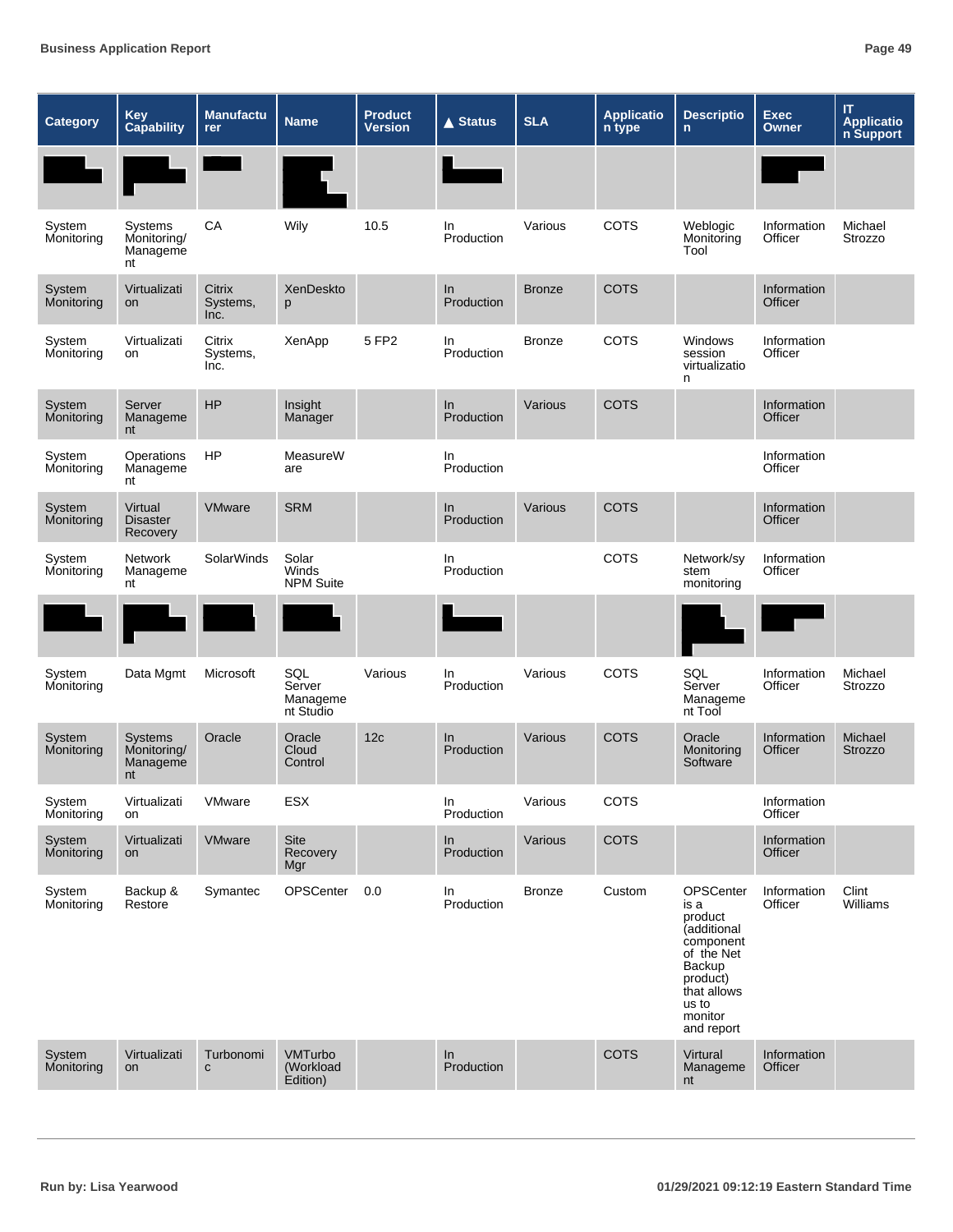| Category | Key Capability | Manufacturer | Name | Product Version | ▲ Status | SLA | Application type | Description | Exec Owner | IT Application Support |
|---|---|---|---|---|---|---|---|---|---|---|
| | | | | | | | | | | |
| System Monitoring | Systems Monitoring/ Management | CA | Wily | 10.5 | In Production | Various | COTS | Weblogic Monitoring Tool | Information Officer | Michael Strozzo |
| System Monitoring | Virtualization | Citrix Systems, Inc. | XenDesktop | | In Production | Bronze | COTS | | Information Officer | |
| System Monitoring | Virtualization | Citrix Systems, Inc. | XenApp | 5 FP2 | In Production | Bronze | COTS | Windows session virtualization | Information Officer | |
| System Monitoring | Server Management | HP | Insight Manager | | In Production | Various | COTS | | Information Officer | |
| System Monitoring | Operations Management | HP | MeasureWare | | In Production | | | | Information Officer | |
| System Monitoring | Virtual Disaster Recovery | VMware | SRM | | In Production | Various | COTS | | Information Officer | |
| System Monitoring | Network Management | SolarWinds | Solar Winds NPM Suite | | In Production | | COTS | Network/system monitoring | Information Officer | |
| | | | | | | | | | | |
| System Monitoring | Data Mgmt | Microsoft | SQL Server Management Studio | Various | In Production | Various | COTS | SQL Server Management Tool | Information Officer | Michael Strozzo |
| System Monitoring | Systems Monitoring/ Management | Oracle | Oracle Cloud Control | 12c | In Production | Various | COTS | Oracle Monitoring Software | Information Officer | Michael Strozzo |
| System Monitoring | Virtualization | VMware | ESX | | In Production | Various | COTS | | Information Officer | |
| System Monitoring | Virtualization | VMware | Site Recovery Mgr | | In Production | Various | COTS | | Information Officer | |
| System Monitoring | Backup & Restore | Symantec | OPSCenter | 0.0 | In Production | Bronze | Custom | OPSCenter is a product (additional component of the Net Backup product) that allows us to monitor and report | Information Officer | Clint Williams |
| System Monitoring | Virtualization | Turbonomic | VMTurbo (Workload Edition) | | In Production | | COTS | Virtural Management | Information Officer | |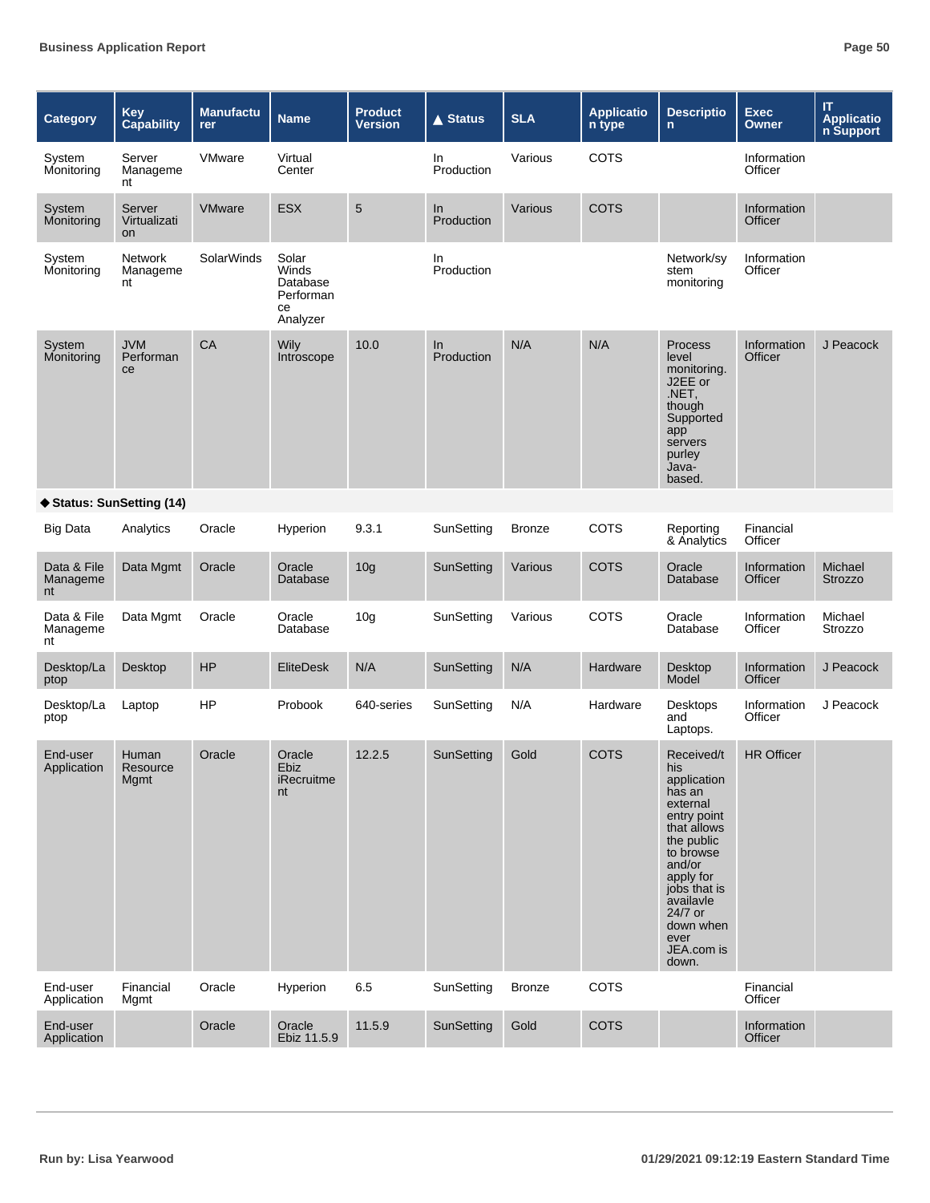| Category | Key Capability | Manufacturer | Name | Product Version | ▲ Status | SLA | Application type | Description | Exec Owner | IT Application Support |
|---|---|---|---|---|---|---|---|---|---|---|
| System Monitoring | Server Management | VMware | Virtual Center | | In Production | Various | COTS | | Information Officer | |
| System Monitoring | Server Virtualization | VMware | ESX | 5 | In Production | Various | COTS | | Information Officer | |
| System Monitoring | Network Management | SolarWinds | Solar Winds Database Performance Analyzer | | In Production | | | Network/system monitoring | Information Officer | |
| System Monitoring | JVM Performance | CA | Wily Introscope | 10.0 | In Production | N/A | N/A | Process level monitoring. J2EE or .NET, though Supported app servers purley Java-based. | Information Officer | J Peacock |
| ◆ **Status: SunSetting (14)** | | | | | | | | | | |
| Big Data | Analytics | Oracle | Hyperion | 9.3.1 | SunSetting | Bronze | COTS | Reporting & Analytics | Financial Officer | |
| Data & File Management | Data Mgmt | Oracle | Oracle Database | 10g | SunSetting | Various | COTS | Oracle Database | Information Officer | Michael Strozzo |
| Data & File Management | Data Mgmt | Oracle | Oracle Database | 10g | SunSetting | Various | COTS | Oracle Database | Information Officer | Michael Strozzo |
| Desktop/Laptop | Desktop | HP | EliteDesk | N/A | SunSetting | N/A | Hardware | Desktop Model | Information Officer | J Peacock |
| Desktop/Laptop | Laptop | HP | Probook | 640-series | SunSetting | N/A | Hardware | Desktops and Laptops. | Information Officer | J Peacock |
| End-user Application | Human Resource Mgmt | Oracle | Oracle Ebiz iRecruitment | 12.2.5 | SunSetting | Gold | COTS | Received/this application has an external entry point that allows the public to browse and/or apply for jobs that is availavle 24/7 or down when ever JEA.com is down. | HR Officer | |
| End-user Application | Financial Mgmt | Oracle | Hyperion | 6.5 | SunSetting | Bronze | COTS | | Financial Officer | |
| End-user Application | | Oracle | Oracle Ebiz 11.5.9 | 11.5.9 | SunSetting | Gold | COTS | | Information Officer | |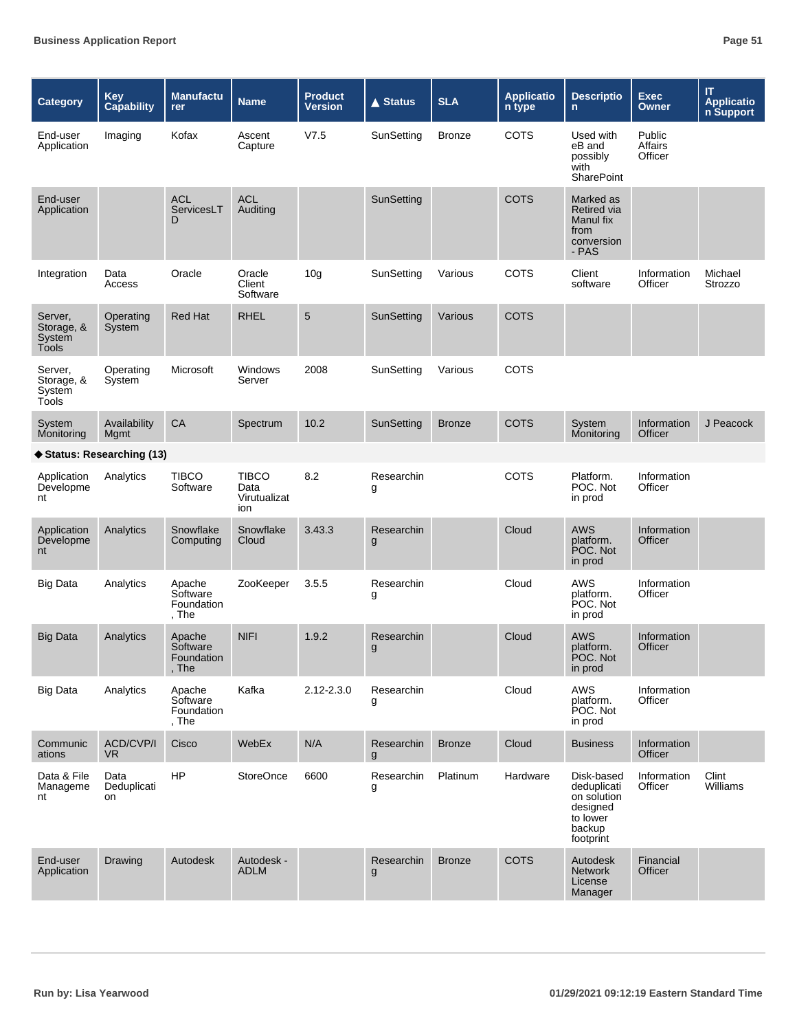| Category | Key Capability | Manufacturer | Name | Product Version | ▲ Status | SLA | Application type | Description | Exec Owner | IT Application Support |
|---|---|---|---|---|---|---|---|---|---|---|
| End-user Application | Imaging | Kofax | Ascent Capture | V7.5 | SunSetting | Bronze | COTS | Used with eB and possibly with SharePoint | Public Affairs Officer | |
| End-user Application | | ACL ServicesLTD | ACL Auditing | | SunSetting | | COTS | Marked as Retired via Manul fix from conversion - PAS | | |
| Integration | Data Access | Oracle | Oracle Client Software | 10g | SunSetting | Various | COTS | Client software | Information Officer | Michael Strozzo |
| Server, Storage, & System Tools | Operating System | Red Hat | RHEL | 5 | SunSetting | Various | COTS | | | |
| Server, Storage, & System Tools | Operating System | Microsoft | Windows Server | 2008 | SunSetting | Various | COTS | | | |
| System Monitoring | Availability Mgmt | CA | Spectrum | 10.2 | SunSetting | Bronze | COTS | System Monitoring | Information Officer | J Peacock |
| **◆ Status: Researching (13)** | | | | | | | | | | |
| Application Development | Analytics | TIBCO Software | TIBCO Data Virutualization | 8.2 | Researching | | COTS | Platform. POC. Not in prod | Information Officer | |
| Application Development | Analytics | Snowflake Computing | Snowflake Cloud | 3.43.3 | Researching | | Cloud | AWS platform. POC. Not in prod | Information Officer | |
| Big Data | Analytics | Apache Software Foundation , The | ZooKeeper | 3.5.5 | Researching | | Cloud | AWS platform. POC. Not in prod | Information Officer | |
| Big Data | Analytics | Apache Software Foundation , The | NIFI | 1.9.2 | Researching | | Cloud | AWS platform. POC. Not in prod | Information Officer | |
| Big Data | Analytics | Apache Software Foundation , The | Kafka | 2.12-2.3.0 | Researching | | Cloud | AWS platform. POC. Not in prod | Information Officer | |
| Communications | ACD/CVP/IVR | Cisco | WebEx | N/A | Researching | Bronze | Cloud | Business | Information Officer | |
| Data & File Management | Data Deduplication | HP | StoreOnce | 6600 | Researching | Platinum | Hardware | Disk-based deduplication solution designed to lower backup footprint | Information Officer | Clint Williams |
| End-user Application | Drawing | Autodesk | Autodesk - ADLM | | Researching | Bronze | COTS | Autodesk Network License Manager | Financial Officer | |

Run by: Lisa Yearwood 01/29/2021 09:12:19 Eastern Standard Time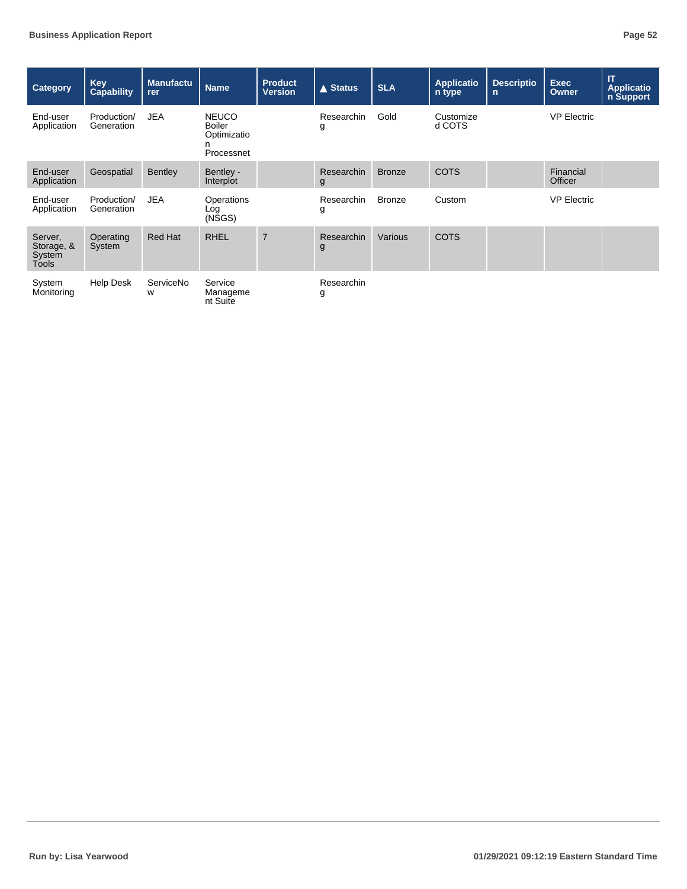| Category | Key Capability | Manufacturer | Name | Product Version | ▲ Status | SLA | Application type | Description | Exec Owner | IT Application Support |
|---|---|---|---|---|---|---|---|---|---|---|
| End-user Application | Production/ Generation | JEA | NEUCO Boiler Optimization Processnet | | Researching | Gold | Customized COTS | | VP Electric | |
| End-user Application | Geospatial | Bentley | Bentley - Interplot | | Researching | Bronze | COTS | | Financial Officer | |
| End-user Application | Production/ Generation | JEA | Operations Log (NSGS) | | Researching | Bronze | Custom | | VP Electric | |
| Server, Storage, & System Tools | Operating System | Red Hat | RHEL | 7 | Researching | Various | COTS | | | |
| System Monitoring | Help Desk | ServiceNow | Service Management Suite | | Researching | | | | | |